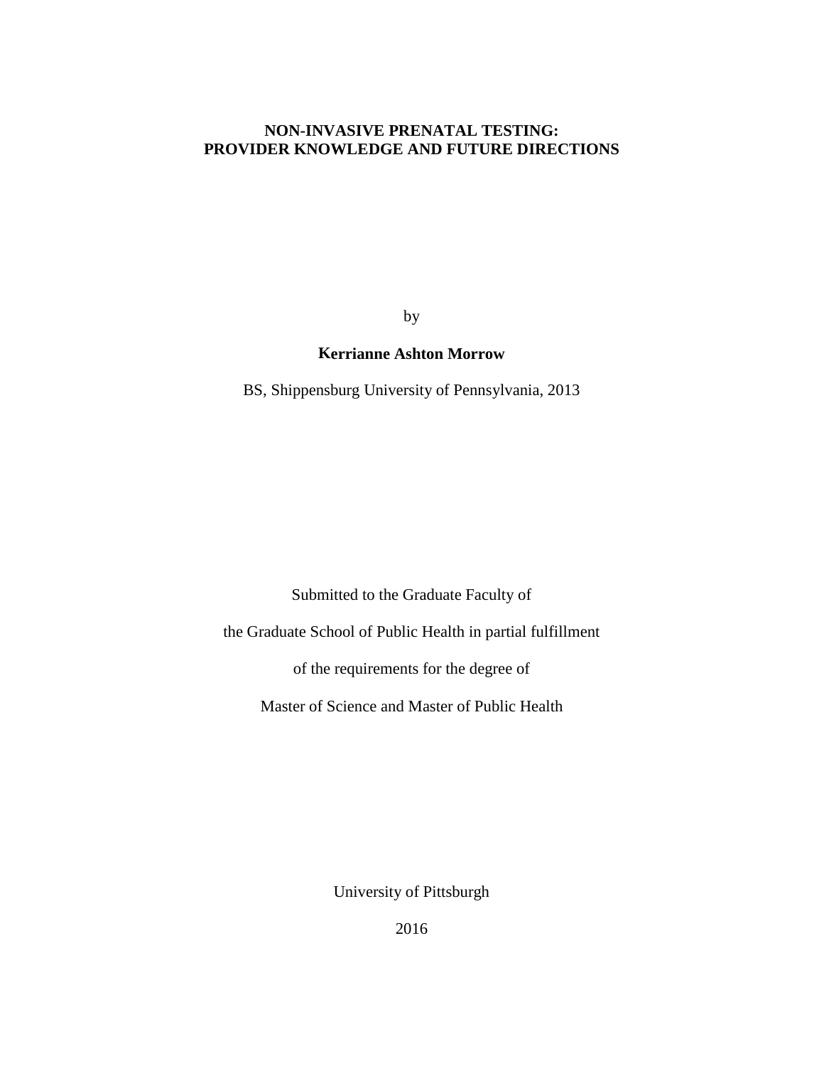# NON-INVASIVE PRENATAL TESTING: PROVIDER KNOWLEDGE AND FUTURE DIRECTIONS

by

**Kerrianne Ashton Morrow**

BS, Shippensburg University of Pennsylvania, 2013

Submitted to the Graduate Faculty of

the Graduate School of Public Health in partial fulfillment

of the requirements for the degree of

Master of Science and Master of Public Health

University of Pittsburgh

2016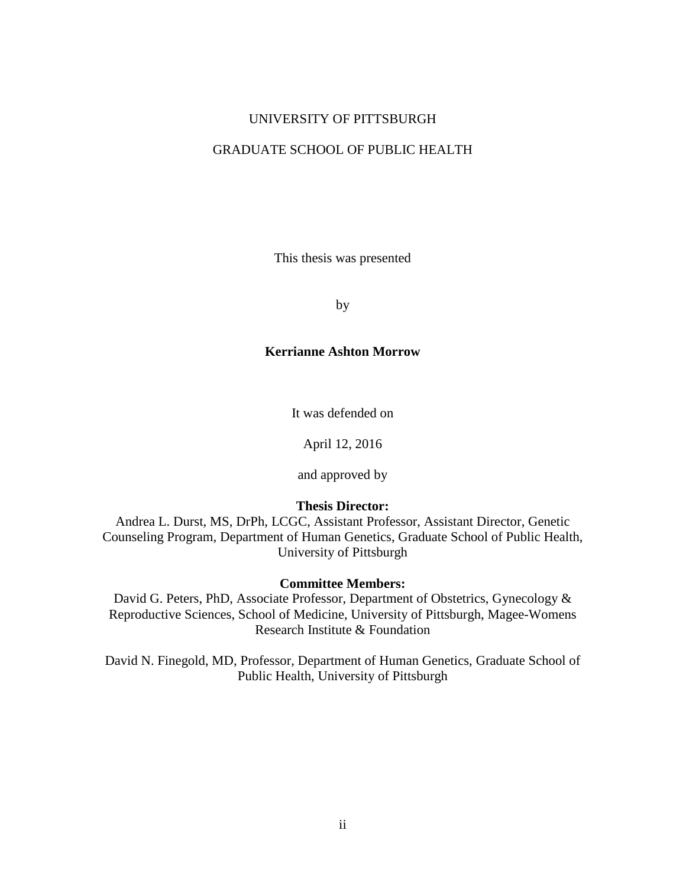UNIVERSITY OF PITTSBURGH

GRADUATE SCHOOL OF PUBLIC HEALTH

This thesis was presented

by

**Kerrianne Ashton Morrow**

It was defended on

April 12, 2016

and approved by

**Thesis Director:**
Andrea L. Durst, MS, DrPh, LCGC, Assistant Professor, Assistant Director, Genetic Counseling Program, Department of Human Genetics, Graduate School of Public Health, University of Pittsburgh

**Committee Members:**
David G. Peters, PhD, Associate Professor, Department of Obstetrics, Gynecology & Reproductive Sciences, School of Medicine, University of Pittsburgh, Magee-Womens Research Institute & Foundation

David N. Finegold, MD, Professor, Department of Human Genetics, Graduate School of Public Health, University of Pittsburgh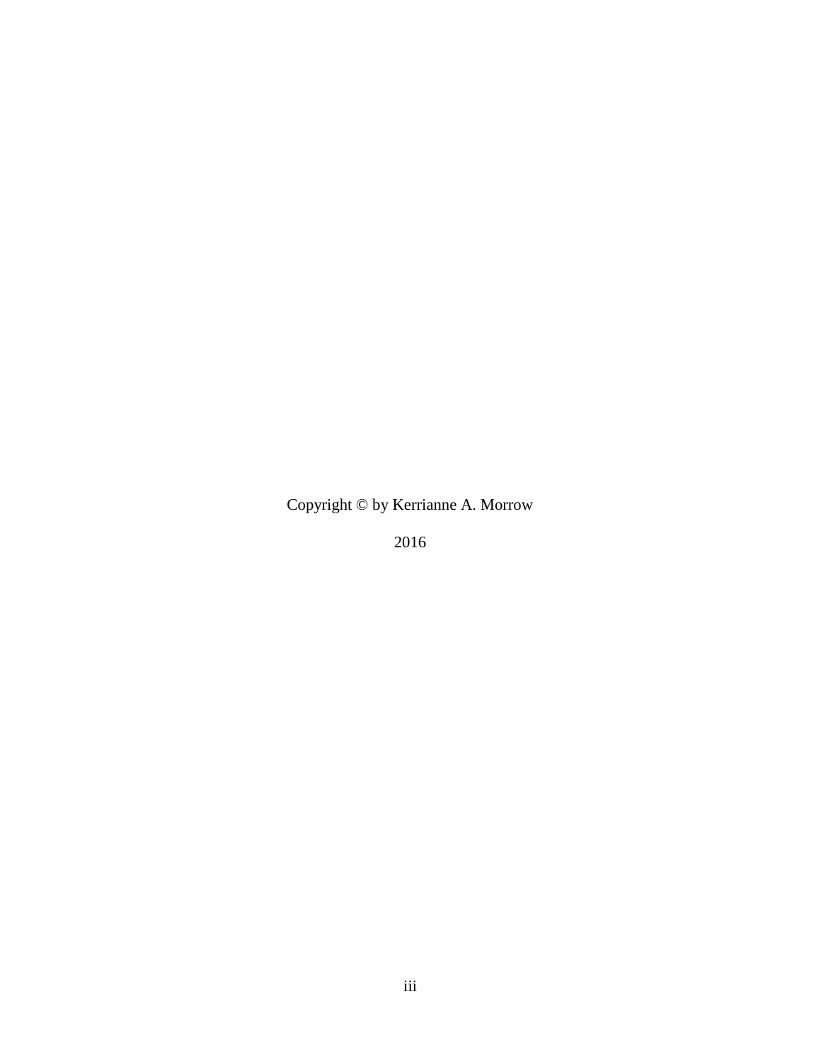Copyright © by Kerrianne A. Morrow

2016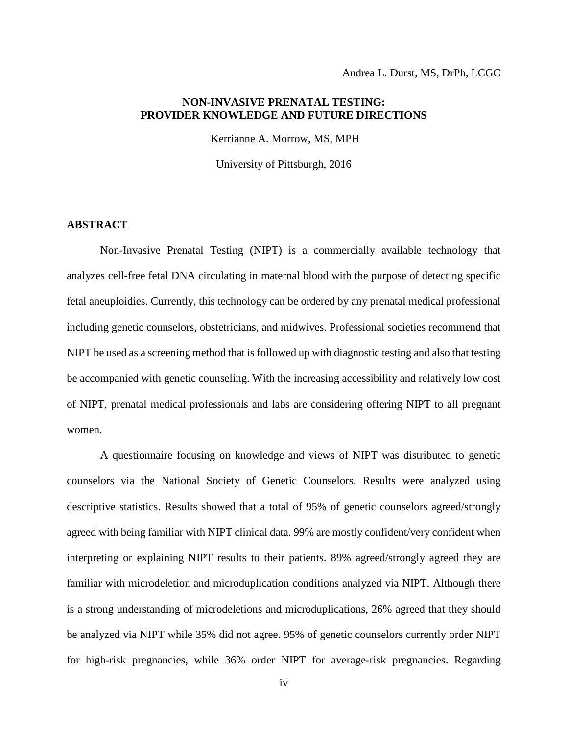Andrea L. Durst, MS, DrPh, LCGC

**NON-INVASIVE PRENATAL TESTING: PROVIDER KNOWLEDGE AND FUTURE DIRECTIONS**

Kerrianne A. Morrow, MS, MPH

University of Pittsburgh, 2016

## ABSTRACT

Non-Invasive Prenatal Testing (NIPT) is a commercially available technology that analyzes cell-free fetal DNA circulating in maternal blood with the purpose of detecting specific fetal aneuploidies. Currently, this technology can be ordered by any prenatal medical professional including genetic counselors, obstetricians, and midwives. Professional societies recommend that NIPT be used as a screening method that is followed up with diagnostic testing and also that testing be accompanied with genetic counseling. With the increasing accessibility and relatively low cost of NIPT, prenatal medical professionals and labs are considering offering NIPT to all pregnant women.

A questionnaire focusing on knowledge and views of NIPT was distributed to genetic counselors via the National Society of Genetic Counselors. Results were analyzed using descriptive statistics. Results showed that a total of 95% of genetic counselors agreed/strongly agreed with being familiar with NIPT clinical data. 99% are mostly confident/very confident when interpreting or explaining NIPT results to their patients. 89% agreed/strongly agreed they are familiar with microdeletion and microduplication conditions analyzed via NIPT. Although there is a strong understanding of microdeletions and microduplications, 26% agreed that they should be analyzed via NIPT while 35% did not agree. 95% of genetic counselors currently order NIPT for high-risk pregnancies, while 36% order NIPT for average-risk pregnancies. Regarding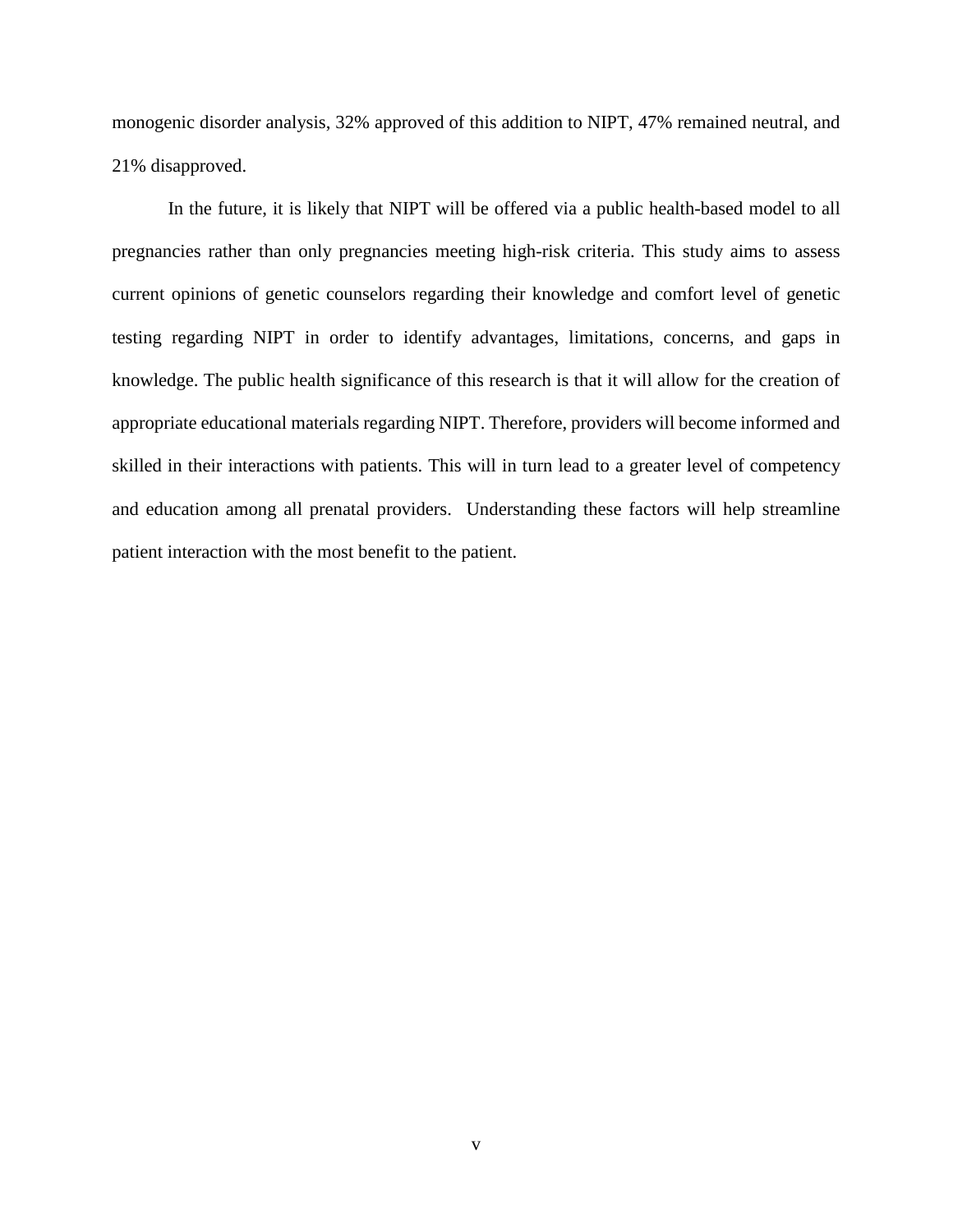monogenic disorder analysis, 32% approved of this addition to NIPT, 47% remained neutral, and 21% disapproved.

In the future, it is likely that NIPT will be offered via a public health-based model to all pregnancies rather than only pregnancies meeting high-risk criteria. This study aims to assess current opinions of genetic counselors regarding their knowledge and comfort level of genetic testing regarding NIPT in order to identify advantages, limitations, concerns, and gaps in knowledge. The public health significance of this research is that it will allow for the creation of appropriate educational materials regarding NIPT. Therefore, providers will become informed and skilled in their interactions with patients. This will in turn lead to a greater level of competency and education among all prenatal providers. Understanding these factors will help streamline patient interaction with the most benefit to the patient.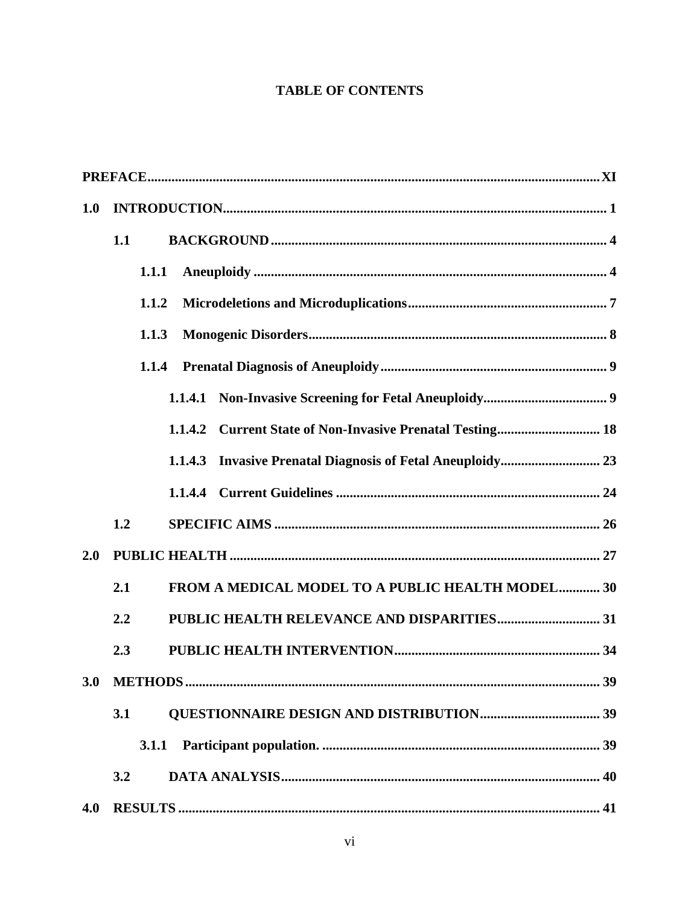# TABLE OF CONTENTS

PREFACE ..... XI

1.0 INTRODUCTION ..... 1

- 1.1 BACKGROUND ..... 4
  - 1.1.1 Aneuploidy ..... 4
  - 1.1.2 Microdeletions and Microduplications ..... 7
  - 1.1.3 Monogenic Disorders ..... 8
  - 1.1.4 Prenatal Diagnosis of Aneuploidy ..... 9
    - 1.1.4.1 Non-Invasive Screening for Fetal Aneuploidy ..... 9
    - 1.1.4.2 Current State of Non-Invasive Prenatal Testing ..... 18
    - 1.1.4.3 Invasive Prenatal Diagnosis of Fetal Aneuploidy ..... 23
    - 1.1.4.4 Current Guidelines ..... 24
- 1.2 SPECIFIC AIMS ..... 26

2.0 PUBLIC HEALTH ..... 27

- 2.1 FROM A MEDICAL MODEL TO A PUBLIC HEALTH MODEL ..... 30
- 2.2 PUBLIC HEALTH RELEVANCE AND DISPARITIES ..... 31
- 2.3 PUBLIC HEALTH INTERVENTION ..... 34

3.0 METHODS ..... 39

- 3.1 QUESTIONNAIRE DESIGN AND DISTRIBUTION ..... 39
  - 3.1.1 Participant population. ..... 39
- 3.2 DATA ANALYSIS ..... 40

4.0 RESULTS ..... 41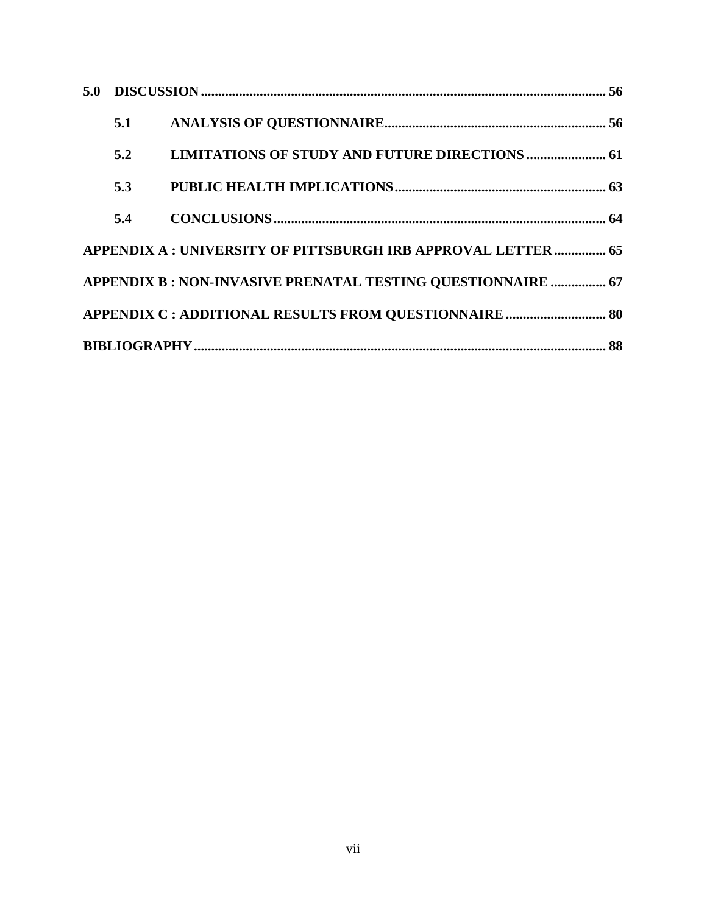**5.0 DISCUSSION** ..... **56**

- **5.1 ANALYSIS OF QUESTIONNAIRE** ..... **56**
- **5.2 LIMITATIONS OF STUDY AND FUTURE DIRECTIONS** ..... **61**
- **5.3 PUBLIC HEALTH IMPLICATIONS** ..... **63**
- **5.4 CONCLUSIONS** ..... **64**

**APPENDIX A : UNIVERSITY OF PITTSBURGH IRB APPROVAL LETTER** ..... **65**

**APPENDIX B : NON-INVASIVE PRENATAL TESTING QUESTIONNAIRE** ..... **67**

**APPENDIX C : ADDITIONAL RESULTS FROM QUESTIONNAIRE** ..... **80**

**BIBLIOGRAPHY** ..... **88**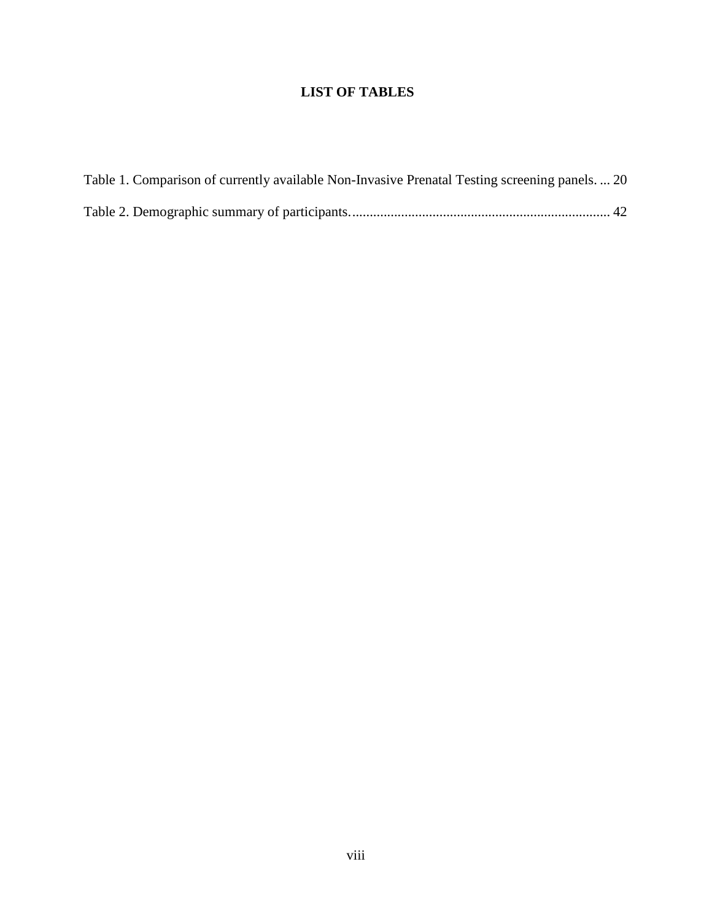# LIST OF TABLES

Table 1. Comparison of currently available Non-Invasive Prenatal Testing screening panels. ... 20

Table 2. Demographic summary of participants. ........................................................................ 42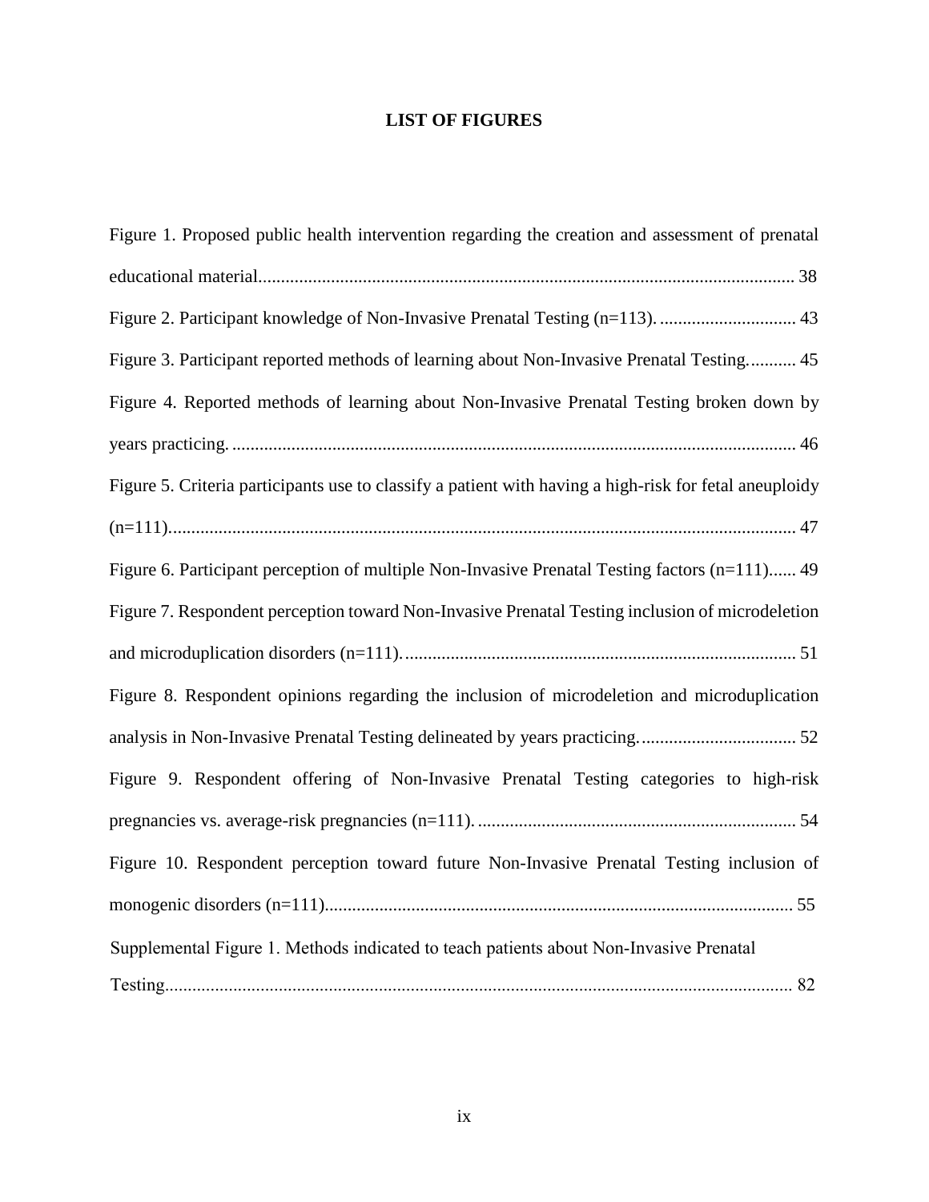# LIST OF FIGURES

Figure 1. Proposed public health intervention regarding the creation and assessment of prenatal educational material..................................................................................................................... 38

Figure 2. Participant knowledge of Non-Invasive Prenatal Testing (n=113). .............................. 43

Figure 3. Participant reported methods of learning about Non-Invasive Prenatal Testing. .......... 45

Figure 4. Reported methods of learning about Non-Invasive Prenatal Testing broken down by years practicing. ............................................................................................................................ 46

Figure 5. Criteria participants use to classify a patient with having a high-risk for fetal aneuploidy (n=111)......................................................................................................................................... 47

Figure 6. Participant perception of multiple Non-Invasive Prenatal Testing factors (n=111)...... 49

Figure 7. Respondent perception toward Non-Invasive Prenatal Testing inclusion of microdeletion and microduplication disorders (n=111). ...................................................................................... 51

Figure 8. Respondent opinions regarding the inclusion of microdeletion and microduplication analysis in Non-Invasive Prenatal Testing delineated by years practicing. .................................. 52

Figure 9. Respondent offering of Non-Invasive Prenatal Testing categories to high-risk pregnancies vs. average-risk pregnancies (n=111). ..................................................................... 54

Figure 10. Respondent perception toward future Non-Invasive Prenatal Testing inclusion of monogenic disorders (n=111)...................................................................................................... 55

Supplemental Figure 1. Methods indicated to teach patients about Non-Invasive Prenatal Testing......................................................................................................................................... 82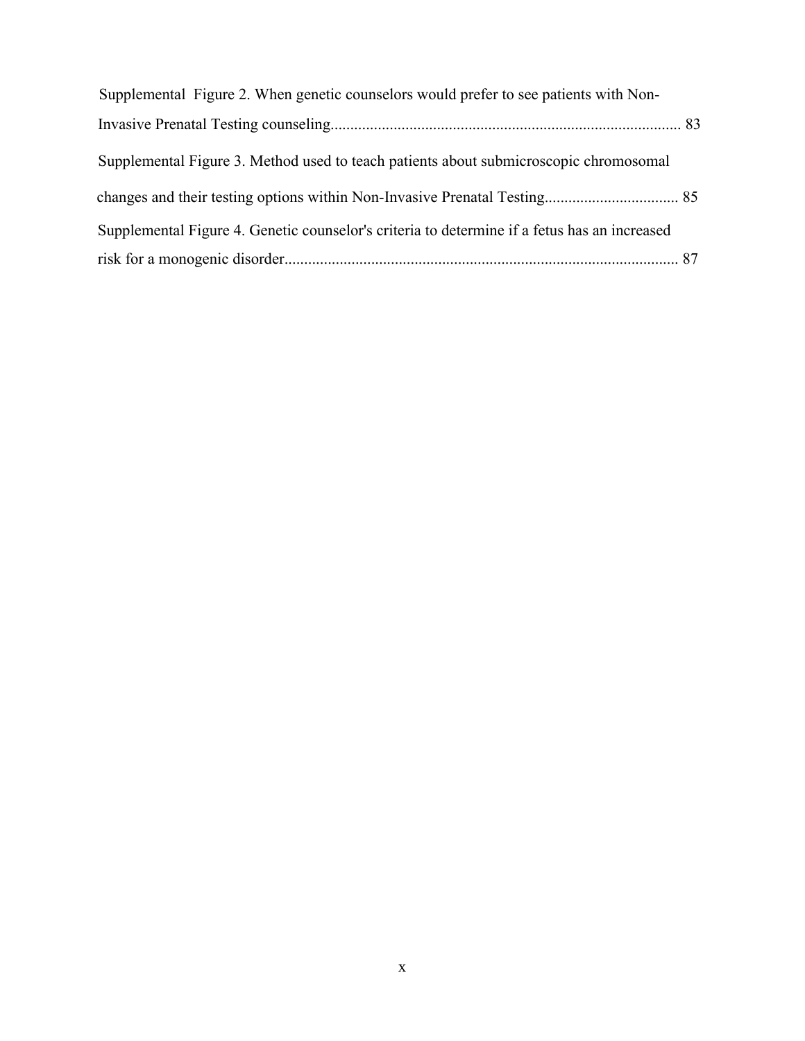Supplemental Figure 2. When genetic counselors would prefer to see patients with Non-Invasive Prenatal Testing counseling........................................................................................ 83

Supplemental Figure 3. Method used to teach patients about submicroscopic chromosomal changes and their testing options within Non-Invasive Prenatal Testing.................................. 85

Supplemental Figure 4. Genetic counselor's criteria to determine if a fetus has an increased risk for a monogenic disorder................................................................................................... 87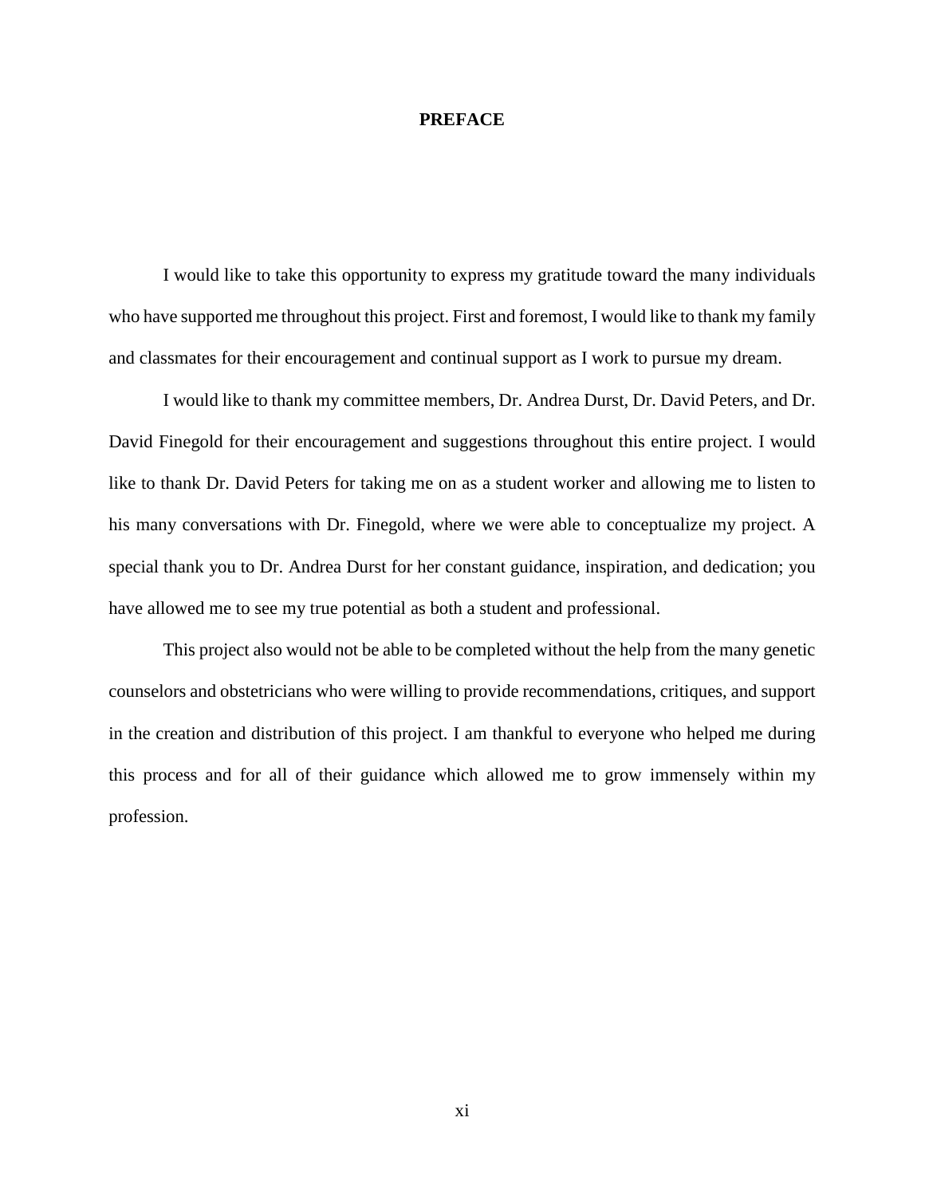# PREFACE

I would like to take this opportunity to express my gratitude toward the many individuals who have supported me throughout this project. First and foremost, I would like to thank my family and classmates for their encouragement and continual support as I work to pursue my dream.

I would like to thank my committee members, Dr. Andrea Durst, Dr. David Peters, and Dr. David Finegold for their encouragement and suggestions throughout this entire project. I would like to thank Dr. David Peters for taking me on as a student worker and allowing me to listen to his many conversations with Dr. Finegold, where we were able to conceptualize my project. A special thank you to Dr. Andrea Durst for her constant guidance, inspiration, and dedication; you have allowed me to see my true potential as both a student and professional.

This project also would not be able to be completed without the help from the many genetic counselors and obstetricians who were willing to provide recommendations, critiques, and support in the creation and distribution of this project. I am thankful to everyone who helped me during this process and for all of their guidance which allowed me to grow immensely within my profession.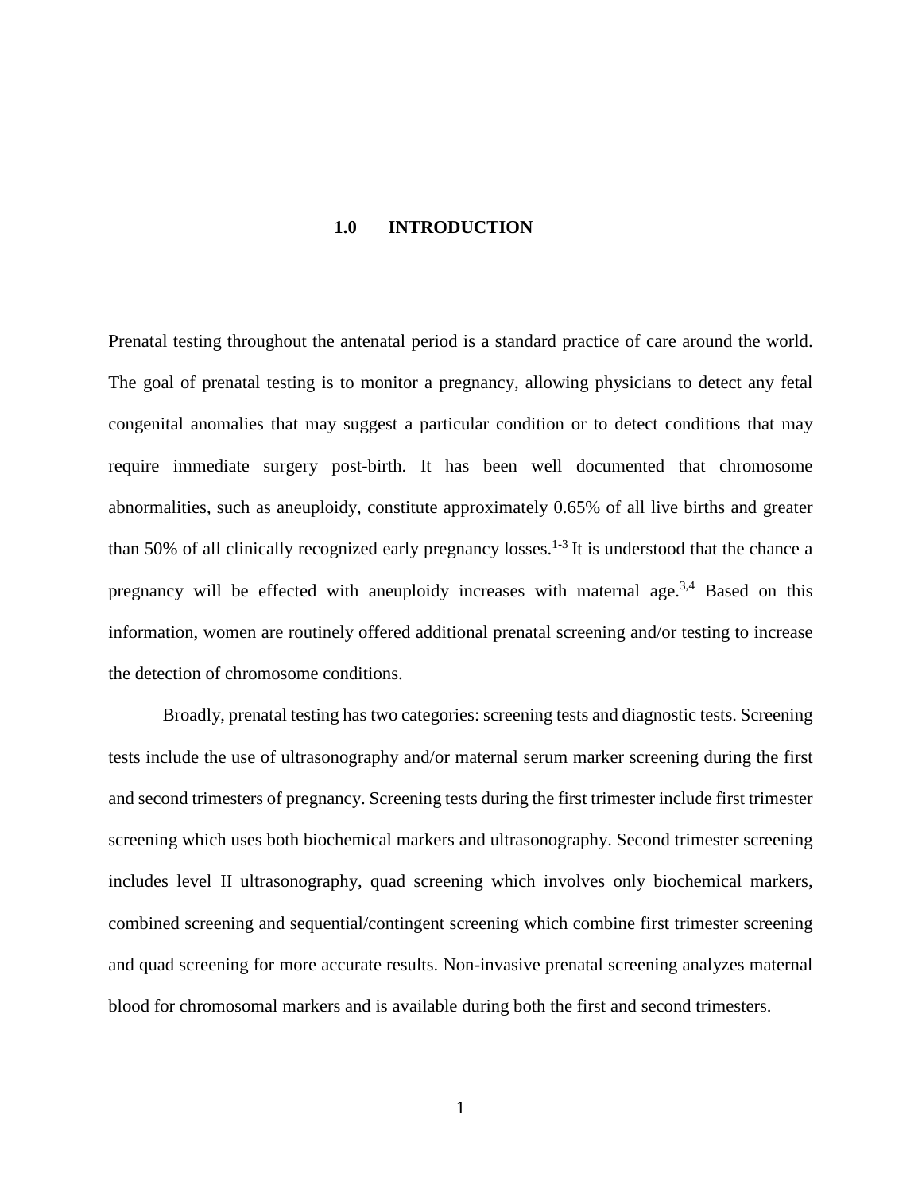# 1.0 INTRODUCTION

Prenatal testing throughout the antenatal period is a standard practice of care around the world. The goal of prenatal testing is to monitor a pregnancy, allowing physicians to detect any fetal congenital anomalies that may suggest a particular condition or to detect conditions that may require immediate surgery post-birth. It has been well documented that chromosome abnormalities, such as aneuploidy, constitute approximately 0.65% of all live births and greater than 50% of all clinically recognized early pregnancy losses.[1-3] It is understood that the chance a pregnancy will be effected with aneuploidy increases with maternal age.[3,4] Based on this information, women are routinely offered additional prenatal screening and/or testing to increase the detection of chromosome conditions.

Broadly, prenatal testing has two categories: screening tests and diagnostic tests. Screening tests include the use of ultrasonography and/or maternal serum marker screening during the first and second trimesters of pregnancy. Screening tests during the first trimester include first trimester screening which uses both biochemical markers and ultrasonography. Second trimester screening includes level II ultrasonography, quad screening which involves only biochemical markers, combined screening and sequential/contingent screening which combine first trimester screening and quad screening for more accurate results. Non-invasive prenatal screening analyzes maternal blood for chromosomal markers and is available during both the first and second trimesters.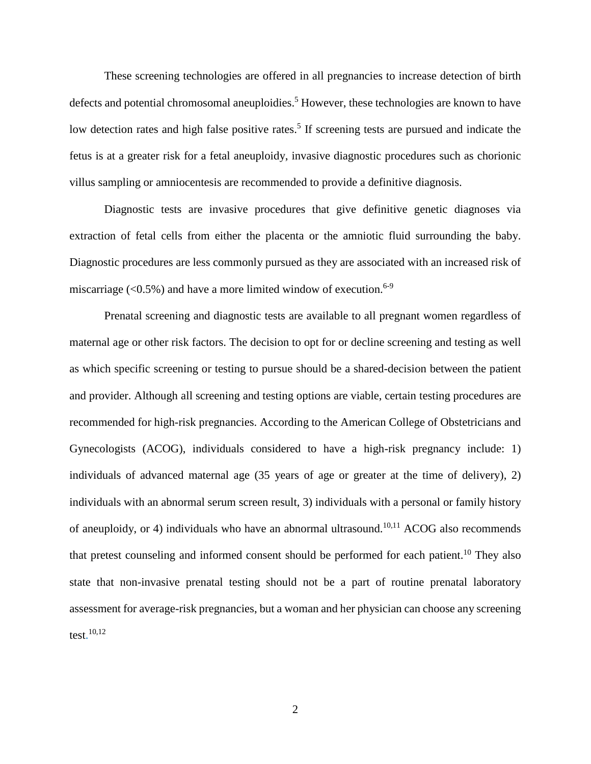These screening technologies are offered in all pregnancies to increase detection of birth defects and potential chromosomal aneuploidies.[5] However, these technologies are known to have low detection rates and high false positive rates.[5] If screening tests are pursued and indicate the fetus is at a greater risk for a fetal aneuploidy, invasive diagnostic procedures such as chorionic villus sampling or amniocentesis are recommended to provide a definitive diagnosis.

Diagnostic tests are invasive procedures that give definitive genetic diagnoses via extraction of fetal cells from either the placenta or the amniotic fluid surrounding the baby. Diagnostic procedures are less commonly pursued as they are associated with an increased risk of miscarriage (<0.5%) and have a more limited window of execution.[6-9]

Prenatal screening and diagnostic tests are available to all pregnant women regardless of maternal age or other risk factors. The decision to opt for or decline screening and testing as well as which specific screening or testing to pursue should be a shared-decision between the patient and provider. Although all screening and testing options are viable, certain testing procedures are recommended for high-risk pregnancies. According to the American College of Obstetricians and Gynecologists (ACOG), individuals considered to have a high-risk pregnancy include: 1) individuals of advanced maternal age (35 years of age or greater at the time of delivery), 2) individuals with an abnormal serum screen result, 3) individuals with a personal or family history of aneuploidy, or 4) individuals who have an abnormal ultrasound.[10,11] ACOG also recommends that pretest counseling and informed consent should be performed for each patient.[10] They also state that non-invasive prenatal testing should not be a part of routine prenatal laboratory assessment for average-risk pregnancies, but a woman and her physician can choose any screening test.[10,12]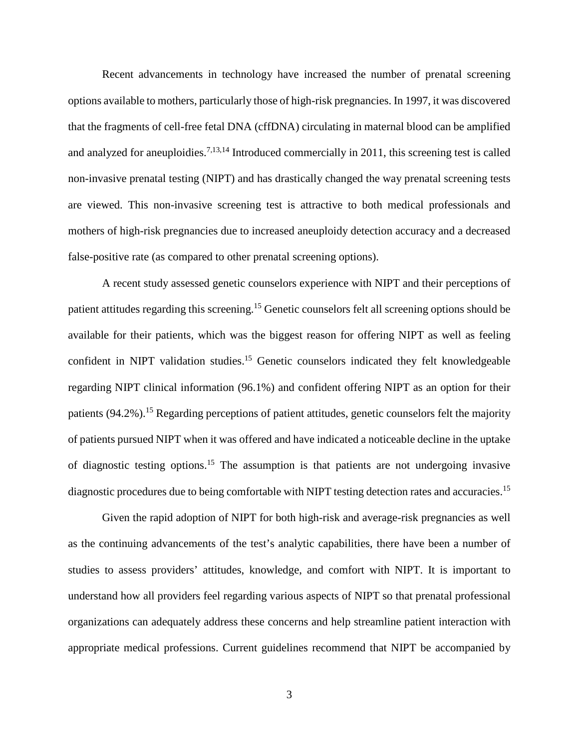Recent advancements in technology have increased the number of prenatal screening options available to mothers, particularly those of high-risk pregnancies. In 1997, it was discovered that the fragments of cell-free fetal DNA (cffDNA) circulating in maternal blood can be amplified and analyzed for aneuploidies.[7,13,14] Introduced commercially in 2011, this screening test is called non-invasive prenatal testing (NIPT) and has drastically changed the way prenatal screening tests are viewed. This non-invasive screening test is attractive to both medical professionals and mothers of high-risk pregnancies due to increased aneuploidy detection accuracy and a decreased false-positive rate (as compared to other prenatal screening options).

A recent study assessed genetic counselors experience with NIPT and their perceptions of patient attitudes regarding this screening.[15] Genetic counselors felt all screening options should be available for their patients, which was the biggest reason for offering NIPT as well as feeling confident in NIPT validation studies.[15] Genetic counselors indicated they felt knowledgeable regarding NIPT clinical information (96.1%) and confident offering NIPT as an option for their patients (94.2%).[15] Regarding perceptions of patient attitudes, genetic counselors felt the majority of patients pursued NIPT when it was offered and have indicated a noticeable decline in the uptake of diagnostic testing options.[15] The assumption is that patients are not undergoing invasive diagnostic procedures due to being comfortable with NIPT testing detection rates and accuracies.[15]

Given the rapid adoption of NIPT for both high-risk and average-risk pregnancies as well as the continuing advancements of the test's analytic capabilities, there have been a number of studies to assess providers' attitudes, knowledge, and comfort with NIPT. It is important to understand how all providers feel regarding various aspects of NIPT so that prenatal professional organizations can adequately address these concerns and help streamline patient interaction with appropriate medical professions. Current guidelines recommend that NIPT be accompanied by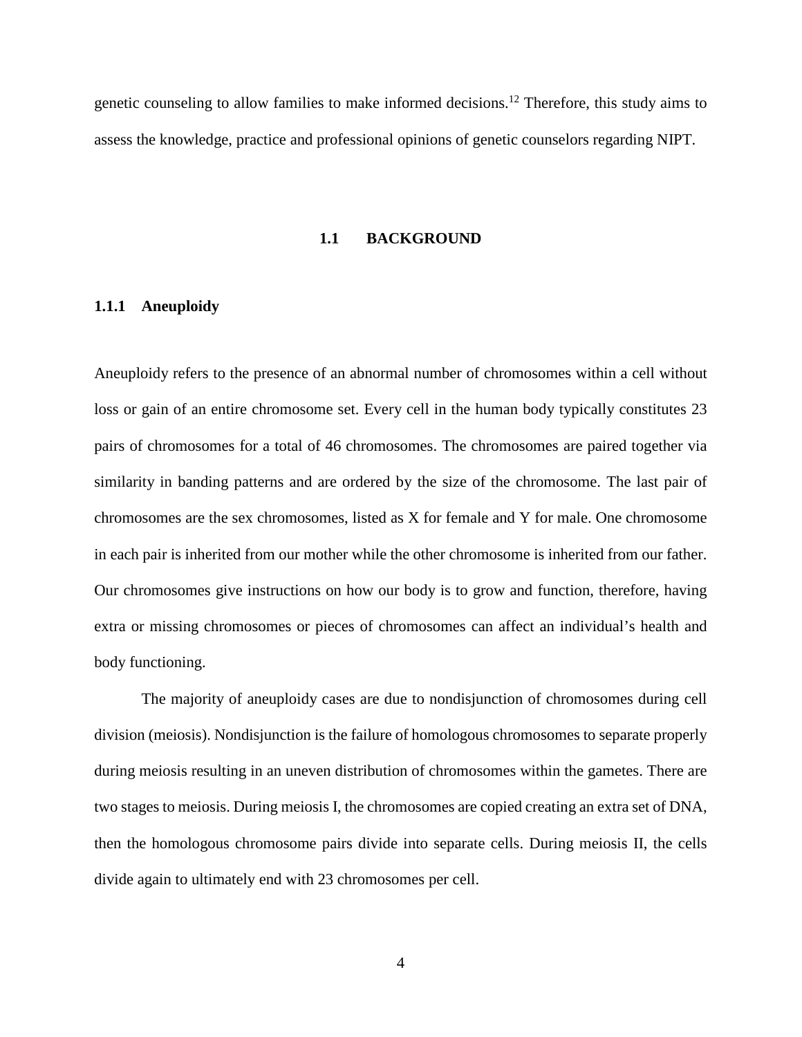genetic counseling to allow families to make informed decisions.[12] Therefore, this study aims to assess the knowledge, practice and professional opinions of genetic counselors regarding NIPT.

## 1.1 BACKGROUND

### 1.1.1 Aneuploidy

Aneuploidy refers to the presence of an abnormal number of chromosomes within a cell without loss or gain of an entire chromosome set. Every cell in the human body typically constitutes 23 pairs of chromosomes for a total of 46 chromosomes. The chromosomes are paired together via similarity in banding patterns and are ordered by the size of the chromosome. The last pair of chromosomes are the sex chromosomes, listed as X for female and Y for male. One chromosome in each pair is inherited from our mother while the other chromosome is inherited from our father. Our chromosomes give instructions on how our body is to grow and function, therefore, having extra or missing chromosomes or pieces of chromosomes can affect an individual's health and body functioning.

The majority of aneuploidy cases are due to nondisjunction of chromosomes during cell division (meiosis). Nondisjunction is the failure of homologous chromosomes to separate properly during meiosis resulting in an uneven distribution of chromosomes within the gametes. There are two stages to meiosis. During meiosis I, the chromosomes are copied creating an extra set of DNA, then the homologous chromosome pairs divide into separate cells. During meiosis II, the cells divide again to ultimately end with 23 chromosomes per cell.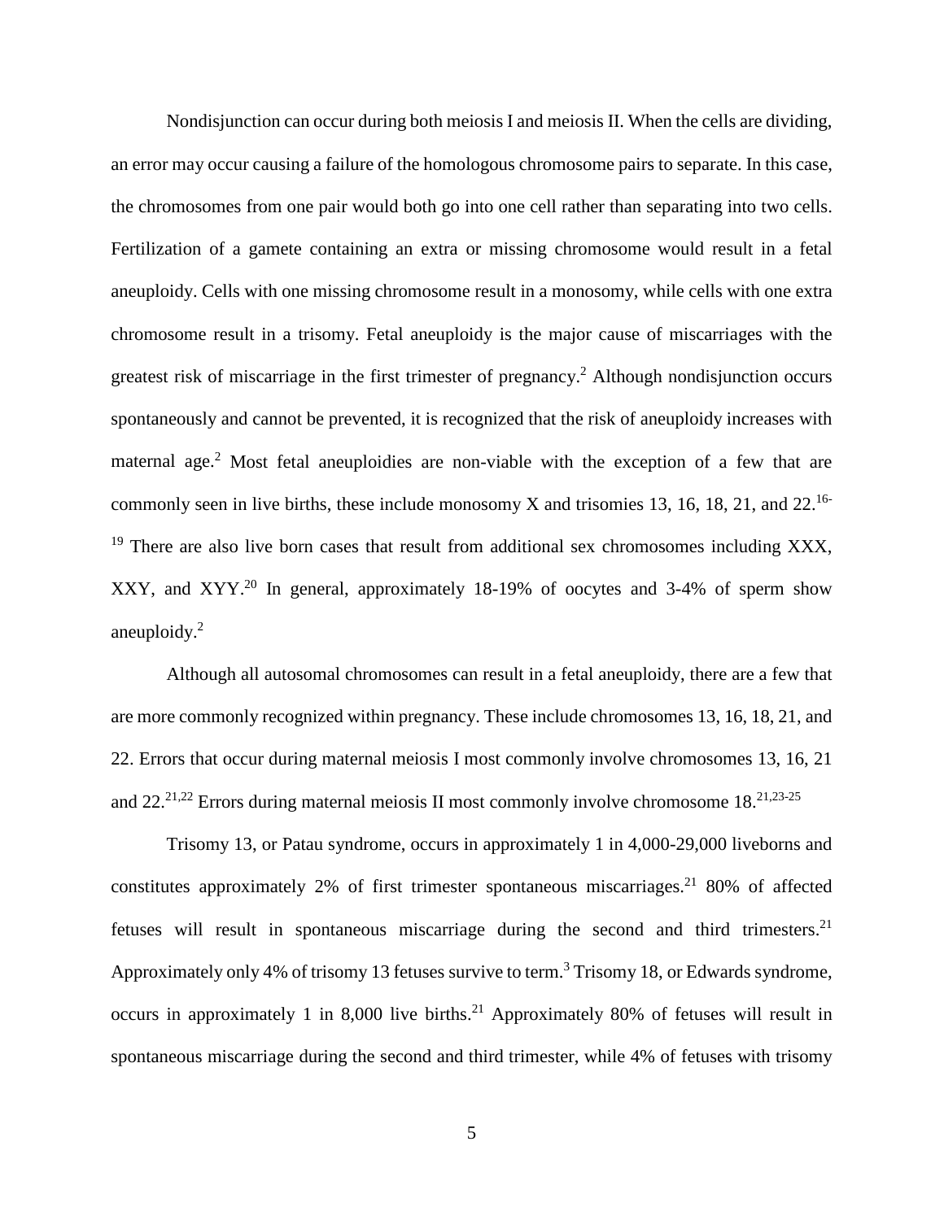Nondisjunction can occur during both meiosis I and meiosis II. When the cells are dividing, an error may occur causing a failure of the homologous chromosome pairs to separate. In this case, the chromosomes from one pair would both go into one cell rather than separating into two cells. Fertilization of a gamete containing an extra or missing chromosome would result in a fetal aneuploidy. Cells with one missing chromosome result in a monosomy, while cells with one extra chromosome result in a trisomy. Fetal aneuploidy is the major cause of miscarriages with the greatest risk of miscarriage in the first trimester of pregnancy.[2] Although nondisjunction occurs spontaneously and cannot be prevented, it is recognized that the risk of aneuploidy increases with maternal age.[2] Most fetal aneuploidies are non-viable with the exception of a few that are commonly seen in live births, these include monosomy X and trisomies 13, 16, 18, 21, and 22.[16-19] There are also live born cases that result from additional sex chromosomes including XXX, XXY, and XYY.[20] In general, approximately 18-19% of oocytes and 3-4% of sperm show aneuploidy.[2]

Although all autosomal chromosomes can result in a fetal aneuploidy, there are a few that are more commonly recognized within pregnancy. These include chromosomes 13, 16, 18, 21, and 22. Errors that occur during maternal meiosis I most commonly involve chromosomes 13, 16, 21 and 22.[21,22] Errors during maternal meiosis II most commonly involve chromosome 18.[21,23-25]

Trisomy 13, or Patau syndrome, occurs in approximately 1 in 4,000-29,000 liveborns and constitutes approximately 2% of first trimester spontaneous miscarriages.[21] 80% of affected fetuses will result in spontaneous miscarriage during the second and third trimesters.[21] Approximately only 4% of trisomy 13 fetuses survive to term.[3] Trisomy 18, or Edwards syndrome, occurs in approximately 1 in 8,000 live births.[21] Approximately 80% of fetuses will result in spontaneous miscarriage during the second and third trimester, while 4% of fetuses with trisomy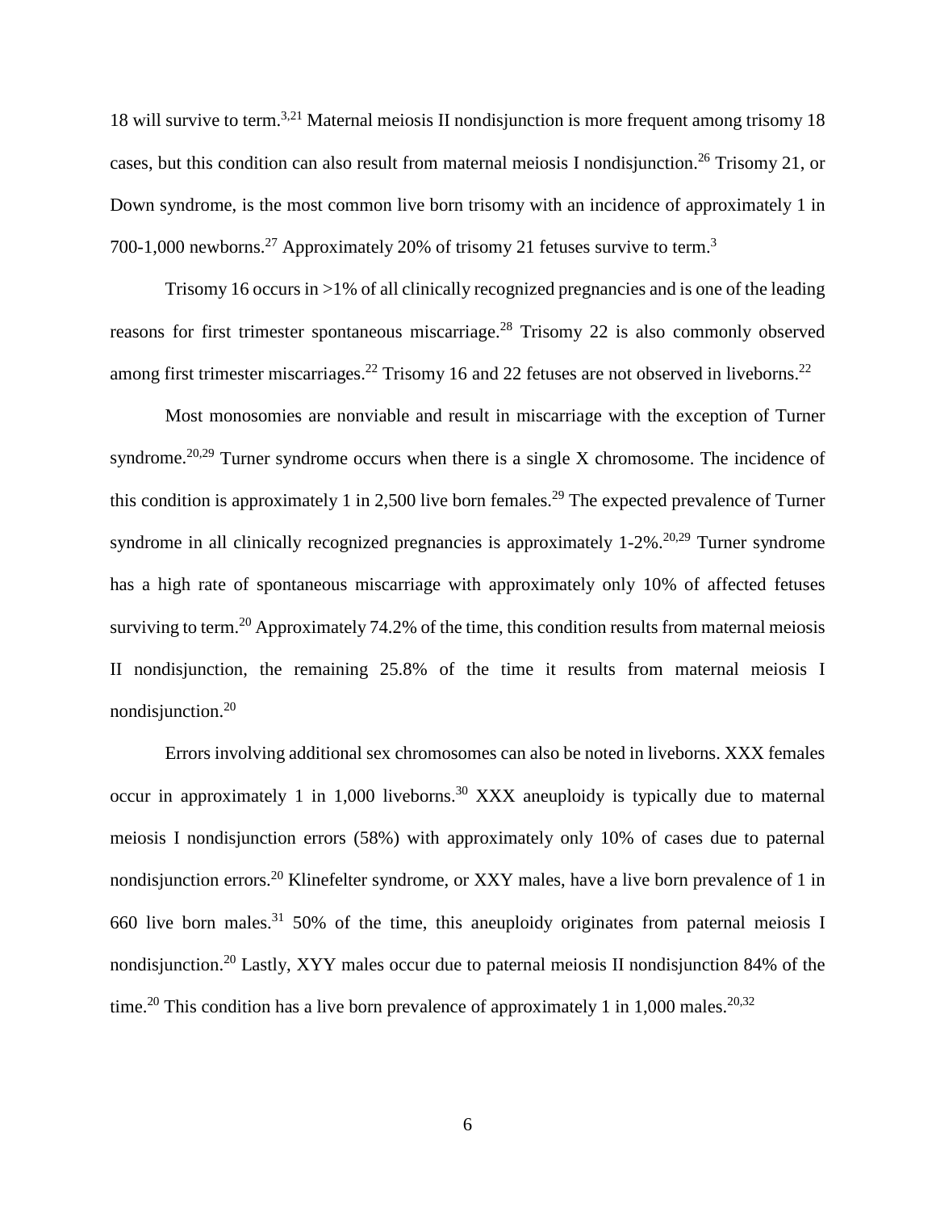18 will survive to term.[3,21] Maternal meiosis II nondisjunction is more frequent among trisomy 18 cases, but this condition can also result from maternal meiosis I nondisjunction.[26] Trisomy 21, or Down syndrome, is the most common live born trisomy with an incidence of approximately 1 in 700-1,000 newborns.[27] Approximately 20% of trisomy 21 fetuses survive to term.[3]

Trisomy 16 occurs in >1% of all clinically recognized pregnancies and is one of the leading reasons for first trimester spontaneous miscarriage.[28] Trisomy 22 is also commonly observed among first trimester miscarriages.[22] Trisomy 16 and 22 fetuses are not observed in liveborns.[22]

Most monosomies are nonviable and result in miscarriage with the exception of Turner syndrome.[20,29] Turner syndrome occurs when there is a single X chromosome. The incidence of this condition is approximately 1 in 2,500 live born females.[29] The expected prevalence of Turner syndrome in all clinically recognized pregnancies is approximately 1-2%.[20,29] Turner syndrome has a high rate of spontaneous miscarriage with approximately only 10% of affected fetuses surviving to term.[20] Approximately 74.2% of the time, this condition results from maternal meiosis II nondisjunction, the remaining 25.8% of the time it results from maternal meiosis I nondisjunction.[20]

Errors involving additional sex chromosomes can also be noted in liveborns. XXX females occur in approximately 1 in 1,000 liveborns.[30] XXX aneuploidy is typically due to maternal meiosis I nondisjunction errors (58%) with approximately only 10% of cases due to paternal nondisjunction errors.[20] Klinefelter syndrome, or XXY males, have a live born prevalence of 1 in 660 live born males.[31] 50% of the time, this aneuploidy originates from paternal meiosis I nondisjunction.[20] Lastly, XYY males occur due to paternal meiosis II nondisjunction 84% of the time.[20] This condition has a live born prevalence of approximately 1 in 1,000 males.[20,32]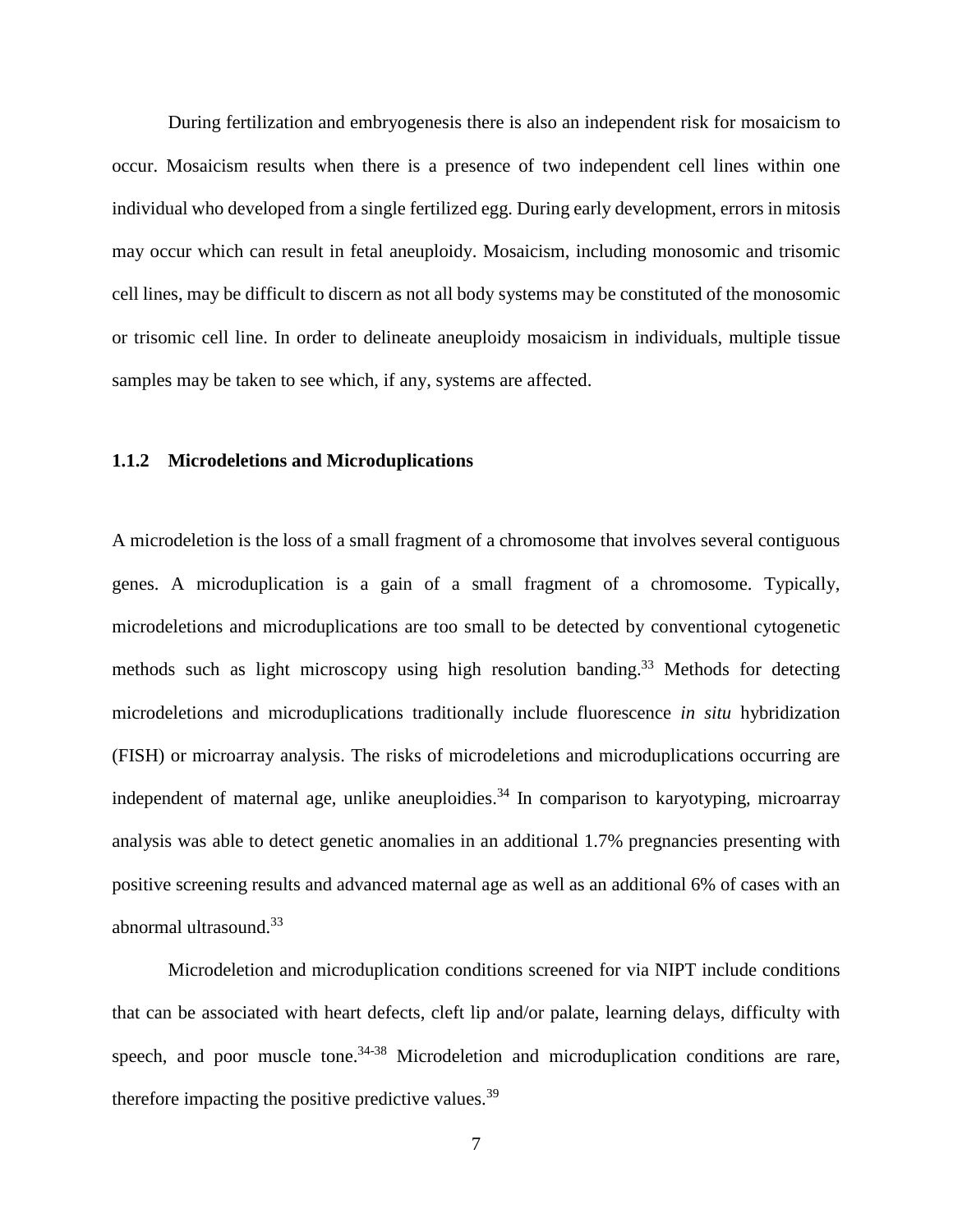During fertilization and embryogenesis there is also an independent risk for mosaicism to occur. Mosaicism results when there is a presence of two independent cell lines within one individual who developed from a single fertilized egg. During early development, errors in mitosis may occur which can result in fetal aneuploidy. Mosaicism, including monosomic and trisomic cell lines, may be difficult to discern as not all body systems may be constituted of the monosomic or trisomic cell line. In order to delineate aneuploidy mosaicism in individuals, multiple tissue samples may be taken to see which, if any, systems are affected.

### 1.1.2 Microdeletions and Microduplications

A microdeletion is the loss of a small fragment of a chromosome that involves several contiguous genes. A microduplication is a gain of a small fragment of a chromosome. Typically, microdeletions and microduplications are too small to be detected by conventional cytogenetic methods such as light microscopy using high resolution banding.[33] Methods for detecting microdeletions and microduplications traditionally include fluorescence *in situ* hybridization (FISH) or microarray analysis. The risks of microdeletions and microduplications occurring are independent of maternal age, unlike aneuploidies.[34] In comparison to karyotyping, microarray analysis was able to detect genetic anomalies in an additional 1.7% pregnancies presenting with positive screening results and advanced maternal age as well as an additional 6% of cases with an abnormal ultrasound.[33]

Microdeletion and microduplication conditions screened for via NIPT include conditions that can be associated with heart defects, cleft lip and/or palate, learning delays, difficulty with speech, and poor muscle tone.[34-38] Microdeletion and microduplication conditions are rare, therefore impacting the positive predictive values.[39]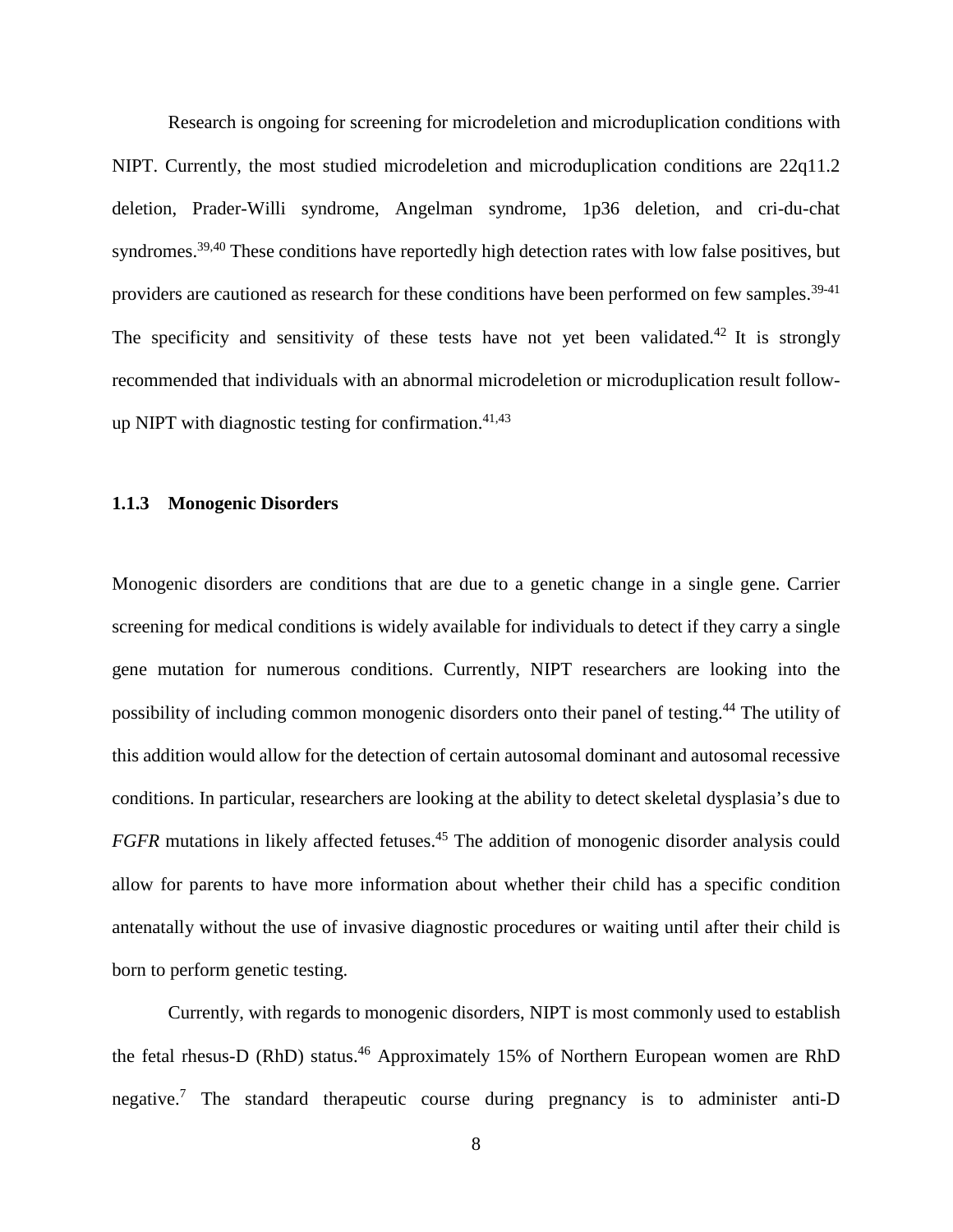Research is ongoing for screening for microdeletion and microduplication conditions with NIPT. Currently, the most studied microdeletion and microduplication conditions are 22q11.2 deletion, Prader-Willi syndrome, Angelman syndrome, 1p36 deletion, and cri-du-chat syndromes.[39,40] These conditions have reportedly high detection rates with low false positives, but providers are cautioned as research for these conditions have been performed on few samples.[39-41] The specificity and sensitivity of these tests have not yet been validated.[42] It is strongly recommended that individuals with an abnormal microdeletion or microduplication result follow-up NIPT with diagnostic testing for confirmation.[41,43]

### 1.1.3 Monogenic Disorders

Monogenic disorders are conditions that are due to a genetic change in a single gene. Carrier screening for medical conditions is widely available for individuals to detect if they carry a single gene mutation for numerous conditions. Currently, NIPT researchers are looking into the possibility of including common monogenic disorders onto their panel of testing.[44] The utility of this addition would allow for the detection of certain autosomal dominant and autosomal recessive conditions. In particular, researchers are looking at the ability to detect skeletal dysplasia's due to *FGFR* mutations in likely affected fetuses.[45] The addition of monogenic disorder analysis could allow for parents to have more information about whether their child has a specific condition antenatally without the use of invasive diagnostic procedures or waiting until after their child is born to perform genetic testing.

Currently, with regards to monogenic disorders, NIPT is most commonly used to establish the fetal rhesus-D (RhD) status.[46] Approximately 15% of Northern European women are RhD negative.[7] The standard therapeutic course during pregnancy is to administer anti-D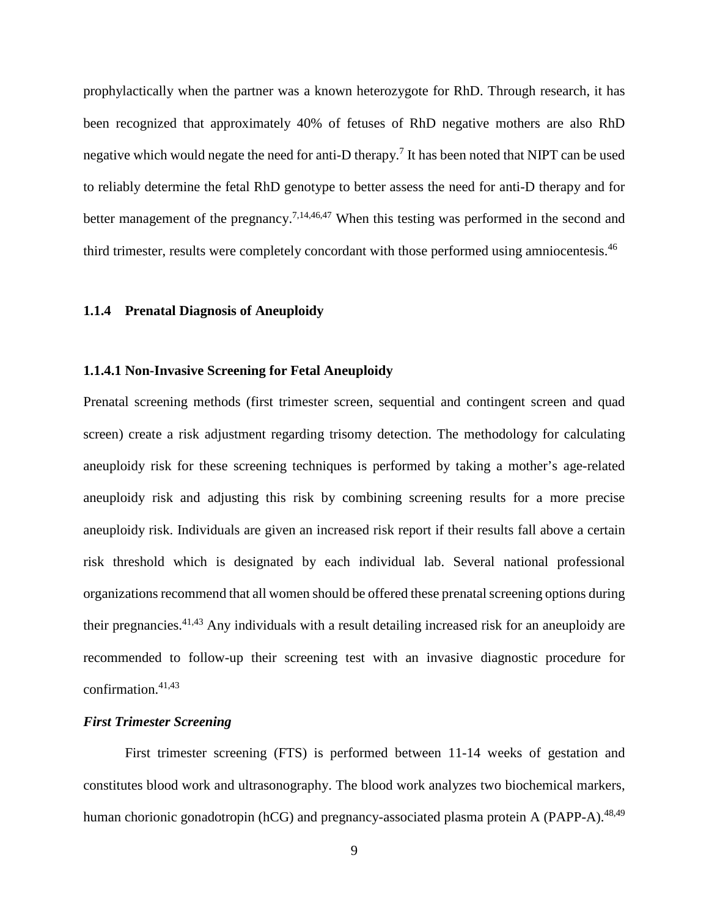prophylactically when the partner was a known heterozygote for RhD. Through research, it has been recognized that approximately 40% of fetuses of RhD negative mothers are also RhD negative which would negate the need for anti-D therapy.[7] It has been noted that NIPT can be used to reliably determine the fetal RhD genotype to better assess the need for anti-D therapy and for better management of the pregnancy.[7,14,46,47] When this testing was performed in the second and third trimester, results were completely concordant with those performed using amniocentesis.[46]

### 1.1.4 Prenatal Diagnosis of Aneuploidy

#### 1.1.4.1 Non-Invasive Screening for Fetal Aneuploidy

Prenatal screening methods (first trimester screen, sequential and contingent screen and quad screen) create a risk adjustment regarding trisomy detection. The methodology for calculating aneuploidy risk for these screening techniques is performed by taking a mother's age-related aneuploidy risk and adjusting this risk by combining screening results for a more precise aneuploidy risk. Individuals are given an increased risk report if their results fall above a certain risk threshold which is designated by each individual lab. Several national professional organizations recommend that all women should be offered these prenatal screening options during their pregnancies.[41,43] Any individuals with a result detailing increased risk for an aneuploidy are recommended to follow-up their screening test with an invasive diagnostic procedure for confirmation.[41,43]

***First Trimester Screening***

First trimester screening (FTS) is performed between 11-14 weeks of gestation and constitutes blood work and ultrasonography. The blood work analyzes two biochemical markers, human chorionic gonadotropin (hCG) and pregnancy-associated plasma protein A (PAPP-A).[48,49]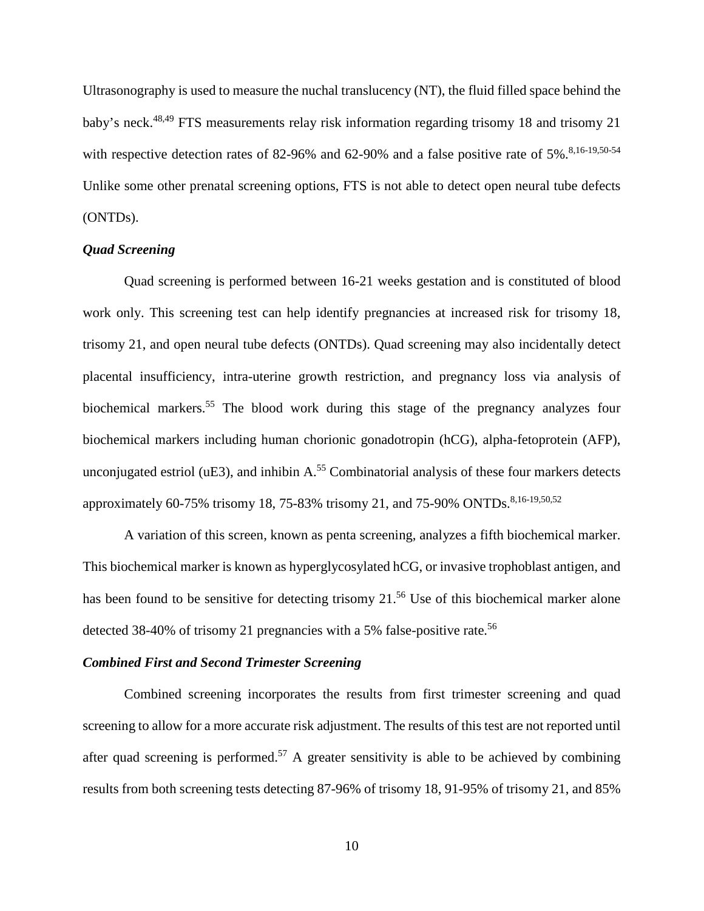Ultrasonography is used to measure the nuchal translucency (NT), the fluid filled space behind the baby's neck.[48,49] FTS measurements relay risk information regarding trisomy 18 and trisomy 21 with respective detection rates of 82-96% and 62-90% and a false positive rate of 5%.[8,16-19,50-54] Unlike some other prenatal screening options, FTS is not able to detect open neural tube defects (ONTDs).

### *Quad Screening*

Quad screening is performed between 16-21 weeks gestation and is constituted of blood work only. This screening test can help identify pregnancies at increased risk for trisomy 18, trisomy 21, and open neural tube defects (ONTDs). Quad screening may also incidentally detect placental insufficiency, intra-uterine growth restriction, and pregnancy loss via analysis of biochemical markers.[55] The blood work during this stage of the pregnancy analyzes four biochemical markers including human chorionic gonadotropin (hCG), alpha-fetoprotein (AFP), unconjugated estriol (uE3), and inhibin A.[55] Combinatorial analysis of these four markers detects approximately 60-75% trisomy 18, 75-83% trisomy 21, and 75-90% ONTDs.[8,16-19,50,52]

A variation of this screen, known as penta screening, analyzes a fifth biochemical marker. This biochemical marker is known as hyperglycosylated hCG, or invasive trophoblast antigen, and has been found to be sensitive for detecting trisomy 21.[56] Use of this biochemical marker alone detected 38-40% of trisomy 21 pregnancies with a 5% false-positive rate.[56]

### *Combined First and Second Trimester Screening*

Combined screening incorporates the results from first trimester screening and quad screening to allow for a more accurate risk adjustment. The results of this test are not reported until after quad screening is performed.[57] A greater sensitivity is able to be achieved by combining results from both screening tests detecting 87-96% of trisomy 18, 91-95% of trisomy 21, and 85%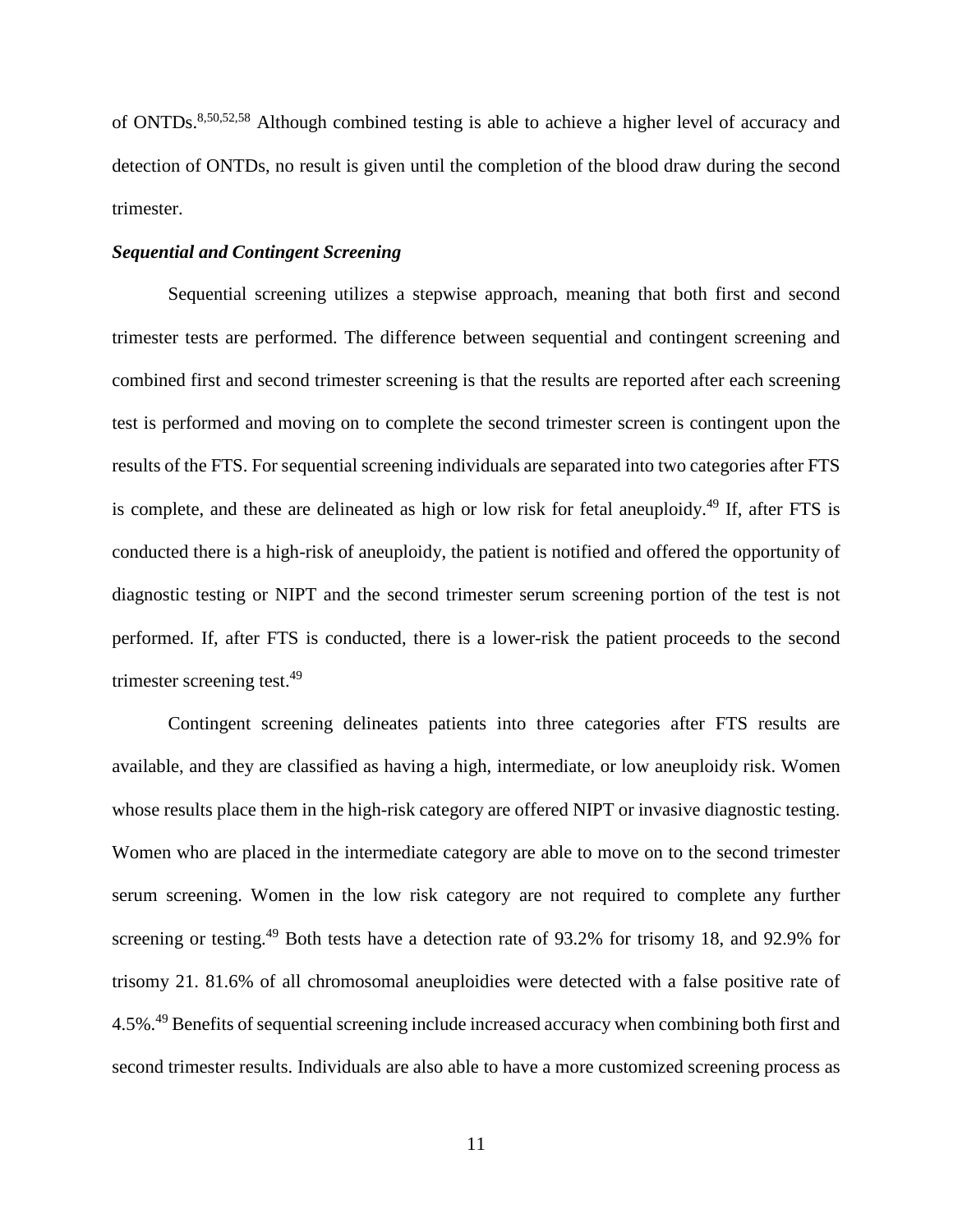of ONTDs.[8,50,52,58] Although combined testing is able to achieve a higher level of accuracy and detection of ONTDs, no result is given until the completion of the blood draw during the second trimester.

### *Sequential and Contingent Screening*

Sequential screening utilizes a stepwise approach, meaning that both first and second trimester tests are performed. The difference between sequential and contingent screening and combined first and second trimester screening is that the results are reported after each screening test is performed and moving on to complete the second trimester screen is contingent upon the results of the FTS. For sequential screening individuals are separated into two categories after FTS is complete, and these are delineated as high or low risk for fetal aneuploidy.[49] If, after FTS is conducted there is a high-risk of aneuploidy, the patient is notified and offered the opportunity of diagnostic testing or NIPT and the second trimester serum screening portion of the test is not performed. If, after FTS is conducted, there is a lower-risk the patient proceeds to the second trimester screening test.[49]

Contingent screening delineates patients into three categories after FTS results are available, and they are classified as having a high, intermediate, or low aneuploidy risk. Women whose results place them in the high-risk category are offered NIPT or invasive diagnostic testing. Women who are placed in the intermediate category are able to move on to the second trimester serum screening. Women in the low risk category are not required to complete any further screening or testing.[49] Both tests have a detection rate of 93.2% for trisomy 18, and 92.9% for trisomy 21. 81.6% of all chromosomal aneuploidies were detected with a false positive rate of 4.5%.[49] Benefits of sequential screening include increased accuracy when combining both first and second trimester results. Individuals are also able to have a more customized screening process as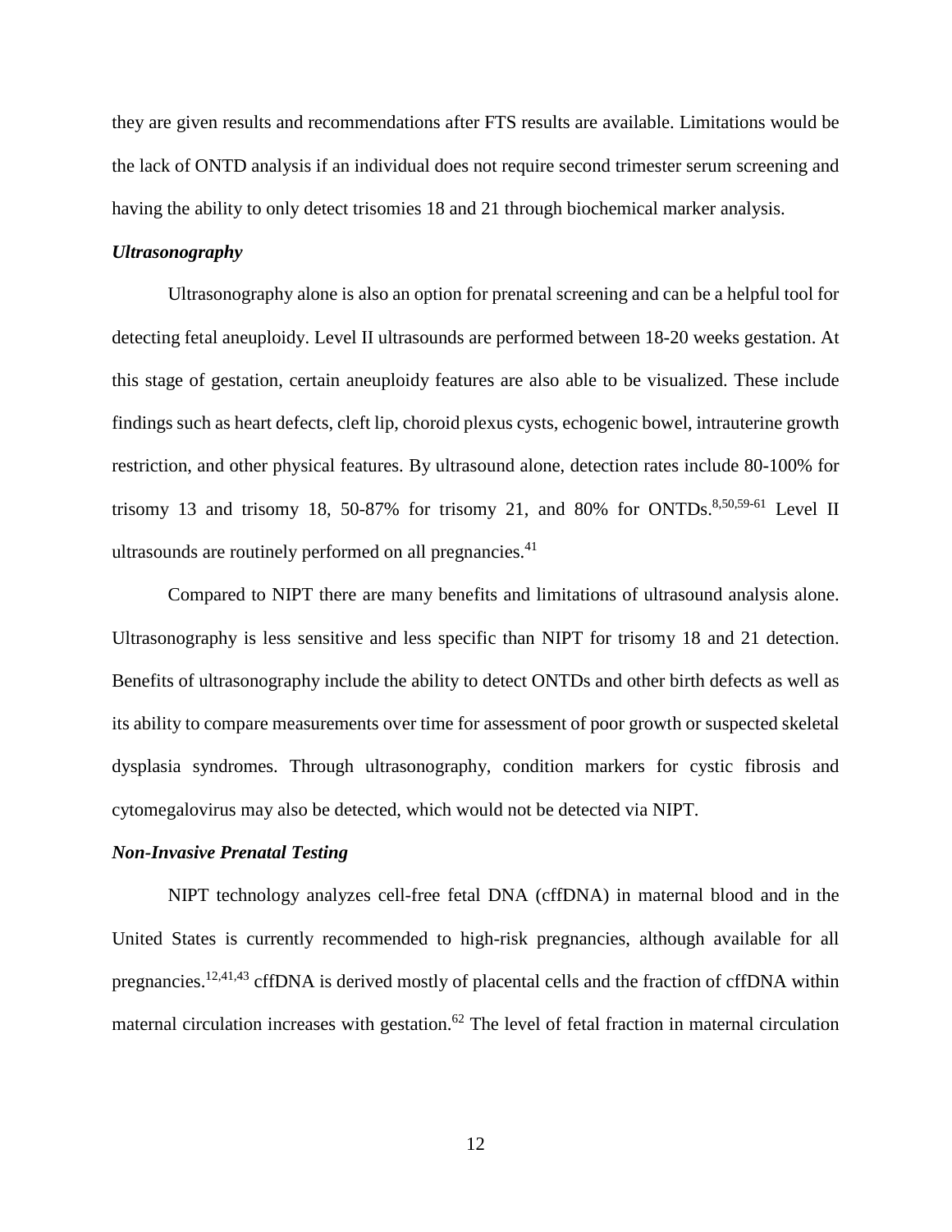they are given results and recommendations after FTS results are available. Limitations would be the lack of ONTD analysis if an individual does not require second trimester serum screening and having the ability to only detect trisomies 18 and 21 through biochemical marker analysis.

### *Ultrasonography*

Ultrasonography alone is also an option for prenatal screening and can be a helpful tool for detecting fetal aneuploidy. Level II ultrasounds are performed between 18-20 weeks gestation. At this stage of gestation, certain aneuploidy features are also able to be visualized. These include findings such as heart defects, cleft lip, choroid plexus cysts, echogenic bowel, intrauterine growth restriction, and other physical features. By ultrasound alone, detection rates include 80-100% for trisomy 13 and trisomy 18, 50-87% for trisomy 21, and 80% for ONTDs.[8,50,59-61] Level II ultrasounds are routinely performed on all pregnancies.[41]

Compared to NIPT there are many benefits and limitations of ultrasound analysis alone. Ultrasonography is less sensitive and less specific than NIPT for trisomy 18 and 21 detection. Benefits of ultrasonography include the ability to detect ONTDs and other birth defects as well as its ability to compare measurements over time for assessment of poor growth or suspected skeletal dysplasia syndromes. Through ultrasonography, condition markers for cystic fibrosis and cytomegalovirus may also be detected, which would not be detected via NIPT.

### *Non-Invasive Prenatal Testing*

NIPT technology analyzes cell-free fetal DNA (cffDNA) in maternal blood and in the United States is currently recommended to high-risk pregnancies, although available for all pregnancies.[12,41,43] cffDNA is derived mostly of placental cells and the fraction of cffDNA within maternal circulation increases with gestation.[62] The level of fetal fraction in maternal circulation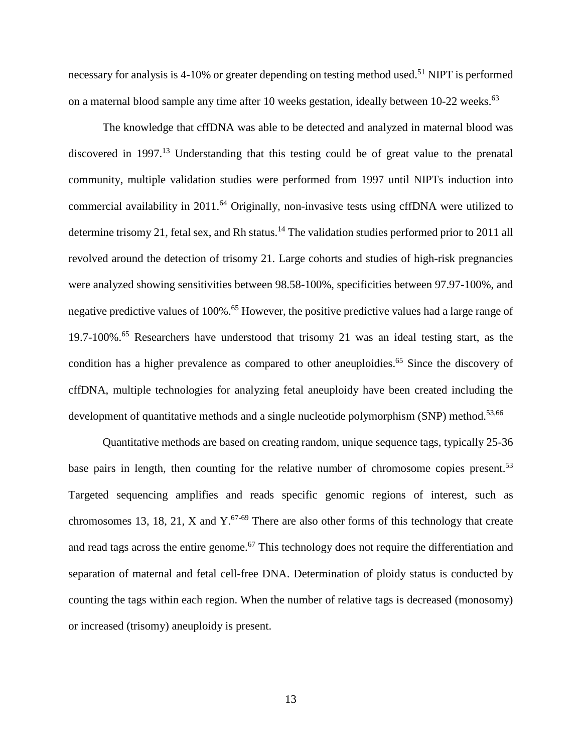necessary for analysis is 4-10% or greater depending on testing method used.[51] NIPT is performed on a maternal blood sample any time after 10 weeks gestation, ideally between 10-22 weeks.[63]

The knowledge that cffDNA was able to be detected and analyzed in maternal blood was discovered in 1997.[13] Understanding that this testing could be of great value to the prenatal community, multiple validation studies were performed from 1997 until NIPTs induction into commercial availability in 2011.[64] Originally, non-invasive tests using cffDNA were utilized to determine trisomy 21, fetal sex, and Rh status.[14] The validation studies performed prior to 2011 all revolved around the detection of trisomy 21. Large cohorts and studies of high-risk pregnancies were analyzed showing sensitivities between 98.58-100%, specificities between 97.97-100%, and negative predictive values of 100%.[65] However, the positive predictive values had a large range of 19.7-100%.[65] Researchers have understood that trisomy 21 was an ideal testing start, as the condition has a higher prevalence as compared to other aneuploidies.[65] Since the discovery of cffDNA, multiple technologies for analyzing fetal aneuploidy have been created including the development of quantitative methods and a single nucleotide polymorphism (SNP) method.[53,66]

Quantitative methods are based on creating random, unique sequence tags, typically 25-36 base pairs in length, then counting for the relative number of chromosome copies present.[53] Targeted sequencing amplifies and reads specific genomic regions of interest, such as chromosomes 13, 18, 21, X and Y.[67-69] There are also other forms of this technology that create and read tags across the entire genome.[67] This technology does not require the differentiation and separation of maternal and fetal cell-free DNA. Determination of ploidy status is conducted by counting the tags within each region. When the number of relative tags is decreased (monosomy) or increased (trisomy) aneuploidy is present.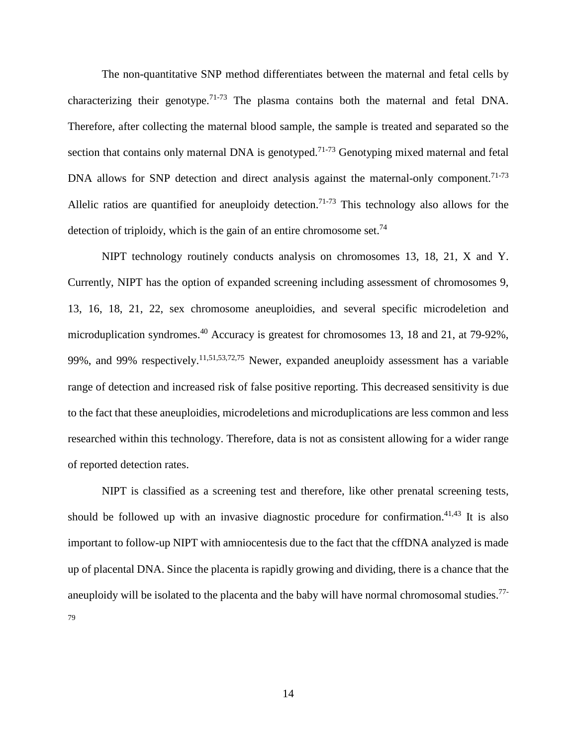The non-quantitative SNP method differentiates between the maternal and fetal cells by characterizing their genotype.[71-73] The plasma contains both the maternal and fetal DNA. Therefore, after collecting the maternal blood sample, the sample is treated and separated so the section that contains only maternal DNA is genotyped.[71-73] Genotyping mixed maternal and fetal DNA allows for SNP detection and direct analysis against the maternal-only component.[71-73] Allelic ratios are quantified for aneuploidy detection.[71-73] This technology also allows for the detection of triploidy, which is the gain of an entire chromosome set.[74]

NIPT technology routinely conducts analysis on chromosomes 13, 18, 21, X and Y. Currently, NIPT has the option of expanded screening including assessment of chromosomes 9, 13, 16, 18, 21, 22, sex chromosome aneuploidies, and several specific microdeletion and microduplication syndromes.[40] Accuracy is greatest for chromosomes 13, 18 and 21, at 79-92%, 99%, and 99% respectively.[11,51,53,72,75] Newer, expanded aneuploidy assessment has a variable range of detection and increased risk of false positive reporting. This decreased sensitivity is due to the fact that these aneuploidies, microdeletions and microduplications are less common and less researched within this technology. Therefore, data is not as consistent allowing for a wider range of reported detection rates.

NIPT is classified as a screening test and therefore, like other prenatal screening tests, should be followed up with an invasive diagnostic procedure for confirmation.[41,43] It is also important to follow-up NIPT with amniocentesis due to the fact that the cffDNA analyzed is made up of placental DNA. Since the placenta is rapidly growing and dividing, there is a chance that the aneuploidy will be isolated to the placenta and the baby will have normal chromosomal studies.[77-79]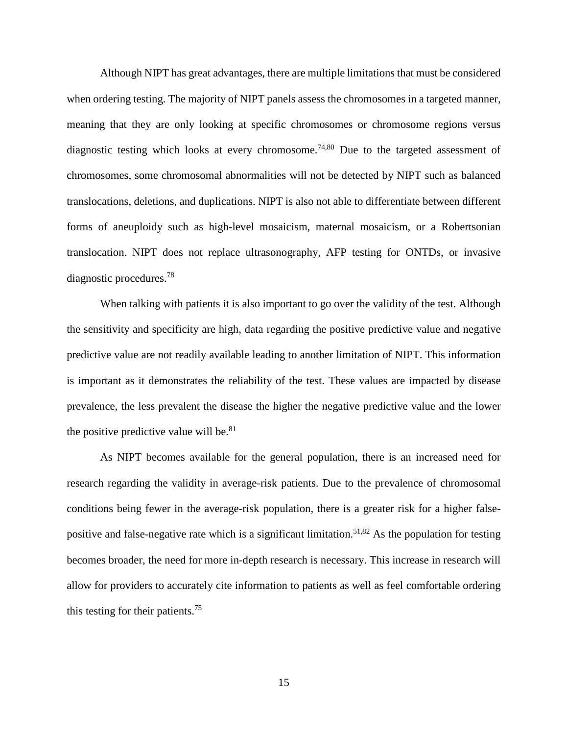Although NIPT has great advantages, there are multiple limitations that must be considered when ordering testing. The majority of NIPT panels assess the chromosomes in a targeted manner, meaning that they are only looking at specific chromosomes or chromosome regions versus diagnostic testing which looks at every chromosome.[74,80] Due to the targeted assessment of chromosomes, some chromosomal abnormalities will not be detected by NIPT such as balanced translocations, deletions, and duplications. NIPT is also not able to differentiate between different forms of aneuploidy such as high-level mosaicism, maternal mosaicism, or a Robertsonian translocation. NIPT does not replace ultrasonography, AFP testing for ONTDs, or invasive diagnostic procedures.[78]

When talking with patients it is also important to go over the validity of the test. Although the sensitivity and specificity are high, data regarding the positive predictive value and negative predictive value are not readily available leading to another limitation of NIPT. This information is important as it demonstrates the reliability of the test. These values are impacted by disease prevalence, the less prevalent the disease the higher the negative predictive value and the lower the positive predictive value will be.[81]

As NIPT becomes available for the general population, there is an increased need for research regarding the validity in average-risk patients. Due to the prevalence of chromosomal conditions being fewer in the average-risk population, there is a greater risk for a higher false-positive and false-negative rate which is a significant limitation.[51,82] As the population for testing becomes broader, the need for more in-depth research is necessary. This increase in research will allow for providers to accurately cite information to patients as well as feel comfortable ordering this testing for their patients.[75]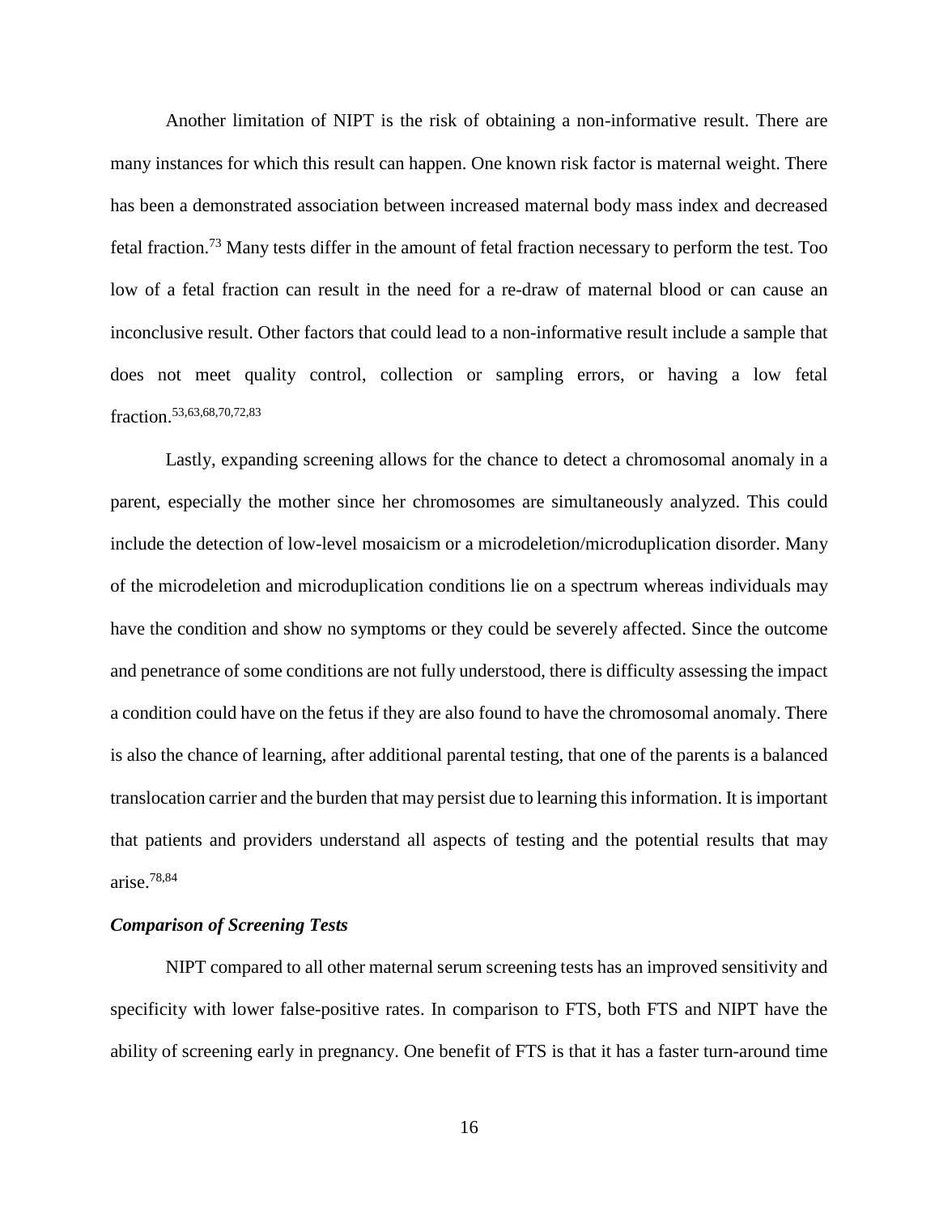Another limitation of NIPT is the risk of obtaining a non-informative result. There are many instances for which this result can happen. One known risk factor is maternal weight. There has been a demonstrated association between increased maternal body mass index and decreased fetal fraction.[73] Many tests differ in the amount of fetal fraction necessary to perform the test. Too low of a fetal fraction can result in the need for a re-draw of maternal blood or can cause an inconclusive result. Other factors that could lead to a non-informative result include a sample that does not meet quality control, collection or sampling errors, or having a low fetal fraction.[53,63,68,70,72,83]

Lastly, expanding screening allows for the chance to detect a chromosomal anomaly in a parent, especially the mother since her chromosomes are simultaneously analyzed. This could include the detection of low-level mosaicism or a microdeletion/microduplication disorder. Many of the microdeletion and microduplication conditions lie on a spectrum whereas individuals may have the condition and show no symptoms or they could be severely affected. Since the outcome and penetrance of some conditions are not fully understood, there is difficulty assessing the impact a condition could have on the fetus if they are also found to have the chromosomal anomaly. There is also the chance of learning, after additional parental testing, that one of the parents is a balanced translocation carrier and the burden that may persist due to learning this information. It is important that patients and providers understand all aspects of testing and the potential results that may arise.[78,84]

### *Comparison of Screening Tests*

NIPT compared to all other maternal serum screening tests has an improved sensitivity and specificity with lower false-positive rates. In comparison to FTS, both FTS and NIPT have the ability of screening early in pregnancy. One benefit of FTS is that it has a faster turn-around time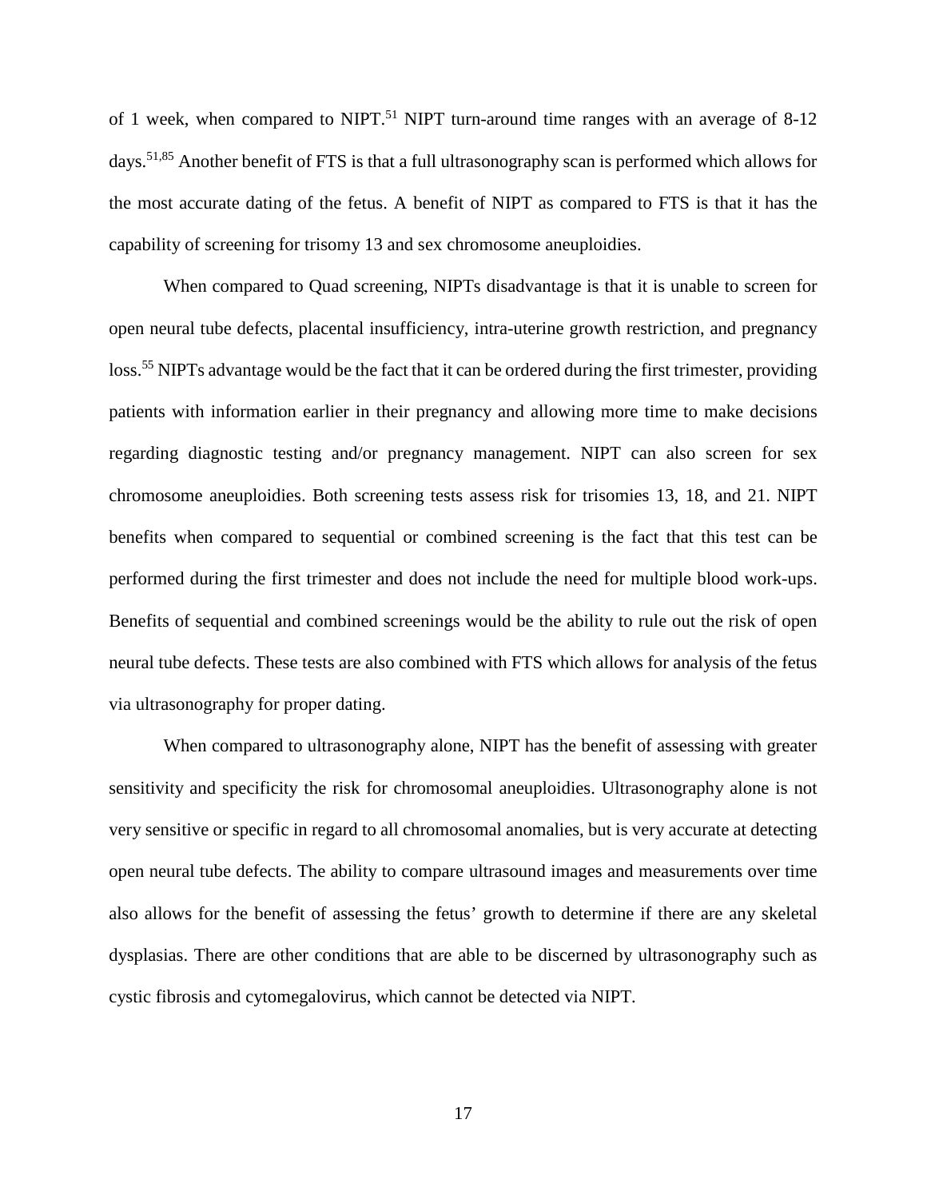of 1 week, when compared to NIPT.[51] NIPT turn-around time ranges with an average of 8-12 days.[51,85] Another benefit of FTS is that a full ultrasonography scan is performed which allows for the most accurate dating of the fetus. A benefit of NIPT as compared to FTS is that it has the capability of screening for trisomy 13 and sex chromosome aneuploidies.

When compared to Quad screening, NIPTs disadvantage is that it is unable to screen for open neural tube defects, placental insufficiency, intra-uterine growth restriction, and pregnancy loss.[55] NIPTs advantage would be the fact that it can be ordered during the first trimester, providing patients with information earlier in their pregnancy and allowing more time to make decisions regarding diagnostic testing and/or pregnancy management. NIPT can also screen for sex chromosome aneuploidies. Both screening tests assess risk for trisomies 13, 18, and 21. NIPT benefits when compared to sequential or combined screening is the fact that this test can be performed during the first trimester and does not include the need for multiple blood work-ups. Benefits of sequential and combined screenings would be the ability to rule out the risk of open neural tube defects. These tests are also combined with FTS which allows for analysis of the fetus via ultrasonography for proper dating.

When compared to ultrasonography alone, NIPT has the benefit of assessing with greater sensitivity and specificity the risk for chromosomal aneuploidies. Ultrasonography alone is not very sensitive or specific in regard to all chromosomal anomalies, but is very accurate at detecting open neural tube defects. The ability to compare ultrasound images and measurements over time also allows for the benefit of assessing the fetus' growth to determine if there are any skeletal dysplasias. There are other conditions that are able to be discerned by ultrasonography such as cystic fibrosis and cytomegalovirus, which cannot be detected via NIPT.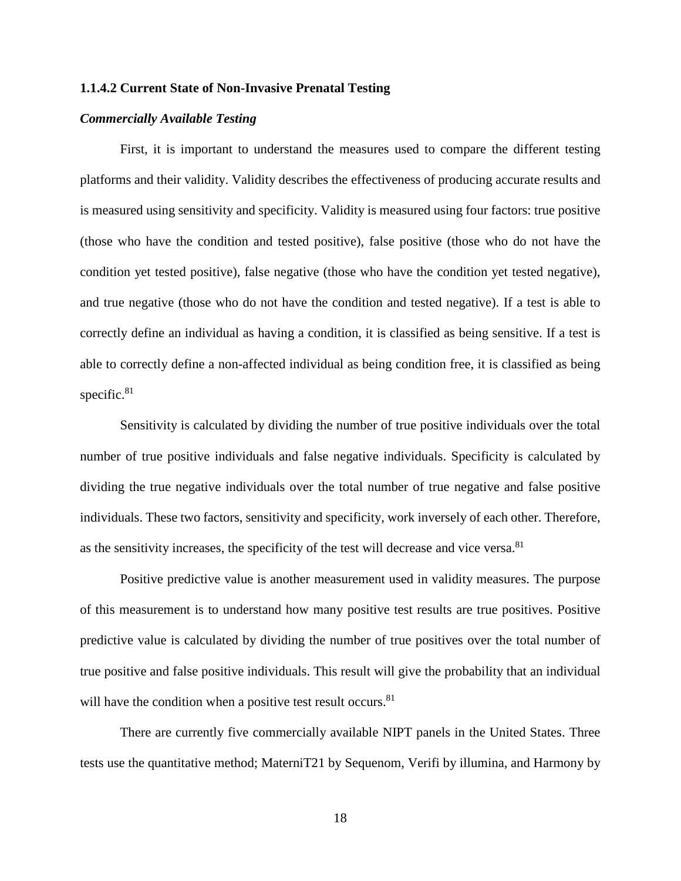#### 1.1.4.2 Current State of Non-Invasive Prenatal Testing

***Commercially Available Testing***

First, it is important to understand the measures used to compare the different testing platforms and their validity. Validity describes the effectiveness of producing accurate results and is measured using sensitivity and specificity. Validity is measured using four factors: true positive (those who have the condition and tested positive), false positive (those who do not have the condition yet tested positive), false negative (those who have the condition yet tested negative), and true negative (those who do not have the condition and tested negative). If a test is able to correctly define an individual as having a condition, it is classified as being sensitive. If a test is able to correctly define a non-affected individual as being condition free, it is classified as being specific.[81]

Sensitivity is calculated by dividing the number of true positive individuals over the total number of true positive individuals and false negative individuals. Specificity is calculated by dividing the true negative individuals over the total number of true negative and false positive individuals. These two factors, sensitivity and specificity, work inversely of each other. Therefore, as the sensitivity increases, the specificity of the test will decrease and vice versa.[81]

Positive predictive value is another measurement used in validity measures. The purpose of this measurement is to understand how many positive test results are true positives. Positive predictive value is calculated by dividing the number of true positives over the total number of true positive and false positive individuals. This result will give the probability that an individual will have the condition when a positive test result occurs.[81]

There are currently five commercially available NIPT panels in the United States. Three tests use the quantitative method; MaterniT21 by Sequenom, Verifi by illumina, and Harmony by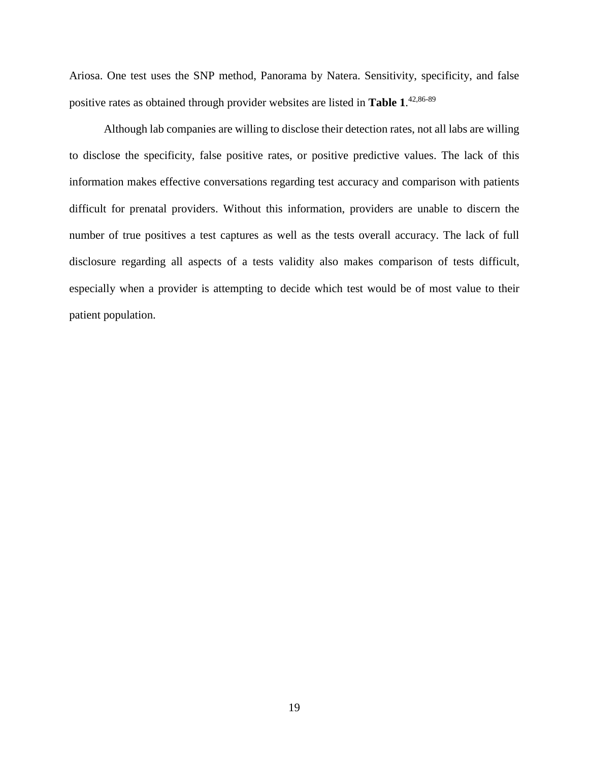Ariosa. One test uses the SNP method, Panorama by Natera. Sensitivity, specificity, and false positive rates as obtained through provider websites are listed in **Table 1**.[42,86-89]

Although lab companies are willing to disclose their detection rates, not all labs are willing to disclose the specificity, false positive rates, or positive predictive values. The lack of this information makes effective conversations regarding test accuracy and comparison with patients difficult for prenatal providers. Without this information, providers are unable to discern the number of true positives a test captures as well as the tests overall accuracy. The lack of full disclosure regarding all aspects of a tests validity also makes comparison of tests difficult, especially when a provider is attempting to decide which test would be of most value to their patient population.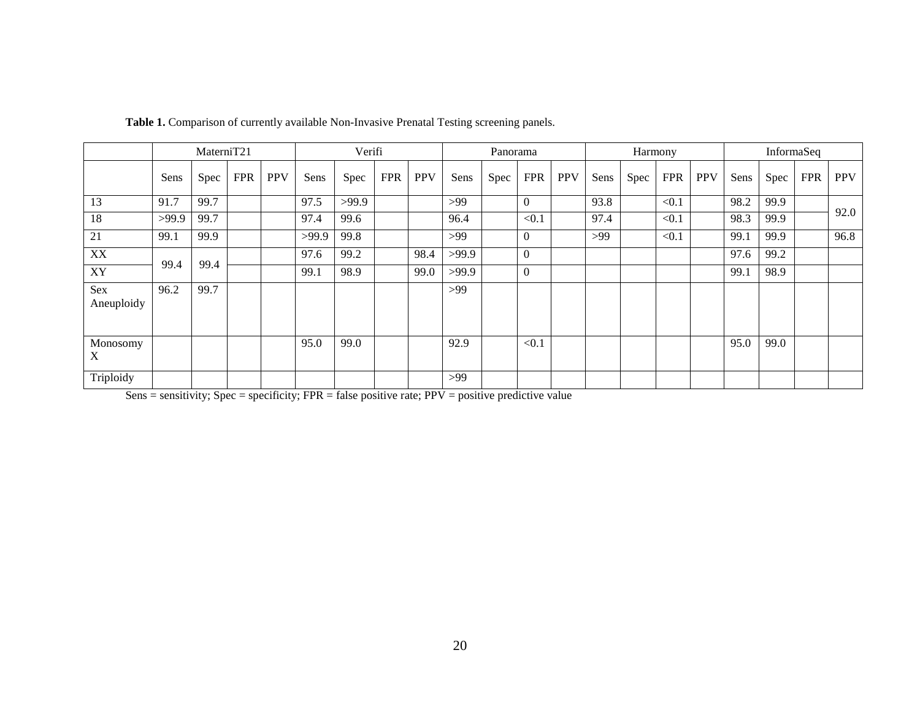**Table 1.** Comparison of currently available Non-Invasive Prenatal Testing screening panels.

| | MaterniT21 | | | | Verifi | | | | Panorama | | | | Harmony | | | | InformaSeq | | | |
|---|---|---|---|---|---|---|---|---|---|---|---|---|---|---|---|---|---|---|---|---|
| | Sens | Spec | FPR | PPV | Sens | Spec | FPR | PPV | Sens | Spec | FPR | PPV | Sens | Spec | FPR | PPV | Sens | Spec | FPR | PPV |
| 13 | 91.7 | 99.7 | | | 97.5 | >99.9 | | | >99 | | 0 | | 93.8 | | <0.1 | | 98.2 | 99.9 | | 92.0 |
| 18 | >99.9 | 99.7 | | | 97.4 | 99.6 | | | 96.4 | | <0.1 | | 97.4 | | <0.1 | | 98.3 | 99.9 | | |
| 21 | 99.1 | 99.9 | | | >99.9 | 99.8 | | | >99 | | 0 | | >99 | | <0.1 | | 99.1 | 99.9 | | 96.8 |
| XX | 99.4 | 99.4 | | | 97.6 | 99.2 | | 98.4 | >99.9 | | 0 | | | | | | 97.6 | 99.2 | | |
| XY | | | | | 99.1 | 98.9 | | 99.0 | >99.9 | | 0 | | | | | | 99.1 | 98.9 | | |
| Sex Aneuploidy | 96.2 | 99.7 | | | | | | | >99 | | | | | | | | | | | |
| Monosomy X | | | | | 95.0 | 99.0 | | | 92.9 | | <0.1 | | | | | | 95.0 | 99.0 | | |
| Triploidy | | | | | | | | | >99 | | | | | | | | | | | |

Sens = sensitivity; Spec = specificity; FPR = false positive rate; PPV = positive predictive value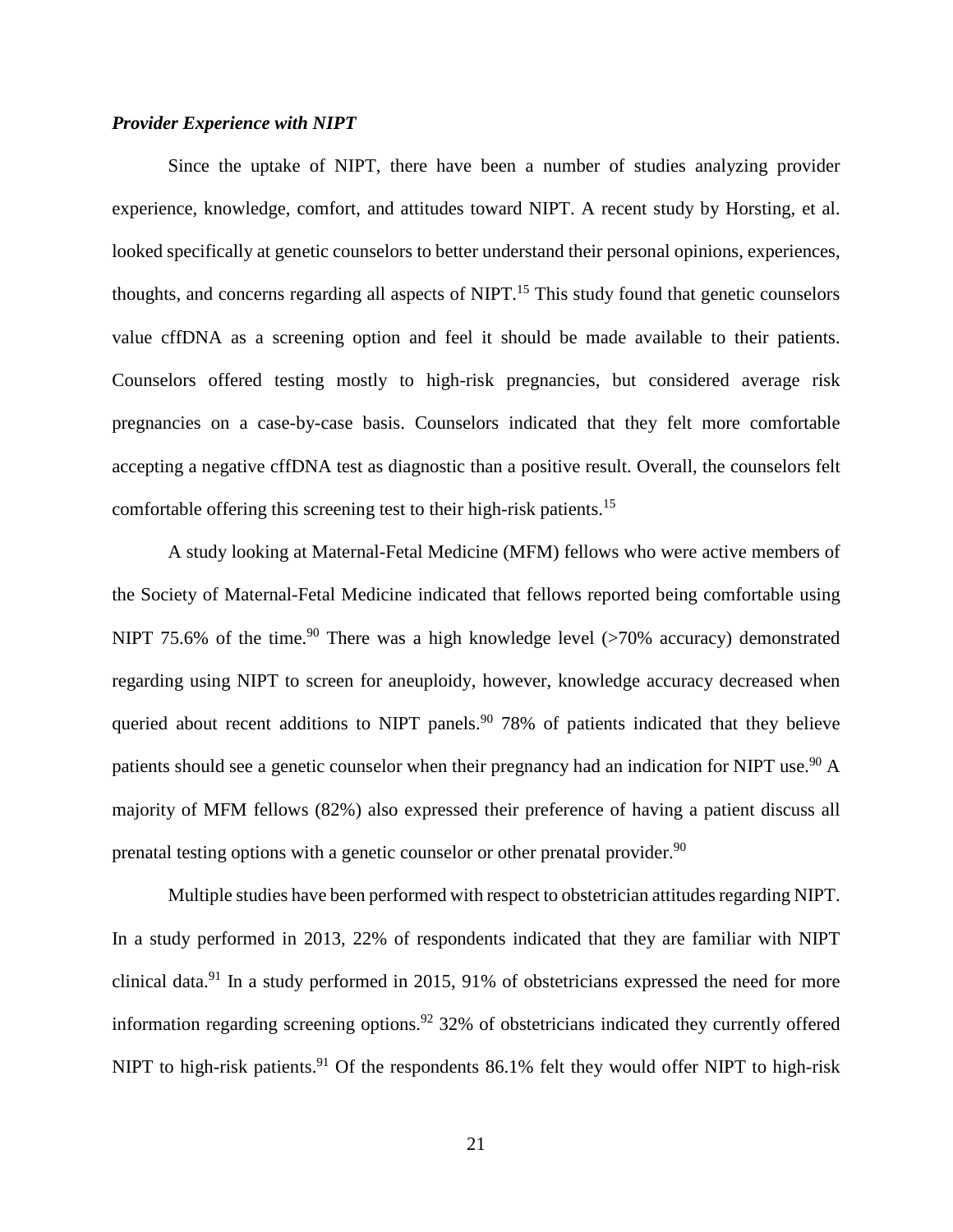### *Provider Experience with NIPT*

Since the uptake of NIPT, there have been a number of studies analyzing provider experience, knowledge, comfort, and attitudes toward NIPT. A recent study by Horsting, et al. looked specifically at genetic counselors to better understand their personal opinions, experiences, thoughts, and concerns regarding all aspects of NIPT.[15] This study found that genetic counselors value cffDNA as a screening option and feel it should be made available to their patients. Counselors offered testing mostly to high-risk pregnancies, but considered average risk pregnancies on a case-by-case basis. Counselors indicated that they felt more comfortable accepting a negative cffDNA test as diagnostic than a positive result. Overall, the counselors felt comfortable offering this screening test to their high-risk patients.[15]

A study looking at Maternal-Fetal Medicine (MFM) fellows who were active members of the Society of Maternal-Fetal Medicine indicated that fellows reported being comfortable using NIPT 75.6% of the time.[90] There was a high knowledge level (>70% accuracy) demonstrated regarding using NIPT to screen for aneuploidy, however, knowledge accuracy decreased when queried about recent additions to NIPT panels.[90] 78% of patients indicated that they believe patients should see a genetic counselor when their pregnancy had an indication for NIPT use.[90] A majority of MFM fellows (82%) also expressed their preference of having a patient discuss all prenatal testing options with a genetic counselor or other prenatal provider.[90]

Multiple studies have been performed with respect to obstetrician attitudes regarding NIPT. In a study performed in 2013, 22% of respondents indicated that they are familiar with NIPT clinical data.[91] In a study performed in 2015, 91% of obstetricians expressed the need for more information regarding screening options.[92] 32% of obstetricians indicated they currently offered NIPT to high-risk patients.[91] Of the respondents 86.1% felt they would offer NIPT to high-risk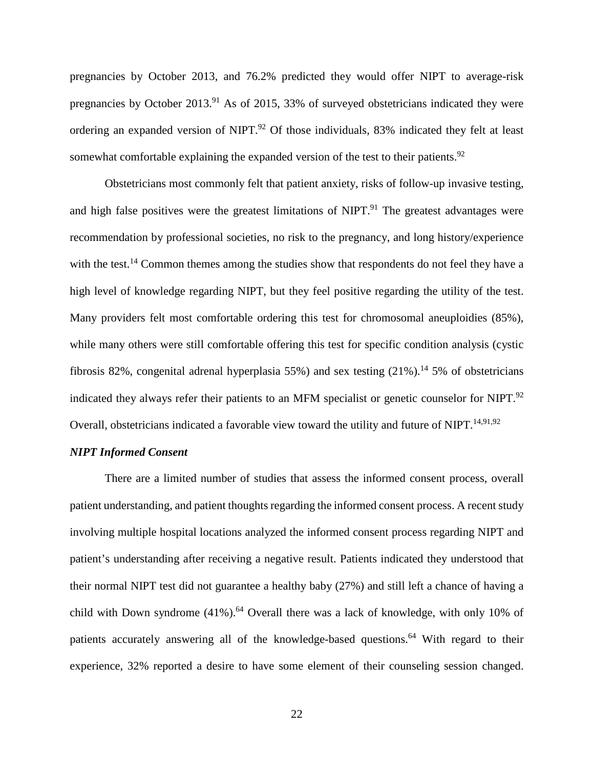pregnancies by October 2013, and 76.2% predicted they would offer NIPT to average-risk pregnancies by October 2013.[91] As of 2015, 33% of surveyed obstetricians indicated they were ordering an expanded version of NIPT.[92] Of those individuals, 83% indicated they felt at least somewhat comfortable explaining the expanded version of the test to their patients.[92]

Obstetricians most commonly felt that patient anxiety, risks of follow-up invasive testing, and high false positives were the greatest limitations of NIPT.[91] The greatest advantages were recommendation by professional societies, no risk to the pregnancy, and long history/experience with the test.[14] Common themes among the studies show that respondents do not feel they have a high level of knowledge regarding NIPT, but they feel positive regarding the utility of the test. Many providers felt most comfortable ordering this test for chromosomal aneuploidies (85%), while many others were still comfortable offering this test for specific condition analysis (cystic fibrosis 82%, congenital adrenal hyperplasia 55%) and sex testing (21%).[14] 5% of obstetricians indicated they always refer their patients to an MFM specialist or genetic counselor for NIPT.[92] Overall, obstetricians indicated a favorable view toward the utility and future of NIPT.[14,91,92]

***NIPT Informed Consent***

There are a limited number of studies that assess the informed consent process, overall patient understanding, and patient thoughts regarding the informed consent process. A recent study involving multiple hospital locations analyzed the informed consent process regarding NIPT and patient's understanding after receiving a negative result. Patients indicated they understood that their normal NIPT test did not guarantee a healthy baby (27%) and still left a chance of having a child with Down syndrome (41%).[64] Overall there was a lack of knowledge, with only 10% of patients accurately answering all of the knowledge-based questions.[64] With regard to their experience, 32% reported a desire to have some element of their counseling session changed.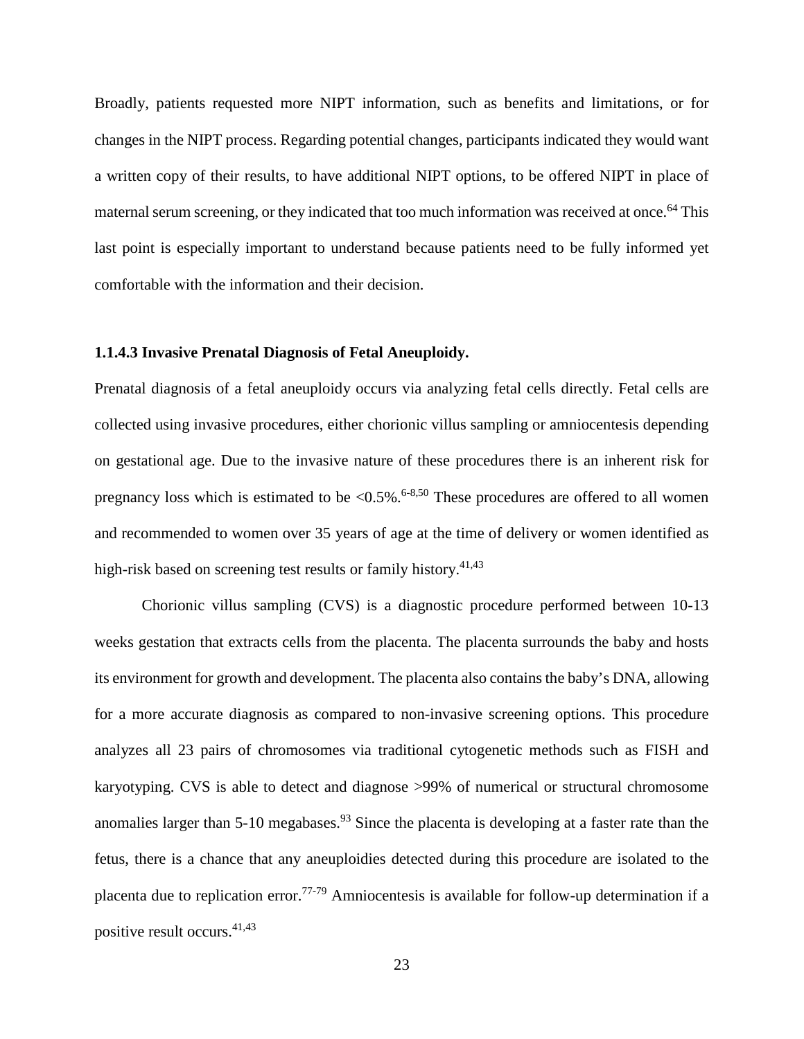Broadly, patients requested more NIPT information, such as benefits and limitations, or for changes in the NIPT process. Regarding potential changes, participants indicated they would want a written copy of their results, to have additional NIPT options, to be offered NIPT in place of maternal serum screening, or they indicated that too much information was received at once.[64] This last point is especially important to understand because patients need to be fully informed yet comfortable with the information and their decision.

#### 1.1.4.3 Invasive Prenatal Diagnosis of Fetal Aneuploidy.

Prenatal diagnosis of a fetal aneuploidy occurs via analyzing fetal cells directly. Fetal cells are collected using invasive procedures, either chorionic villus sampling or amniocentesis depending on gestational age. Due to the invasive nature of these procedures there is an inherent risk for pregnancy loss which is estimated to be <0.5%.[6-8,50] These procedures are offered to all women and recommended to women over 35 years of age at the time of delivery or women identified as high-risk based on screening test results or family history.[41,43]

Chorionic villus sampling (CVS) is a diagnostic procedure performed between 10-13 weeks gestation that extracts cells from the placenta. The placenta surrounds the baby and hosts its environment for growth and development. The placenta also contains the baby's DNA, allowing for a more accurate diagnosis as compared to non-invasive screening options. This procedure analyzes all 23 pairs of chromosomes via traditional cytogenetic methods such as FISH and karyotyping. CVS is able to detect and diagnose >99% of numerical or structural chromosome anomalies larger than 5-10 megabases.[93] Since the placenta is developing at a faster rate than the fetus, there is a chance that any aneuploidies detected during this procedure are isolated to the placenta due to replication error.[77-79] Amniocentesis is available for follow-up determination if a positive result occurs.[41,43]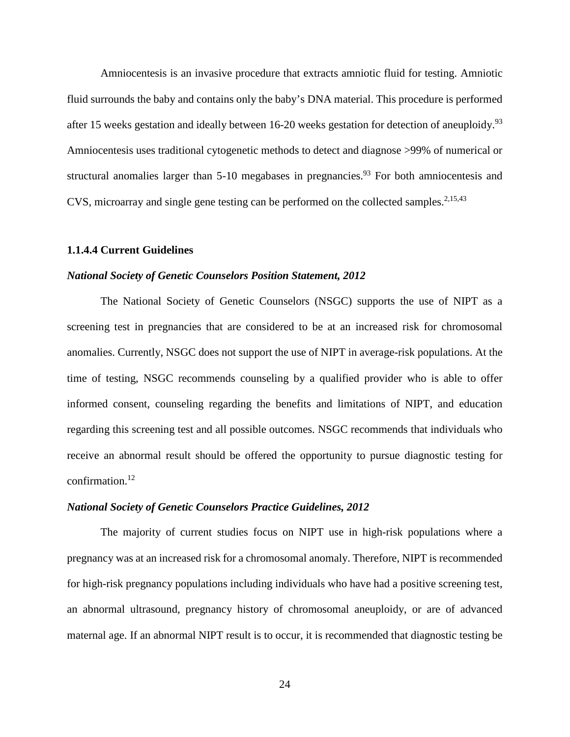Amniocentesis is an invasive procedure that extracts amniotic fluid for testing. Amniotic fluid surrounds the baby and contains only the baby's DNA material. This procedure is performed after 15 weeks gestation and ideally between 16-20 weeks gestation for detection of aneuploidy.[93] Amniocentesis uses traditional cytogenetic methods to detect and diagnose >99% of numerical or structural anomalies larger than 5-10 megabases in pregnancies.[93] For both amniocentesis and CVS, microarray and single gene testing can be performed on the collected samples.[2,15,43]

#### 1.1.4.4 Current Guidelines

***National Society of Genetic Counselors Position Statement, 2012***

The National Society of Genetic Counselors (NSGC) supports the use of NIPT as a screening test in pregnancies that are considered to be at an increased risk for chromosomal anomalies. Currently, NSGC does not support the use of NIPT in average-risk populations. At the time of testing, NSGC recommends counseling by a qualified provider who is able to offer informed consent, counseling regarding the benefits and limitations of NIPT, and education regarding this screening test and all possible outcomes. NSGC recommends that individuals who receive an abnormal result should be offered the opportunity to pursue diagnostic testing for confirmation.[12]

***National Society of Genetic Counselors Practice Guidelines, 2012***

The majority of current studies focus on NIPT use in high-risk populations where a pregnancy was at an increased risk for a chromosomal anomaly. Therefore, NIPT is recommended for high-risk pregnancy populations including individuals who have had a positive screening test, an abnormal ultrasound, pregnancy history of chromosomal aneuploidy, or are of advanced maternal age. If an abnormal NIPT result is to occur, it is recommended that diagnostic testing be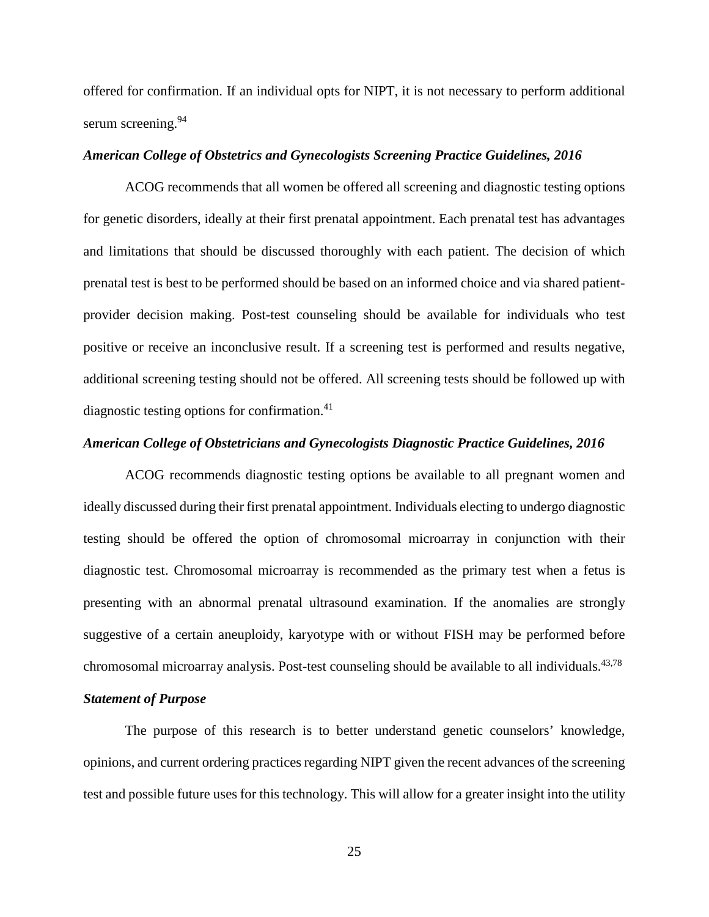offered for confirmation. If an individual opts for NIPT, it is not necessary to perform additional serum screening.[94]

### *American College of Obstetrics and Gynecologists Screening Practice Guidelines, 2016*

ACOG recommends that all women be offered all screening and diagnostic testing options for genetic disorders, ideally at their first prenatal appointment. Each prenatal test has advantages and limitations that should be discussed thoroughly with each patient. The decision of which prenatal test is best to be performed should be based on an informed choice and via shared patient-provider decision making. Post-test counseling should be available for individuals who test positive or receive an inconclusive result. If a screening test is performed and results negative, additional screening testing should not be offered. All screening tests should be followed up with diagnostic testing options for confirmation.[41]

### *American College of Obstetricians and Gynecologists Diagnostic Practice Guidelines, 2016*

ACOG recommends diagnostic testing options be available to all pregnant women and ideally discussed during their first prenatal appointment. Individuals electing to undergo diagnostic testing should be offered the option of chromosomal microarray in conjunction with their diagnostic test. Chromosomal microarray is recommended as the primary test when a fetus is presenting with an abnormal prenatal ultrasound examination. If the anomalies are strongly suggestive of a certain aneuploidy, karyotype with or without FISH may be performed before chromosomal microarray analysis. Post-test counseling should be available to all individuals.[43,78]

### *Statement of Purpose*

The purpose of this research is to better understand genetic counselors' knowledge, opinions, and current ordering practices regarding NIPT given the recent advances of the screening test and possible future uses for this technology. This will allow for a greater insight into the utility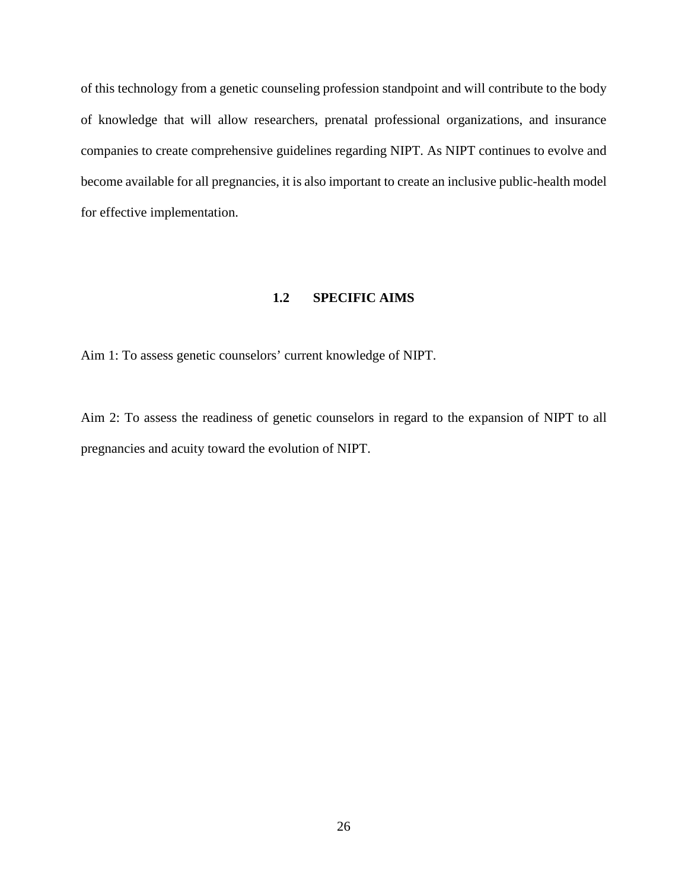of this technology from a genetic counseling profession standpoint and will contribute to the body of knowledge that will allow researchers, prenatal professional organizations, and insurance companies to create comprehensive guidelines regarding NIPT. As NIPT continues to evolve and become available for all pregnancies, it is also important to create an inclusive public-health model for effective implementation.

## 1.2 SPECIFIC AIMS

Aim 1: To assess genetic counselors' current knowledge of NIPT.

Aim 2: To assess the readiness of genetic counselors in regard to the expansion of NIPT to all pregnancies and acuity toward the evolution of NIPT.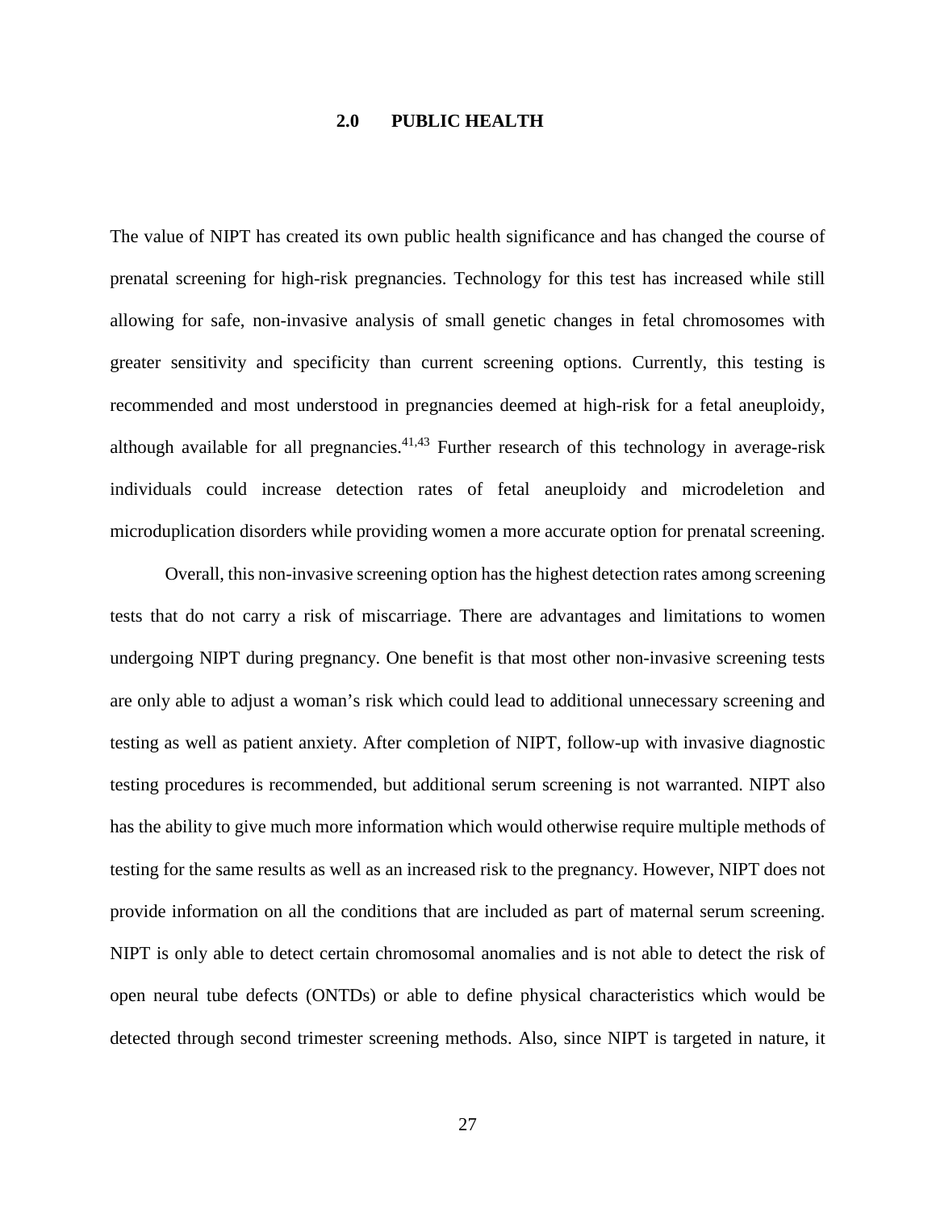# 2.0 PUBLIC HEALTH

The value of NIPT has created its own public health significance and has changed the course of prenatal screening for high-risk pregnancies. Technology for this test has increased while still allowing for safe, non-invasive analysis of small genetic changes in fetal chromosomes with greater sensitivity and specificity than current screening options. Currently, this testing is recommended and most understood in pregnancies deemed at high-risk for a fetal aneuploidy, although available for all pregnancies.[41,43] Further research of this technology in average-risk individuals could increase detection rates of fetal aneuploidy and microdeletion and microduplication disorders while providing women a more accurate option for prenatal screening.

Overall, this non-invasive screening option has the highest detection rates among screening tests that do not carry a risk of miscarriage. There are advantages and limitations to women undergoing NIPT during pregnancy. One benefit is that most other non-invasive screening tests are only able to adjust a woman's risk which could lead to additional unnecessary screening and testing as well as patient anxiety. After completion of NIPT, follow-up with invasive diagnostic testing procedures is recommended, but additional serum screening is not warranted. NIPT also has the ability to give much more information which would otherwise require multiple methods of testing for the same results as well as an increased risk to the pregnancy. However, NIPT does not provide information on all the conditions that are included as part of maternal serum screening. NIPT is only able to detect certain chromosomal anomalies and is not able to detect the risk of open neural tube defects (ONTDs) or able to define physical characteristics which would be detected through second trimester screening methods. Also, since NIPT is targeted in nature, it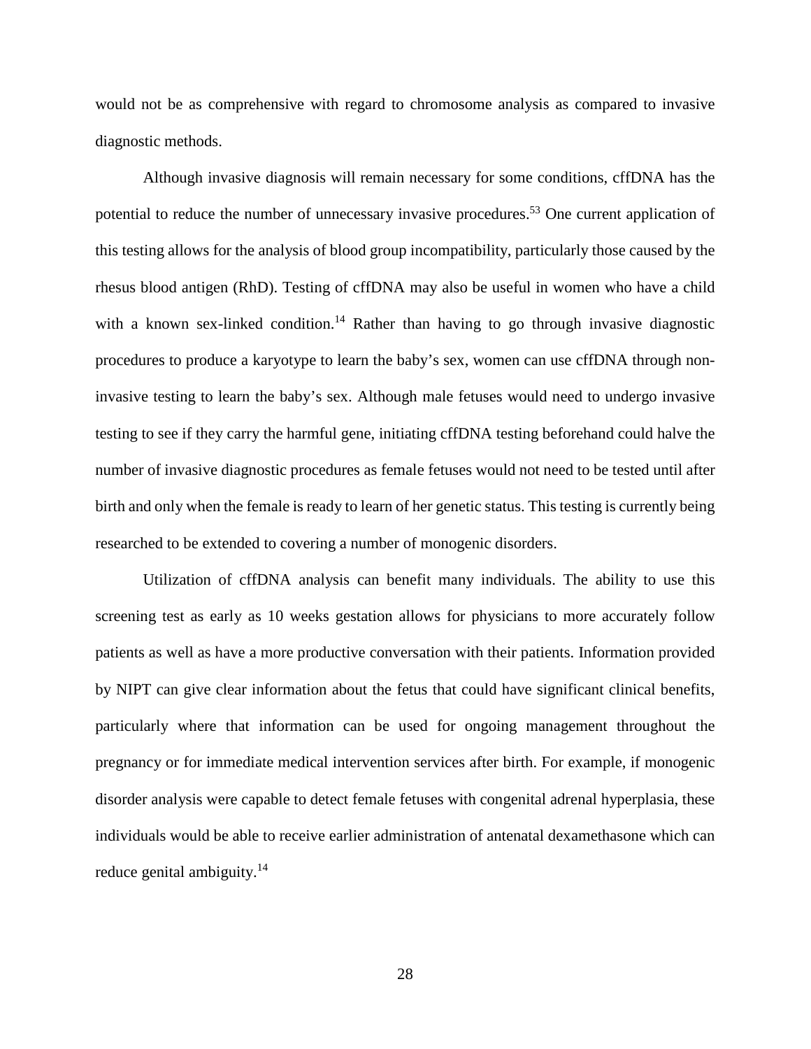would not be as comprehensive with regard to chromosome analysis as compared to invasive diagnostic methods.

Although invasive diagnosis will remain necessary for some conditions, cffDNA has the potential to reduce the number of unnecessary invasive procedures.[53] One current application of this testing allows for the analysis of blood group incompatibility, particularly those caused by the rhesus blood antigen (RhD). Testing of cffDNA may also be useful in women who have a child with a known sex-linked condition.[14] Rather than having to go through invasive diagnostic procedures to produce a karyotype to learn the baby's sex, women can use cffDNA through non-invasive testing to learn the baby's sex. Although male fetuses would need to undergo invasive testing to see if they carry the harmful gene, initiating cffDNA testing beforehand could halve the number of invasive diagnostic procedures as female fetuses would not need to be tested until after birth and only when the female is ready to learn of her genetic status. This testing is currently being researched to be extended to covering a number of monogenic disorders.

Utilization of cffDNA analysis can benefit many individuals. The ability to use this screening test as early as 10 weeks gestation allows for physicians to more accurately follow patients as well as have a more productive conversation with their patients. Information provided by NIPT can give clear information about the fetus that could have significant clinical benefits, particularly where that information can be used for ongoing management throughout the pregnancy or for immediate medical intervention services after birth. For example, if monogenic disorder analysis were capable to detect female fetuses with congenital adrenal hyperplasia, these individuals would be able to receive earlier administration of antenatal dexamethasone which can reduce genital ambiguity.[14]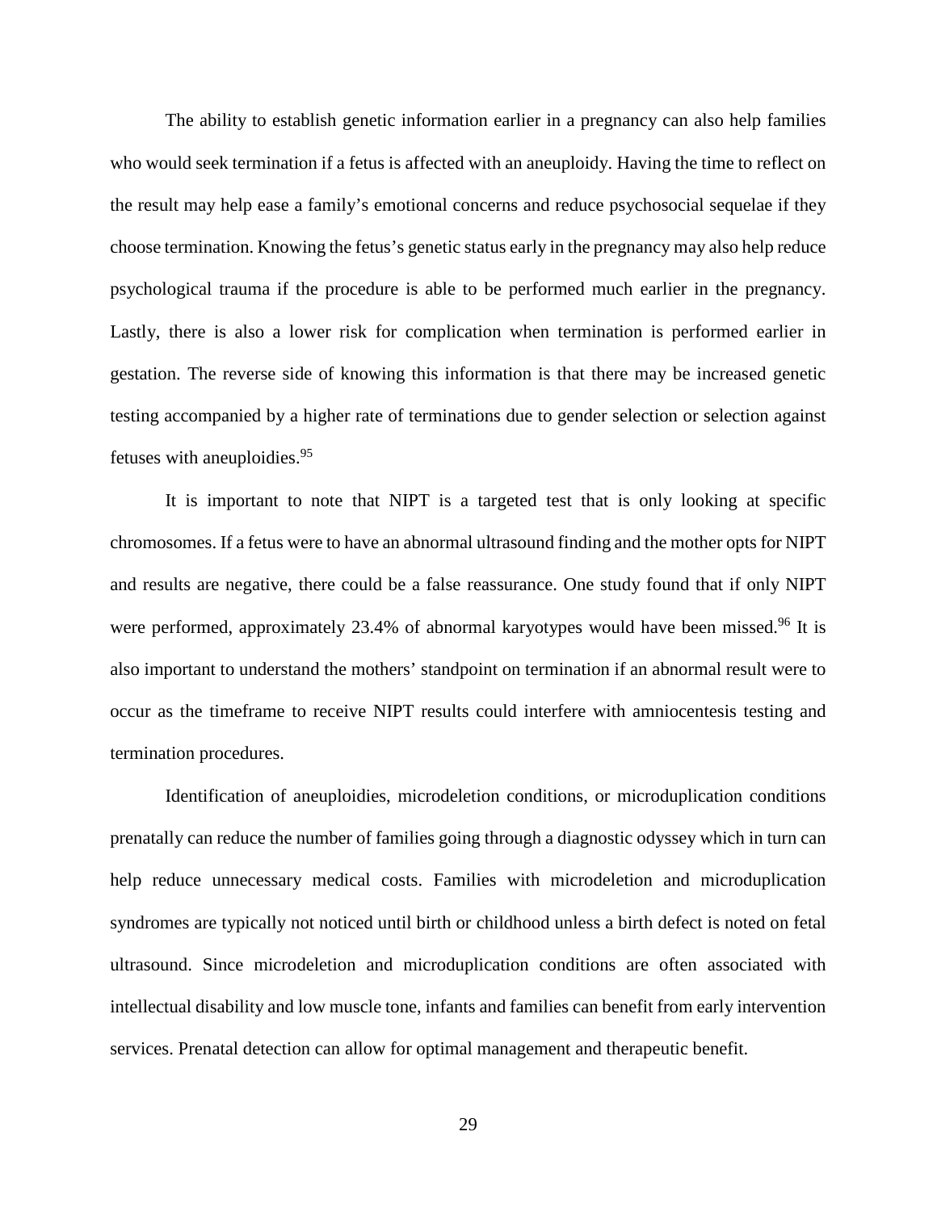The ability to establish genetic information earlier in a pregnancy can also help families who would seek termination if a fetus is affected with an aneuploidy. Having the time to reflect on the result may help ease a family's emotional concerns and reduce psychosocial sequelae if they choose termination. Knowing the fetus's genetic status early in the pregnancy may also help reduce psychological trauma if the procedure is able to be performed much earlier in the pregnancy. Lastly, there is also a lower risk for complication when termination is performed earlier in gestation. The reverse side of knowing this information is that there may be increased genetic testing accompanied by a higher rate of terminations due to gender selection or selection against fetuses with aneuploidies.[95]

It is important to note that NIPT is a targeted test that is only looking at specific chromosomes. If a fetus were to have an abnormal ultrasound finding and the mother opts for NIPT and results are negative, there could be a false reassurance. One study found that if only NIPT were performed, approximately 23.4% of abnormal karyotypes would have been missed.[96] It is also important to understand the mothers' standpoint on termination if an abnormal result were to occur as the timeframe to receive NIPT results could interfere with amniocentesis testing and termination procedures.

Identification of aneuploidies, microdeletion conditions, or microduplication conditions prenatally can reduce the number of families going through a diagnostic odyssey which in turn can help reduce unnecessary medical costs. Families with microdeletion and microduplication syndromes are typically not noticed until birth or childhood unless a birth defect is noted on fetal ultrasound. Since microdeletion and microduplication conditions are often associated with intellectual disability and low muscle tone, infants and families can benefit from early intervention services. Prenatal detection can allow for optimal management and therapeutic benefit.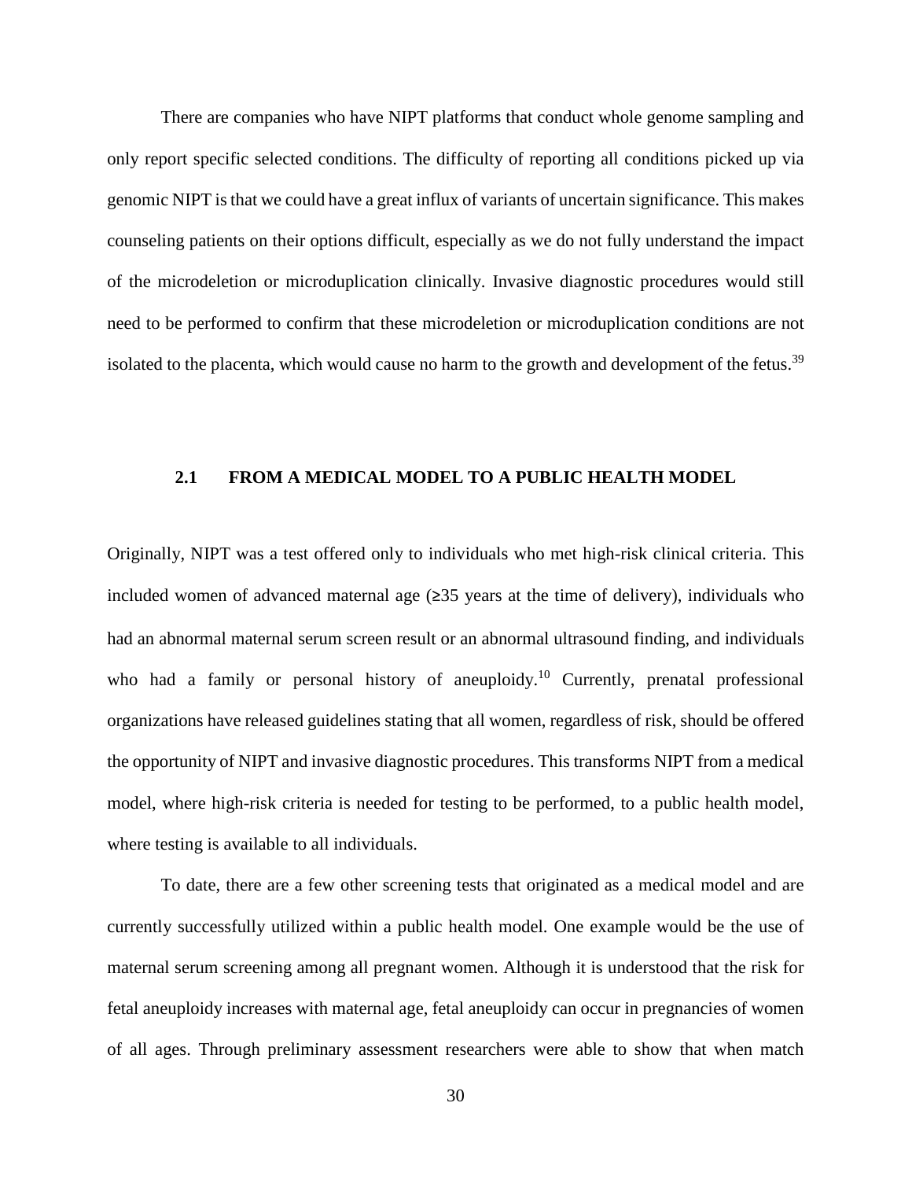There are companies who have NIPT platforms that conduct whole genome sampling and only report specific selected conditions. The difficulty of reporting all conditions picked up via genomic NIPT is that we could have a great influx of variants of uncertain significance. This makes counseling patients on their options difficult, especially as we do not fully understand the impact of the microdeletion or microduplication clinically. Invasive diagnostic procedures would still need to be performed to confirm that these microdeletion or microduplication conditions are not isolated to the placenta, which would cause no harm to the growth and development of the fetus.[39]

## 2.1 FROM A MEDICAL MODEL TO A PUBLIC HEALTH MODEL

Originally, NIPT was a test offered only to individuals who met high-risk clinical criteria. This included women of advanced maternal age (≥35 years at the time of delivery), individuals who had an abnormal maternal serum screen result or an abnormal ultrasound finding, and individuals who had a family or personal history of aneuploidy.[10] Currently, prenatal professional organizations have released guidelines stating that all women, regardless of risk, should be offered the opportunity of NIPT and invasive diagnostic procedures. This transforms NIPT from a medical model, where high-risk criteria is needed for testing to be performed, to a public health model, where testing is available to all individuals.

To date, there are a few other screening tests that originated as a medical model and are currently successfully utilized within a public health model. One example would be the use of maternal serum screening among all pregnant women. Although it is understood that the risk for fetal aneuploidy increases with maternal age, fetal aneuploidy can occur in pregnancies of women of all ages. Through preliminary assessment researchers were able to show that when match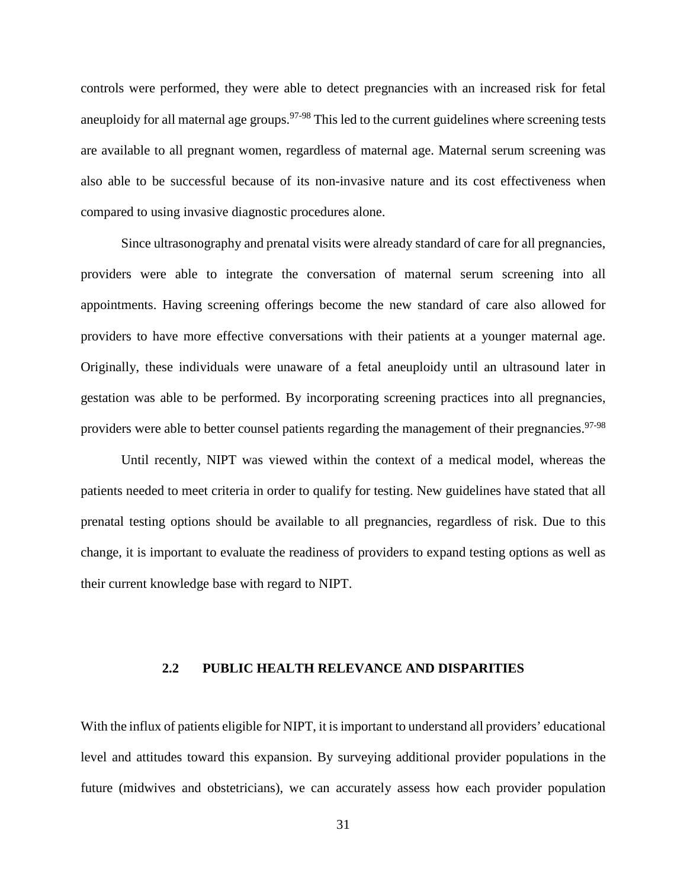controls were performed, they were able to detect pregnancies with an increased risk for fetal aneuploidy for all maternal age groups.[97-98] This led to the current guidelines where screening tests are available to all pregnant women, regardless of maternal age. Maternal serum screening was also able to be successful because of its non-invasive nature and its cost effectiveness when compared to using invasive diagnostic procedures alone.

Since ultrasonography and prenatal visits were already standard of care for all pregnancies, providers were able to integrate the conversation of maternal serum screening into all appointments. Having screening offerings become the new standard of care also allowed for providers to have more effective conversations with their patients at a younger maternal age. Originally, these individuals were unaware of a fetal aneuploidy until an ultrasound later in gestation was able to be performed. By incorporating screening practices into all pregnancies, providers were able to better counsel patients regarding the management of their pregnancies.[97-98]

Until recently, NIPT was viewed within the context of a medical model, whereas the patients needed to meet criteria in order to qualify for testing. New guidelines have stated that all prenatal testing options should be available to all pregnancies, regardless of risk. Due to this change, it is important to evaluate the readiness of providers to expand testing options as well as their current knowledge base with regard to NIPT.

## 2.2 PUBLIC HEALTH RELEVANCE AND DISPARITIES

With the influx of patients eligible for NIPT, it is important to understand all providers' educational level and attitudes toward this expansion. By surveying additional provider populations in the future (midwives and obstetricians), we can accurately assess how each provider population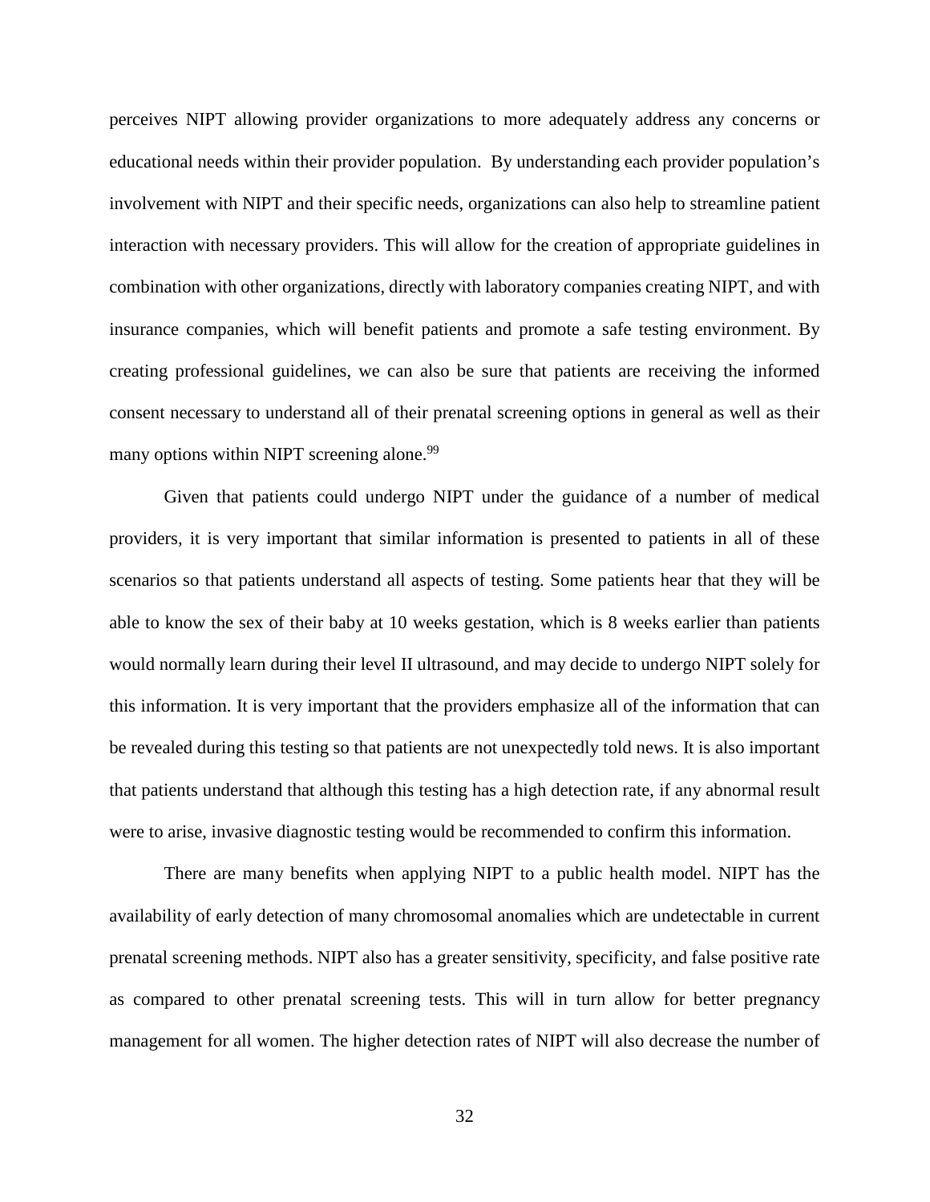perceives NIPT allowing provider organizations to more adequately address any concerns or educational needs within their provider population. By understanding each provider population's involvement with NIPT and their specific needs, organizations can also help to streamline patient interaction with necessary providers. This will allow for the creation of appropriate guidelines in combination with other organizations, directly with laboratory companies creating NIPT, and with insurance companies, which will benefit patients and promote a safe testing environment. By creating professional guidelines, we can also be sure that patients are receiving the informed consent necessary to understand all of their prenatal screening options in general as well as their many options within NIPT screening alone.[99]

Given that patients could undergo NIPT under the guidance of a number of medical providers, it is very important that similar information is presented to patients in all of these scenarios so that patients understand all aspects of testing. Some patients hear that they will be able to know the sex of their baby at 10 weeks gestation, which is 8 weeks earlier than patients would normally learn during their level II ultrasound, and may decide to undergo NIPT solely for this information. It is very important that the providers emphasize all of the information that can be revealed during this testing so that patients are not unexpectedly told news. It is also important that patients understand that although this testing has a high detection rate, if any abnormal result were to arise, invasive diagnostic testing would be recommended to confirm this information.

There are many benefits when applying NIPT to a public health model. NIPT has the availability of early detection of many chromosomal anomalies which are undetectable in current prenatal screening methods. NIPT also has a greater sensitivity, specificity, and false positive rate as compared to other prenatal screening tests. This will in turn allow for better pregnancy management for all women. The higher detection rates of NIPT will also decrease the number of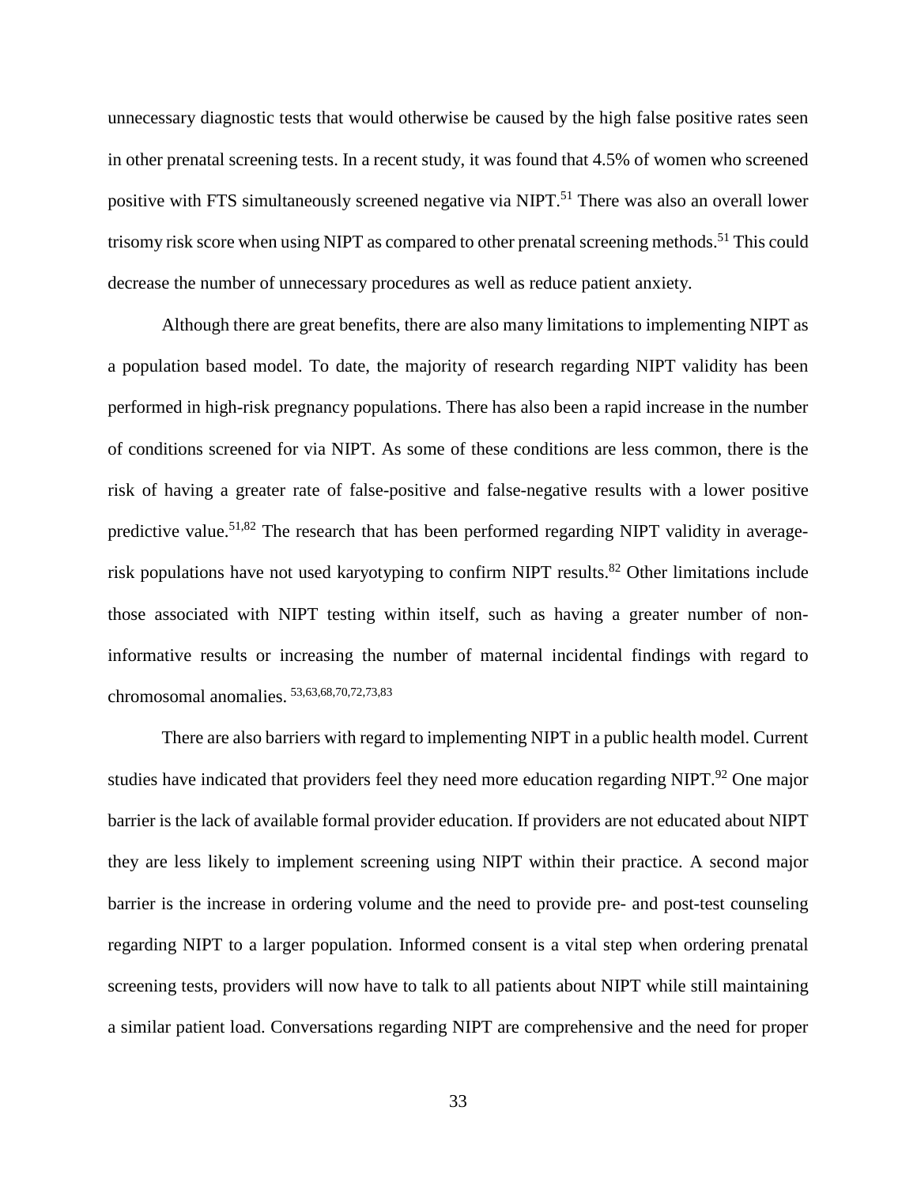unnecessary diagnostic tests that would otherwise be caused by the high false positive rates seen in other prenatal screening tests. In a recent study, it was found that 4.5% of women who screened positive with FTS simultaneously screened negative via NIPT.[51] There was also an overall lower trisomy risk score when using NIPT as compared to other prenatal screening methods.[51] This could decrease the number of unnecessary procedures as well as reduce patient anxiety.

Although there are great benefits, there are also many limitations to implementing NIPT as a population based model. To date, the majority of research regarding NIPT validity has been performed in high-risk pregnancy populations. There has also been a rapid increase in the number of conditions screened for via NIPT. As some of these conditions are less common, there is the risk of having a greater rate of false-positive and false-negative results with a lower positive predictive value.[51,82] The research that has been performed regarding NIPT validity in average-risk populations have not used karyotyping to confirm NIPT results.[82] Other limitations include those associated with NIPT testing within itself, such as having a greater number of non-informative results or increasing the number of maternal incidental findings with regard to chromosomal anomalies. [53,63,68,70,72,73,83]

There are also barriers with regard to implementing NIPT in a public health model. Current studies have indicated that providers feel they need more education regarding NIPT.[92] One major barrier is the lack of available formal provider education. If providers are not educated about NIPT they are less likely to implement screening using NIPT within their practice. A second major barrier is the increase in ordering volume and the need to provide pre- and post-test counseling regarding NIPT to a larger population. Informed consent is a vital step when ordering prenatal screening tests, providers will now have to talk to all patients about NIPT while still maintaining a similar patient load. Conversations regarding NIPT are comprehensive and the need for proper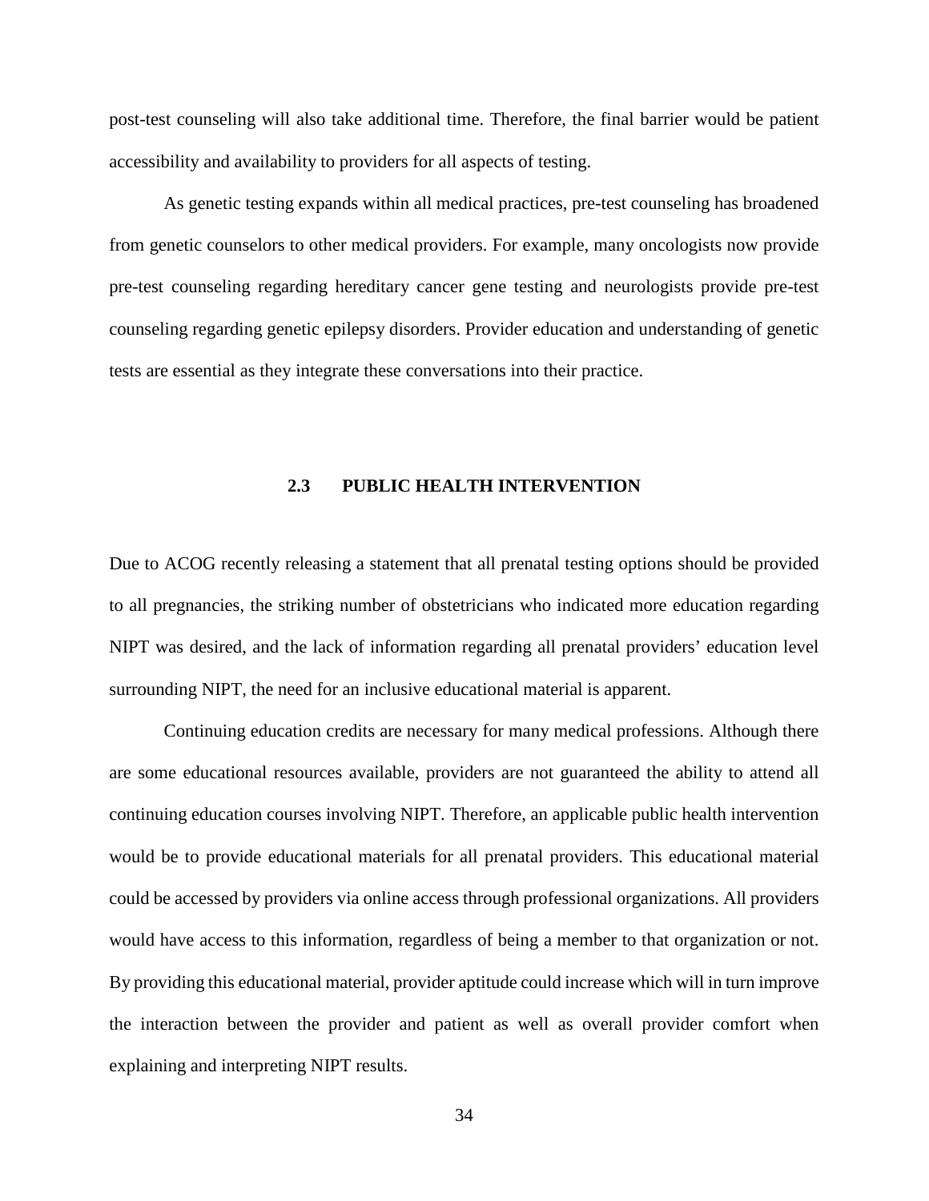post-test counseling will also take additional time. Therefore, the final barrier would be patient accessibility and availability to providers for all aspects of testing.

As genetic testing expands within all medical practices, pre-test counseling has broadened from genetic counselors to other medical providers. For example, many oncologists now provide pre-test counseling regarding hereditary cancer gene testing and neurologists provide pre-test counseling regarding genetic epilepsy disorders. Provider education and understanding of genetic tests are essential as they integrate these conversations into their practice.

## 2.3 PUBLIC HEALTH INTERVENTION

Due to ACOG recently releasing a statement that all prenatal testing options should be provided to all pregnancies, the striking number of obstetricians who indicated more education regarding NIPT was desired, and the lack of information regarding all prenatal providers' education level surrounding NIPT, the need for an inclusive educational material is apparent.

Continuing education credits are necessary for many medical professions. Although there are some educational resources available, providers are not guaranteed the ability to attend all continuing education courses involving NIPT. Therefore, an applicable public health intervention would be to provide educational materials for all prenatal providers. This educational material could be accessed by providers via online access through professional organizations. All providers would have access to this information, regardless of being a member to that organization or not. By providing this educational material, provider aptitude could increase which will in turn improve the interaction between the provider and patient as well as overall provider comfort when explaining and interpreting NIPT results.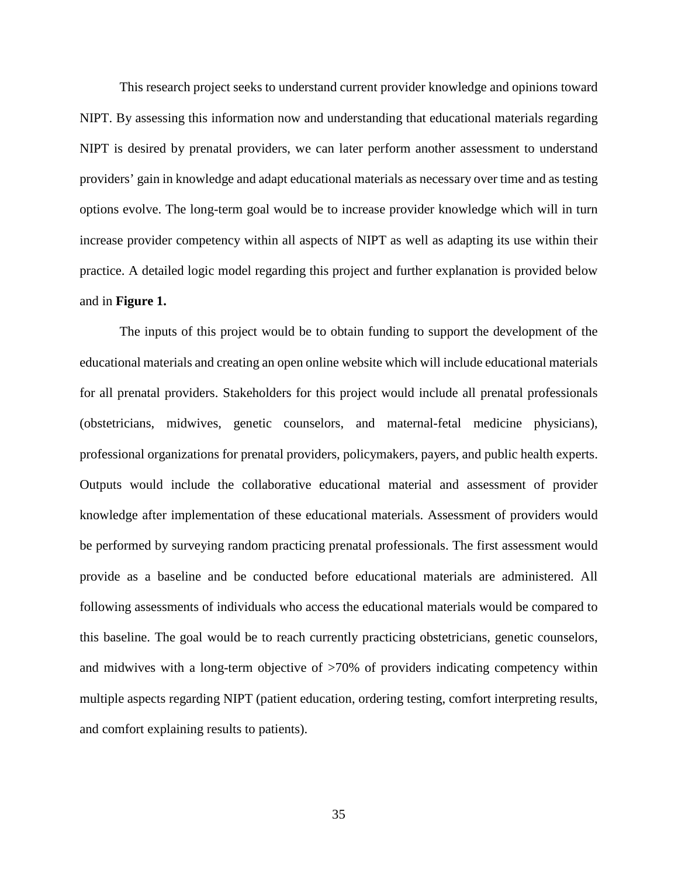This research project seeks to understand current provider knowledge and opinions toward NIPT. By assessing this information now and understanding that educational materials regarding NIPT is desired by prenatal providers, we can later perform another assessment to understand providers' gain in knowledge and adapt educational materials as necessary over time and as testing options evolve. The long-term goal would be to increase provider knowledge which will in turn increase provider competency within all aspects of NIPT as well as adapting its use within their practice. A detailed logic model regarding this project and further explanation is provided below and in **Figure 1.**

The inputs of this project would be to obtain funding to support the development of the educational materials and creating an open online website which will include educational materials for all prenatal providers. Stakeholders for this project would include all prenatal professionals (obstetricians, midwives, genetic counselors, and maternal-fetal medicine physicians), professional organizations for prenatal providers, policymakers, payers, and public health experts. Outputs would include the collaborative educational material and assessment of provider knowledge after implementation of these educational materials. Assessment of providers would be performed by surveying random practicing prenatal professionals. The first assessment would provide as a baseline and be conducted before educational materials are administered. All following assessments of individuals who access the educational materials would be compared to this baseline. The goal would be to reach currently practicing obstetricians, genetic counselors, and midwives with a long-term objective of >70% of providers indicating competency within multiple aspects regarding NIPT (patient education, ordering testing, comfort interpreting results, and comfort explaining results to patients).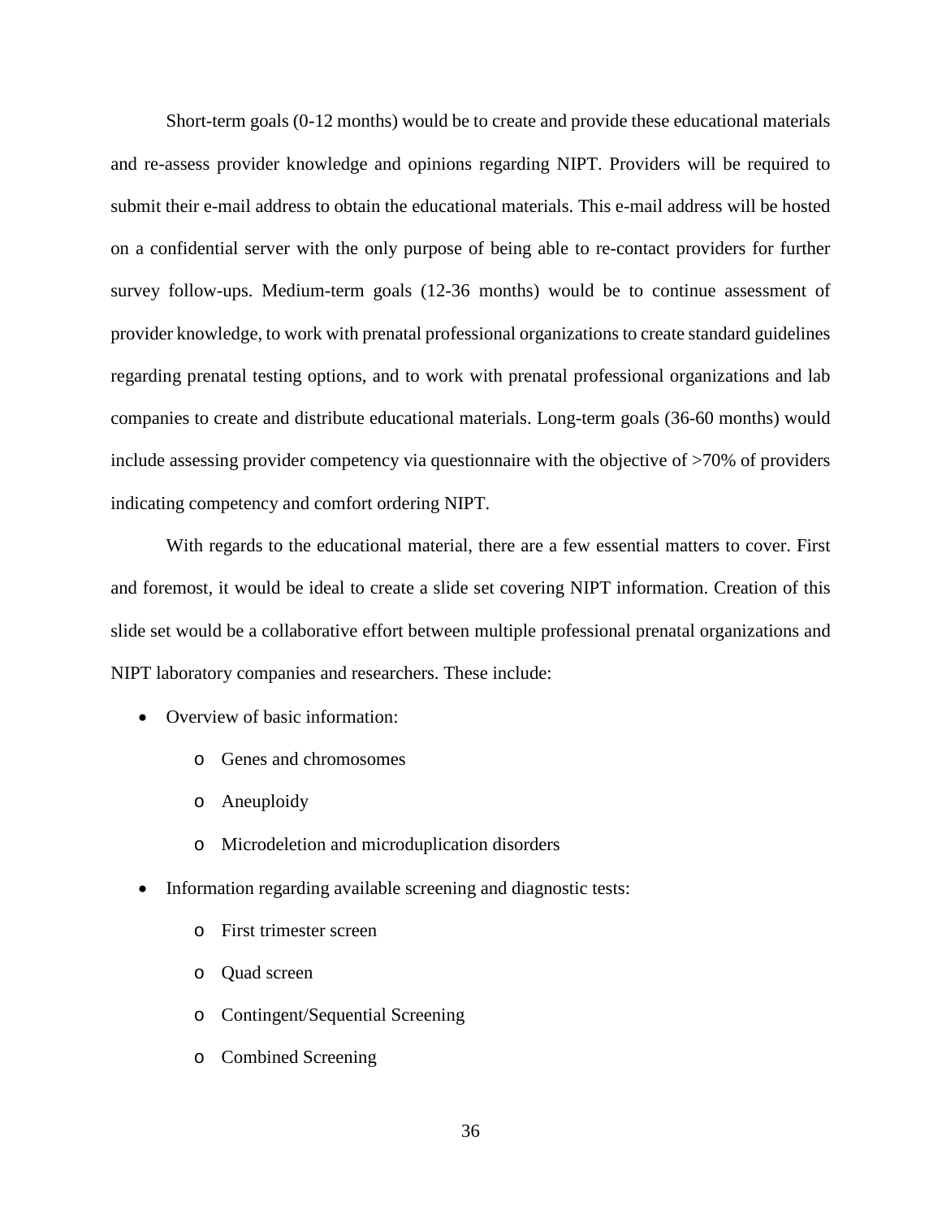Short-term goals (0-12 months) would be to create and provide these educational materials and re-assess provider knowledge and opinions regarding NIPT. Providers will be required to submit their e-mail address to obtain the educational materials. This e-mail address will be hosted on a confidential server with the only purpose of being able to re-contact providers for further survey follow-ups. Medium-term goals (12-36 months) would be to continue assessment of provider knowledge, to work with prenatal professional organizations to create standard guidelines regarding prenatal testing options, and to work with prenatal professional organizations and lab companies to create and distribute educational materials. Long-term goals (36-60 months) would include assessing provider competency via questionnaire with the objective of >70% of providers indicating competency and comfort ordering NIPT.

With regards to the educational material, there are a few essential matters to cover. First and foremost, it would be ideal to create a slide set covering NIPT information. Creation of this slide set would be a collaborative effort between multiple professional prenatal organizations and NIPT laboratory companies and researchers. These include:

- Overview of basic information:
  - Genes and chromosomes
  - Aneuploidy
  - Microdeletion and microduplication disorders
- Information regarding available screening and diagnostic tests:
  - First trimester screen
  - Quad screen
  - Contingent/Sequential Screening
  - Combined Screening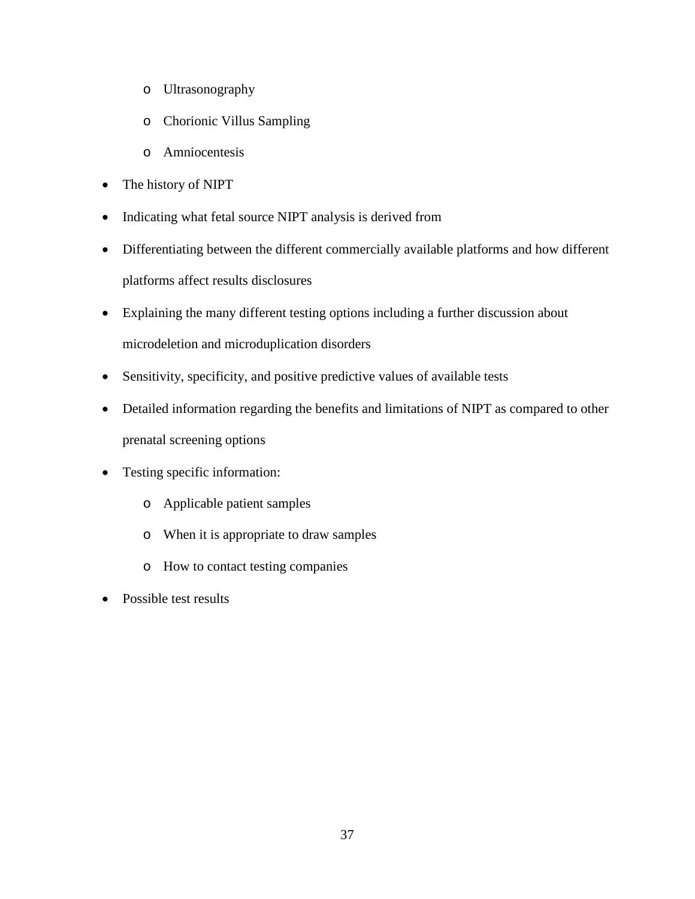- Ultrasonography
    - Chorionic Villus Sampling
    - Amniocentesis
- The history of NIPT
- Indicating what fetal source NIPT analysis is derived from
- Differentiating between the different commercially available platforms and how different platforms affect results disclosures
- Explaining the many different testing options including a further discussion about microdeletion and microduplication disorders
- Sensitivity, specificity, and positive predictive values of available tests
- Detailed information regarding the benefits and limitations of NIPT as compared to other prenatal screening options
- Testing specific information:
    - Applicable patient samples
    - When it is appropriate to draw samples
    - How to contact testing companies
- Possible test results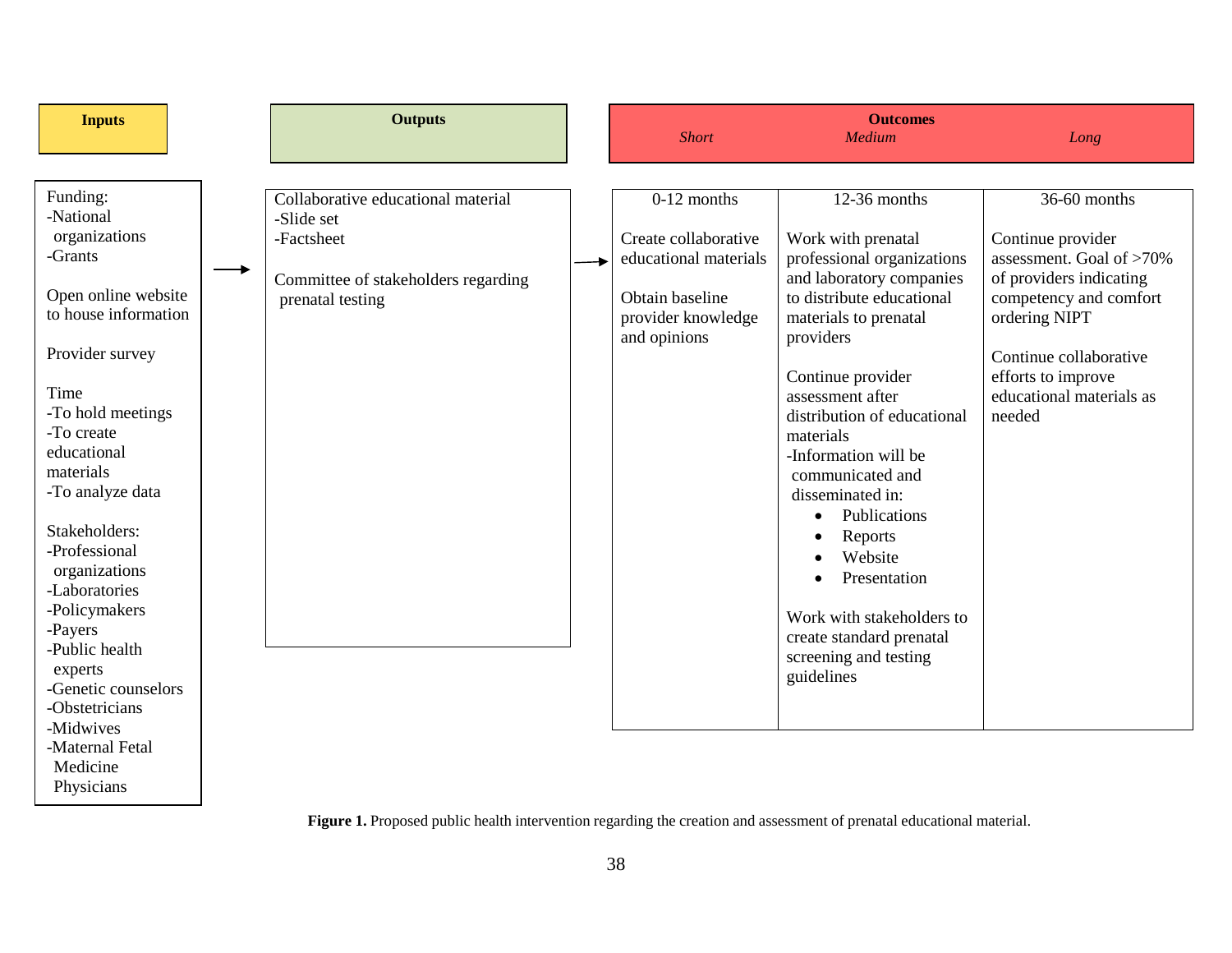| Inputs | | Outputs | | Outcomes | | |
|---|---|---|---|---|---|---|
| | | | | *Short* | *Medium* | *Long* |
| | | | | 0-12 months | 12-36 months | 36-60 months |
| Funding:<br>-National organizations<br>-Grants<br><br>Open online website to house information<br><br>Provider survey<br><br>Time<br>-To hold meetings<br>-To create educational materials<br>-To analyze data<br><br>Stakeholders:<br>-Professional organizations<br>-Laboratories<br>-Policymakers<br>-Payers<br>-Public health experts<br>-Genetic counselors<br>-Obstetricians<br>-Midwives<br>-Maternal Fetal Medicine Physicians | → | Collaborative educational material<br>-Slide set<br>-Factsheet<br><br>Committee of stakeholders regarding prenatal testing | → | Create collaborative educational materials<br><br>Obtain baseline provider knowledge and opinions | Work with prenatal professional organizations and laboratory companies to distribute educational materials to prenatal providers<br><br>Continue provider assessment after distribution of educational materials<br>-Information will be communicated and disseminated in:<br>• Publications<br>• Reports<br>• Website<br>• Presentation<br><br>Work with stakeholders to create standard prenatal screening and testing guidelines | Continue provider assessment. Goal of >70% of providers indicating competency and comfort ordering NIPT<br><br>Continue collaborative efforts to improve educational materials as needed |

**Figure 1.** Proposed public health intervention regarding the creation and assessment of prenatal educational material.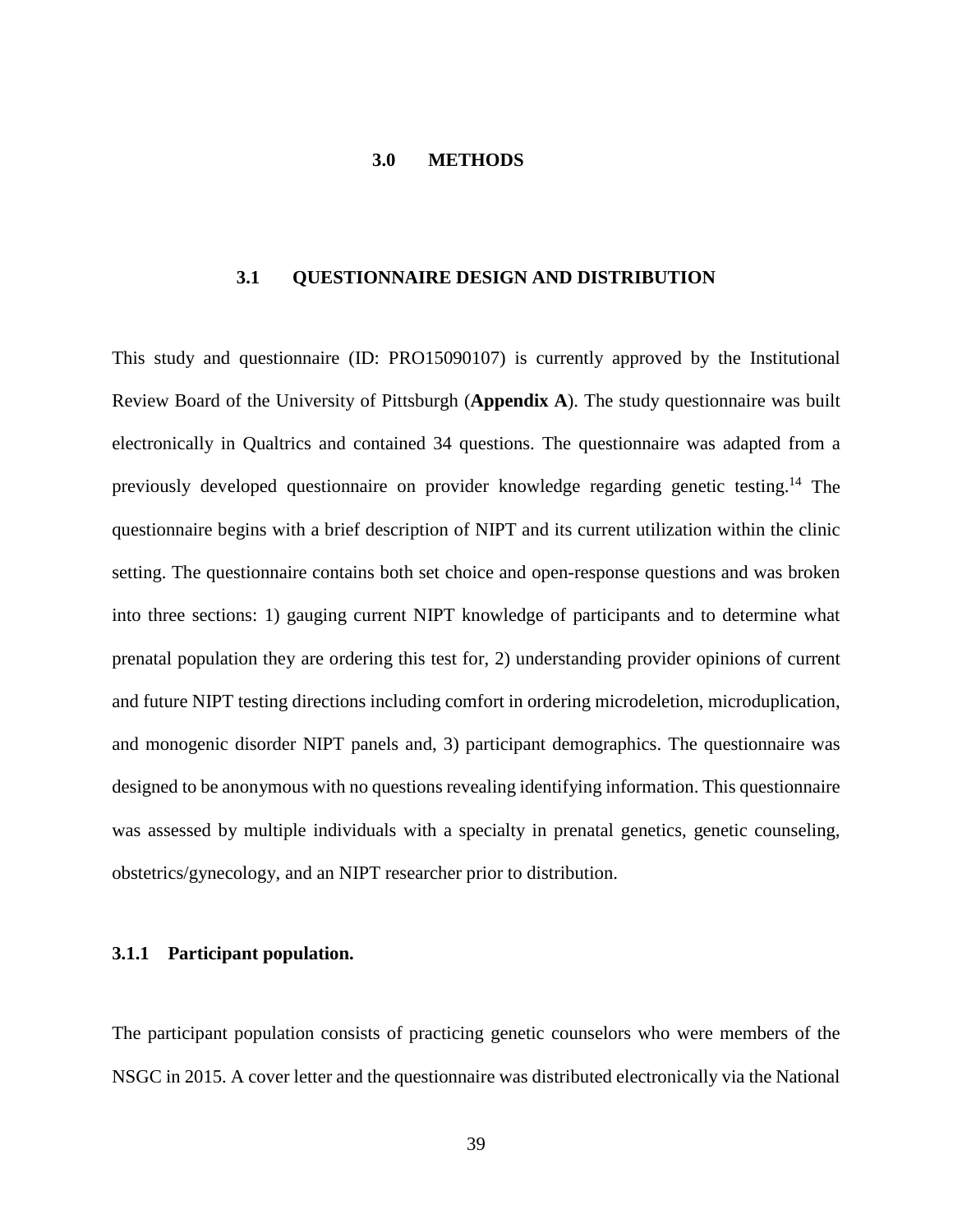# 3.0 METHODS

## 3.1 QUESTIONNAIRE DESIGN AND DISTRIBUTION

This study and questionnaire (ID: PRO15090107) is currently approved by the Institutional Review Board of the University of Pittsburgh (**Appendix A**). The study questionnaire was built electronically in Qualtrics and contained 34 questions. The questionnaire was adapted from a previously developed questionnaire on provider knowledge regarding genetic testing.[14] The questionnaire begins with a brief description of NIPT and its current utilization within the clinic setting. The questionnaire contains both set choice and open-response questions and was broken into three sections: 1) gauging current NIPT knowledge of participants and to determine what prenatal population they are ordering this test for, 2) understanding provider opinions of current and future NIPT testing directions including comfort in ordering microdeletion, microduplication, and monogenic disorder NIPT panels and, 3) participant demographics. The questionnaire was designed to be anonymous with no questions revealing identifying information. This questionnaire was assessed by multiple individuals with a specialty in prenatal genetics, genetic counseling, obstetrics/gynecology, and an NIPT researcher prior to distribution.

### 3.1.1 Participant population.

The participant population consists of practicing genetic counselors who were members of the NSGC in 2015. A cover letter and the questionnaire was distributed electronically via the National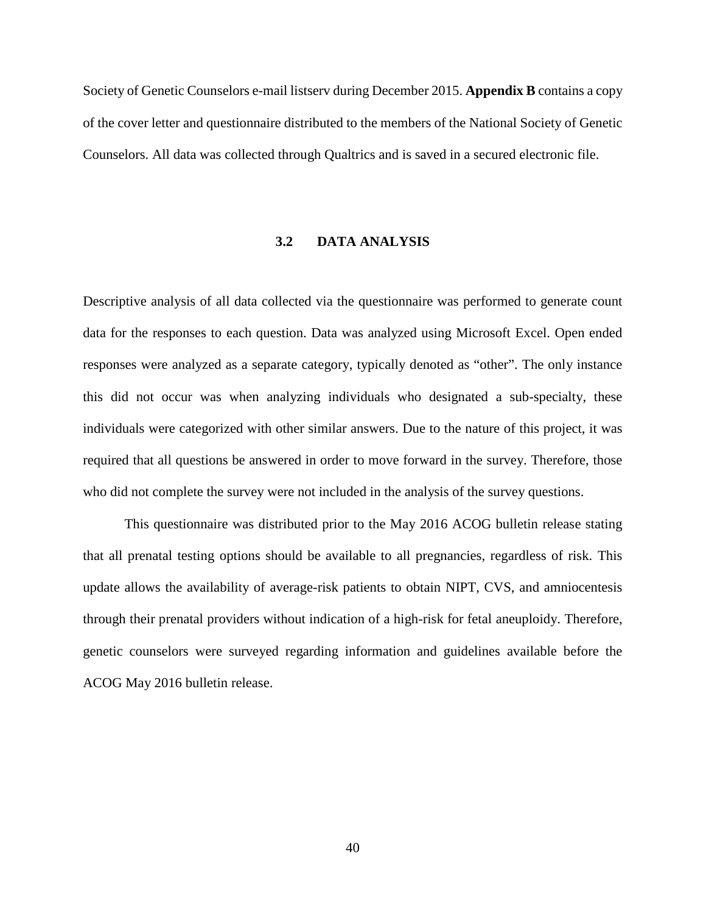Society of Genetic Counselors e-mail listserv during December 2015. **Appendix B** contains a copy of the cover letter and questionnaire distributed to the members of the National Society of Genetic Counselors. All data was collected through Qualtrics and is saved in a secured electronic file.

### 3.2 DATA ANALYSIS

Descriptive analysis of all data collected via the questionnaire was performed to generate count data for the responses to each question. Data was analyzed using Microsoft Excel. Open ended responses were analyzed as a separate category, typically denoted as "other". The only instance this did not occur was when analyzing individuals who designated a sub-specialty, these individuals were categorized with other similar answers. Due to the nature of this project, it was required that all questions be answered in order to move forward in the survey. Therefore, those who did not complete the survey were not included in the analysis of the survey questions.

This questionnaire was distributed prior to the May 2016 ACOG bulletin release stating that all prenatal testing options should be available to all pregnancies, regardless of risk. This update allows the availability of average-risk patients to obtain NIPT, CVS, and amniocentesis through their prenatal providers without indication of a high-risk for fetal aneuploidy. Therefore, genetic counselors were surveyed regarding information and guidelines available before the ACOG May 2016 bulletin release.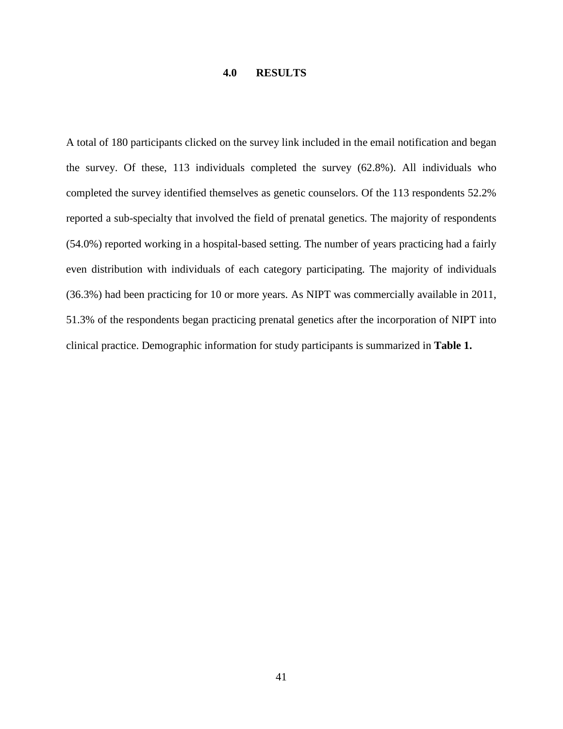# 4.0 RESULTS

A total of 180 participants clicked on the survey link included in the email notification and began the survey. Of these, 113 individuals completed the survey (62.8%). All individuals who completed the survey identified themselves as genetic counselors. Of the 113 respondents 52.2% reported a sub-specialty that involved the field of prenatal genetics. The majority of respondents (54.0%) reported working in a hospital-based setting. The number of years practicing had a fairly even distribution with individuals of each category participating. The majority of individuals (36.3%) had been practicing for 10 or more years. As NIPT was commercially available in 2011, 51.3% of the respondents began practicing prenatal genetics after the incorporation of NIPT into clinical practice. Demographic information for study participants is summarized in **Table 1.**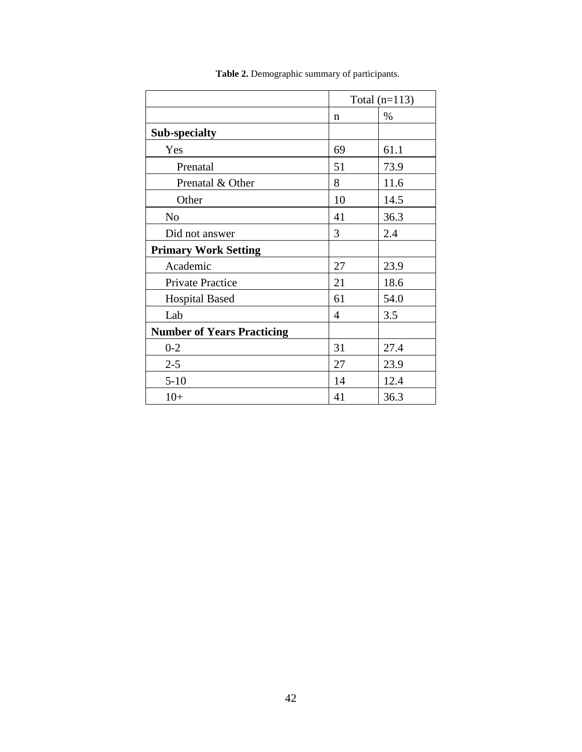**Table 2.** Demographic summary of participants.

| | Total (n=113) | |
|---|---|---|
| | n | % |
| **Sub-specialty** | | |
| Yes | 69 | 61.1 |
| Prenatal | 51 | 73.9 |
| Prenatal & Other | 8 | 11.6 |
| Other | 10 | 14.5 |
| No | 41 | 36.3 |
| Did not answer | 3 | 2.4 |
| **Primary Work Setting** | | |
| Academic | 27 | 23.9 |
| Private Practice | 21 | 18.6 |
| Hospital Based | 61 | 54.0 |
| Lab | 4 | 3.5 |
| **Number of Years Practicing** | | |
| 0-2 | 31 | 27.4 |
| 2-5 | 27 | 23.9 |
| 5-10 | 14 | 12.4 |
| 10+ | 41 | 36.3 |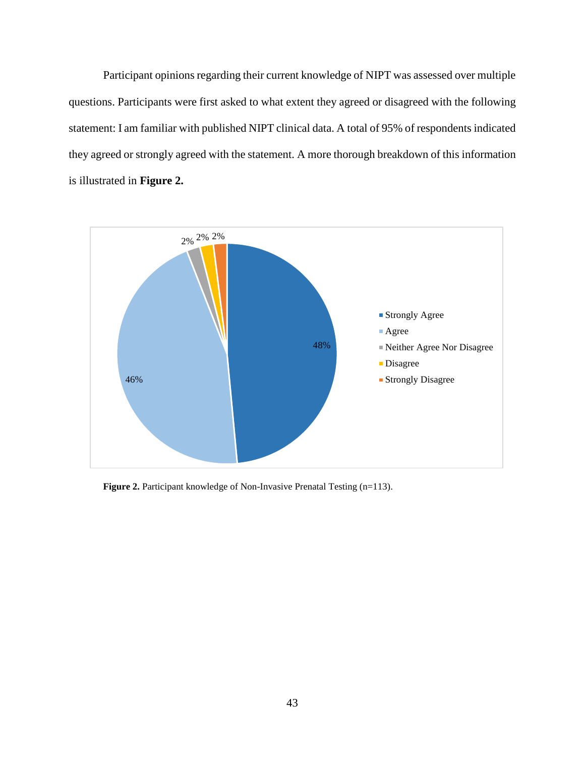Participant opinions regarding their current knowledge of NIPT was assessed over multiple questions. Participants were first asked to what extent they agreed or disagreed with the following statement: I am familiar with published NIPT clinical data. A total of 95% of respondents indicated they agreed or strongly agreed with the statement. A more thorough breakdown of this information is illustrated in **Figure 2.**

**Figure 2.** Participant knowledge of Non-Invasive Prenatal Testing (n=113).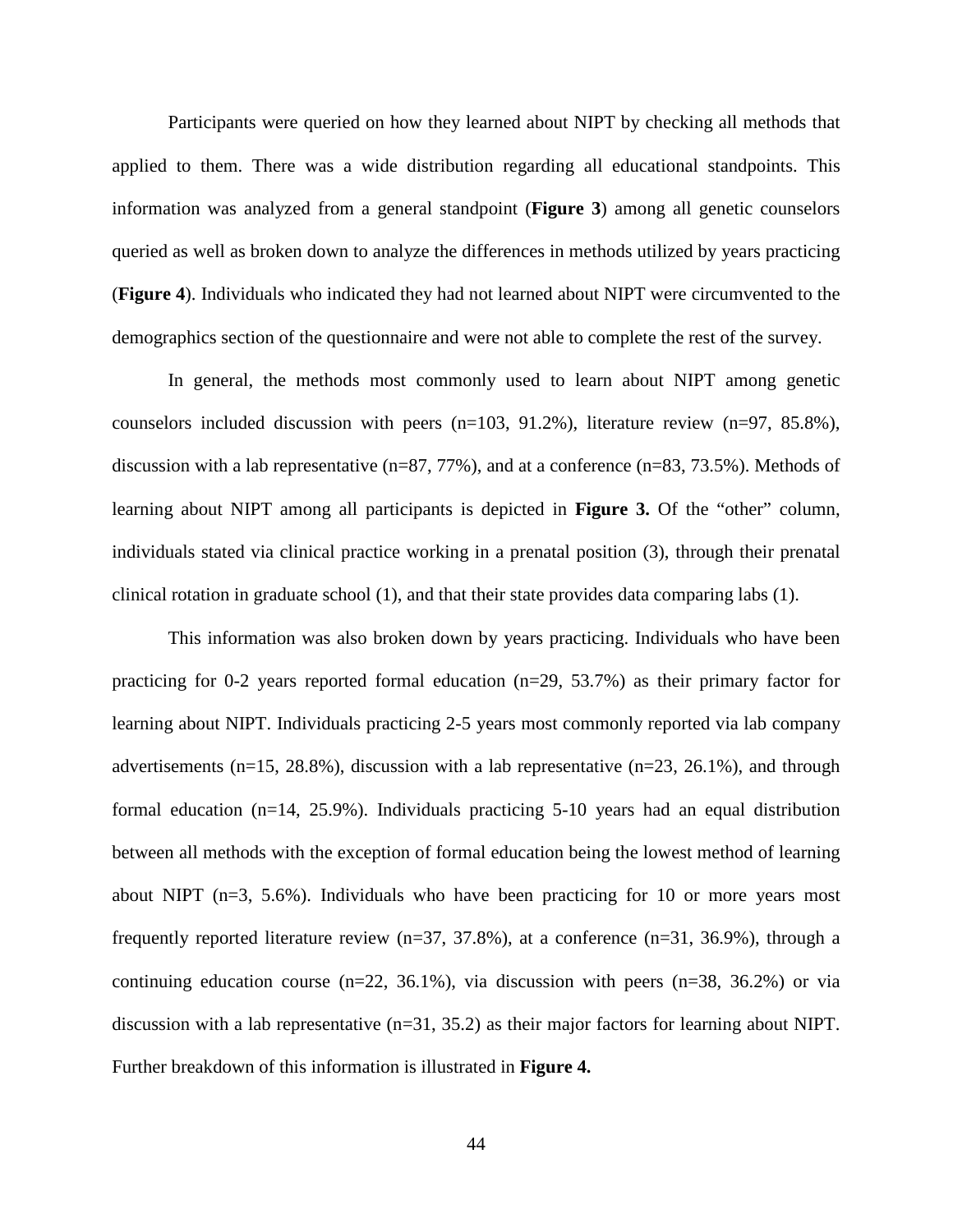Participants were queried on how they learned about NIPT by checking all methods that applied to them. There was a wide distribution regarding all educational standpoints. This information was analyzed from a general standpoint (**Figure 3**) among all genetic counselors queried as well as broken down to analyze the differences in methods utilized by years practicing (**Figure 4**). Individuals who indicated they had not learned about NIPT were circumvented to the demographics section of the questionnaire and were not able to complete the rest of the survey.

In general, the methods most commonly used to learn about NIPT among genetic counselors included discussion with peers (n=103, 91.2%), literature review (n=97, 85.8%), discussion with a lab representative (n=87, 77%), and at a conference (n=83, 73.5%). Methods of learning about NIPT among all participants is depicted in **Figure 3.** Of the "other" column, individuals stated via clinical practice working in a prenatal position (3), through their prenatal clinical rotation in graduate school (1), and that their state provides data comparing labs (1).

This information was also broken down by years practicing. Individuals who have been practicing for 0-2 years reported formal education (n=29, 53.7%) as their primary factor for learning about NIPT. Individuals practicing 2-5 years most commonly reported via lab company advertisements (n=15, 28.8%), discussion with a lab representative (n=23, 26.1%), and through formal education (n=14, 25.9%). Individuals practicing 5-10 years had an equal distribution between all methods with the exception of formal education being the lowest method of learning about NIPT (n=3, 5.6%). Individuals who have been practicing for 10 or more years most frequently reported literature review (n=37, 37.8%), at a conference (n=31, 36.9%), through a continuing education course (n=22, 36.1%), via discussion with peers (n=38, 36.2%) or via discussion with a lab representative (n=31, 35.2) as their major factors for learning about NIPT. Further breakdown of this information is illustrated in **Figure 4.**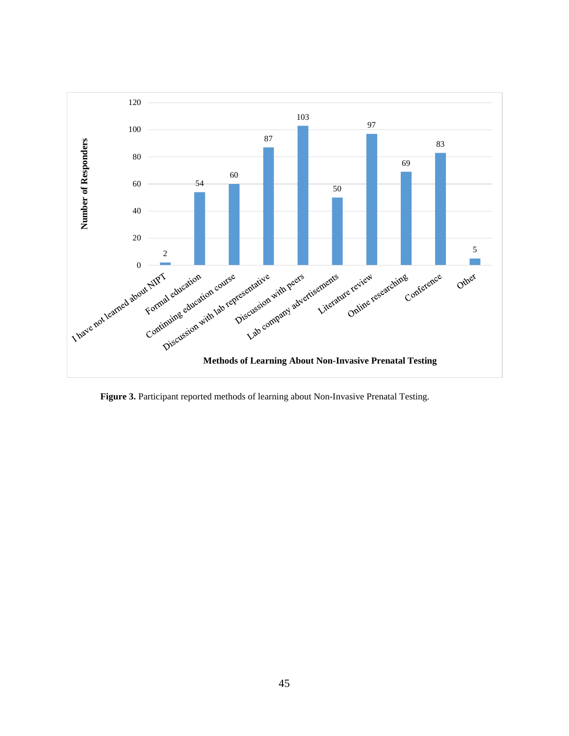| Methods of Learning About Non-Invasive Prenatal Testing | Number of Responders |
| --- | --- |
| I have not learned about NIPT | 2 |
| Formal education | 54 |
| Continuing education course | 60 |
| Discussion with lab representative | 87 |
| Discussion with peers | 103 |
| Lab company advertisements | 50 |
| Literature review | 97 |
| Online researching | 69 |
| Conference | 83 |
| Other | 5 |

**Figure 3.** Participant reported methods of learning about Non-Invasive Prenatal Testing.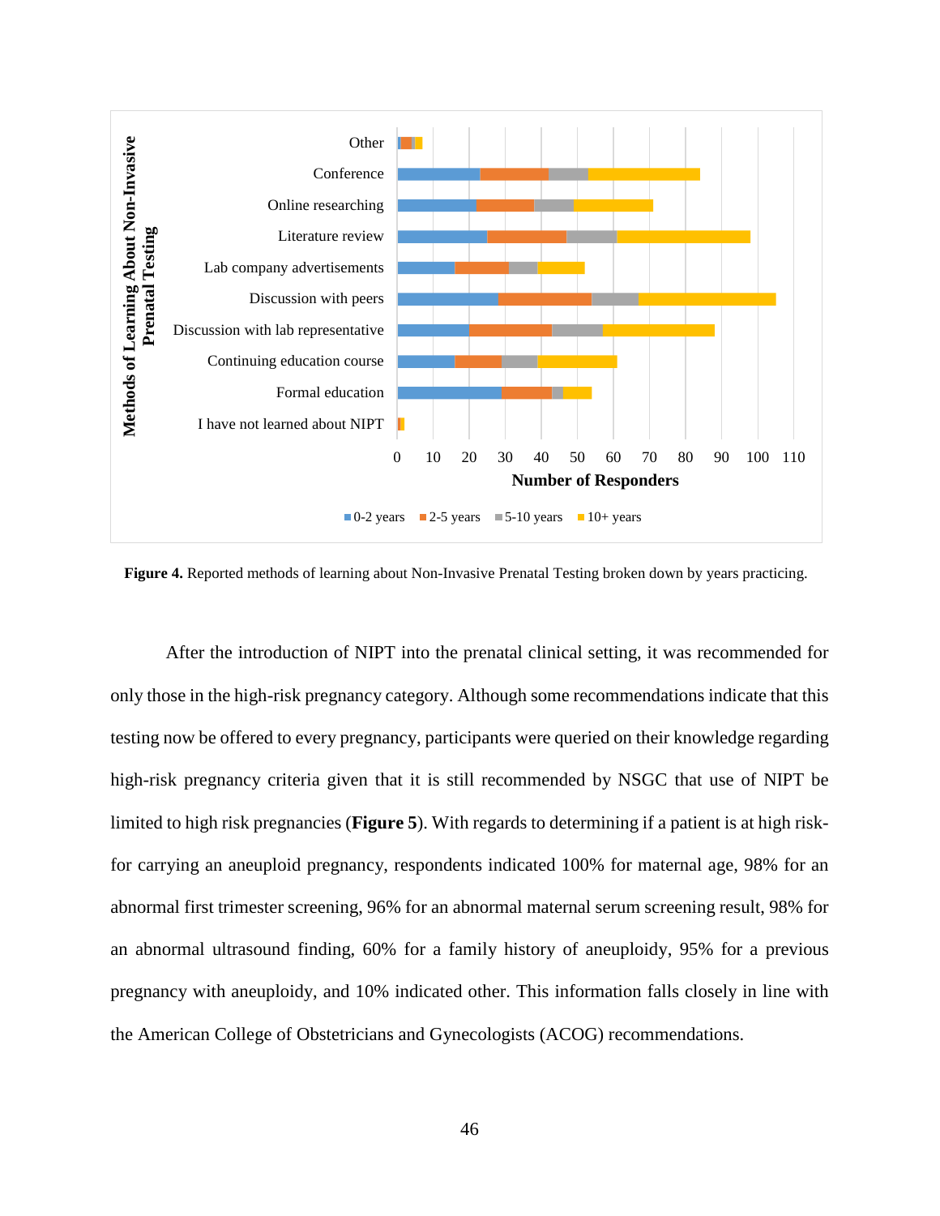**Figure 4.** Reported methods of learning about Non-Invasive Prenatal Testing broken down by years practicing.

After the introduction of NIPT into the prenatal clinical setting, it was recommended for only those in the high-risk pregnancy category. Although some recommendations indicate that this testing now be offered to every pregnancy, participants were queried on their knowledge regarding high-risk pregnancy criteria given that it is still recommended by NSGC that use of NIPT be limited to high risk pregnancies (**Figure 5**). With regards to determining if a patient is at high risk-for carrying an aneuploid pregnancy, respondents indicated 100% for maternal age, 98% for an abnormal first trimester screening, 96% for an abnormal maternal serum screening result, 98% for an abnormal ultrasound finding, 60% for a family history of aneuploidy, 95% for a previous pregnancy with aneuploidy, and 10% indicated other. This information falls closely in line with the American College of Obstetricians and Gynecologists (ACOG) recommendations.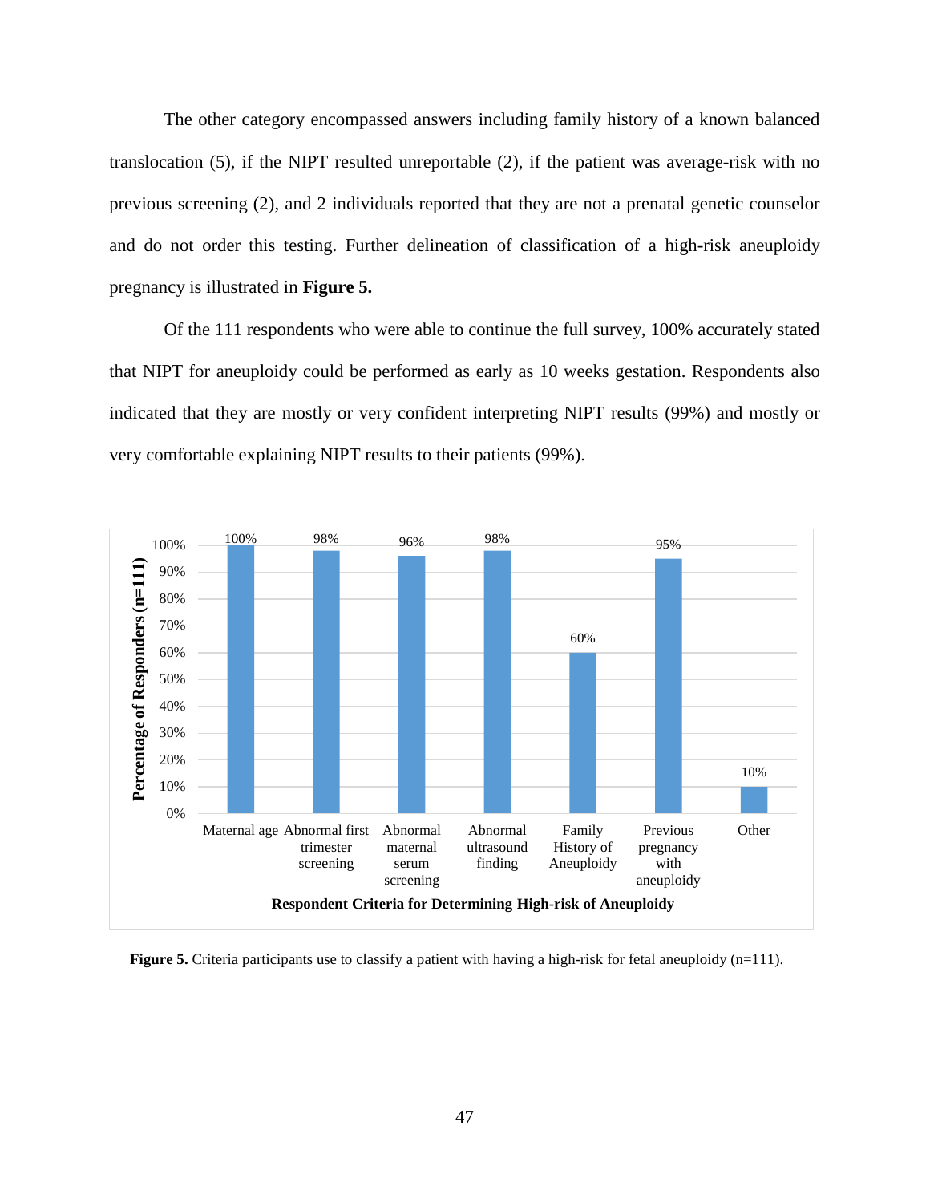The other category encompassed answers including family history of a known balanced translocation (5), if the NIPT resulted unreportable (2), if the patient was average-risk with no previous screening (2), and 2 individuals reported that they are not a prenatal genetic counselor and do not order this testing. Further delineation of classification of a high-risk aneuploidy pregnancy is illustrated in **Figure 5.**

Of the 111 respondents who were able to continue the full survey, 100% accurately stated that NIPT for aneuploidy could be performed as early as 10 weeks gestation. Respondents also indicated that they are mostly or very confident interpreting NIPT results (99%) and mostly or very comfortable explaining NIPT results to their patients (99%).

| Respondent Criteria for Determining High-risk of Aneuploidy | Percentage of Responders (n=111) |
|---|---|
| Maternal age | 100% |
| Abnormal first trimester screening | 98% |
| Abnormal maternal serum screening | 96% |
| Abnormal ultrasound finding | 98% |
| Family History of Aneuploidy | 60% |
| Previous pregnancy with aneuploidy | 95% |
| Other | 10% |

**Figure 5.** Criteria participants use to classify a patient with having a high-risk for fetal aneuploidy (n=111).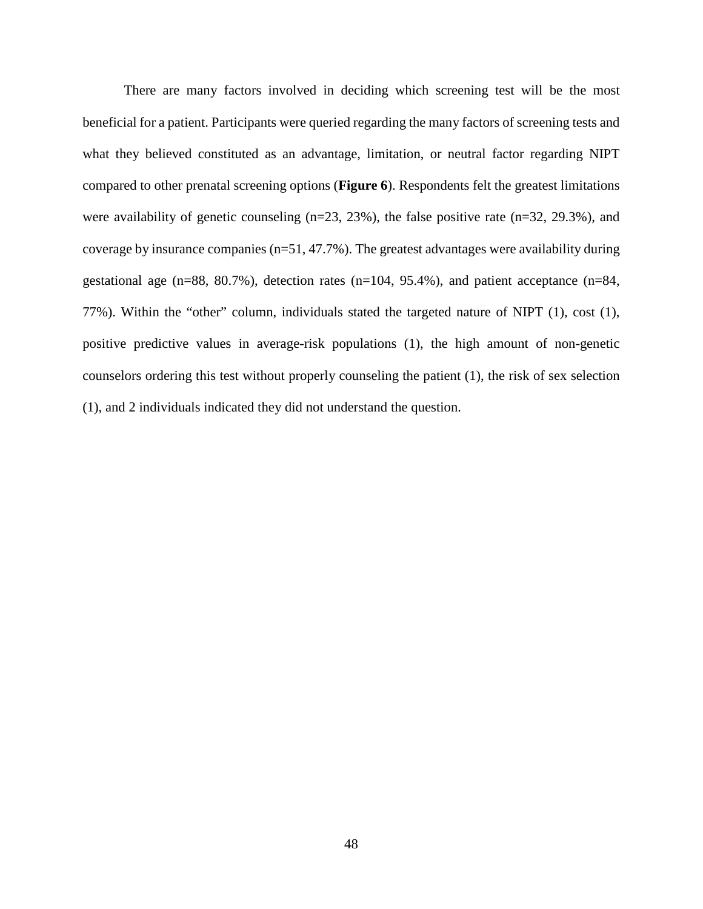There are many factors involved in deciding which screening test will be the most beneficial for a patient. Participants were queried regarding the many factors of screening tests and what they believed constituted as an advantage, limitation, or neutral factor regarding NIPT compared to other prenatal screening options (**Figure 6**). Respondents felt the greatest limitations were availability of genetic counseling (n=23, 23%), the false positive rate (n=32, 29.3%), and coverage by insurance companies (n=51, 47.7%). The greatest advantages were availability during gestational age (n=88, 80.7%), detection rates (n=104, 95.4%), and patient acceptance (n=84, 77%). Within the "other" column, individuals stated the targeted nature of NIPT (1), cost (1), positive predictive values in average-risk populations (1), the high amount of non-genetic counselors ordering this test without properly counseling the patient (1), the risk of sex selection (1), and 2 individuals indicated they did not understand the question.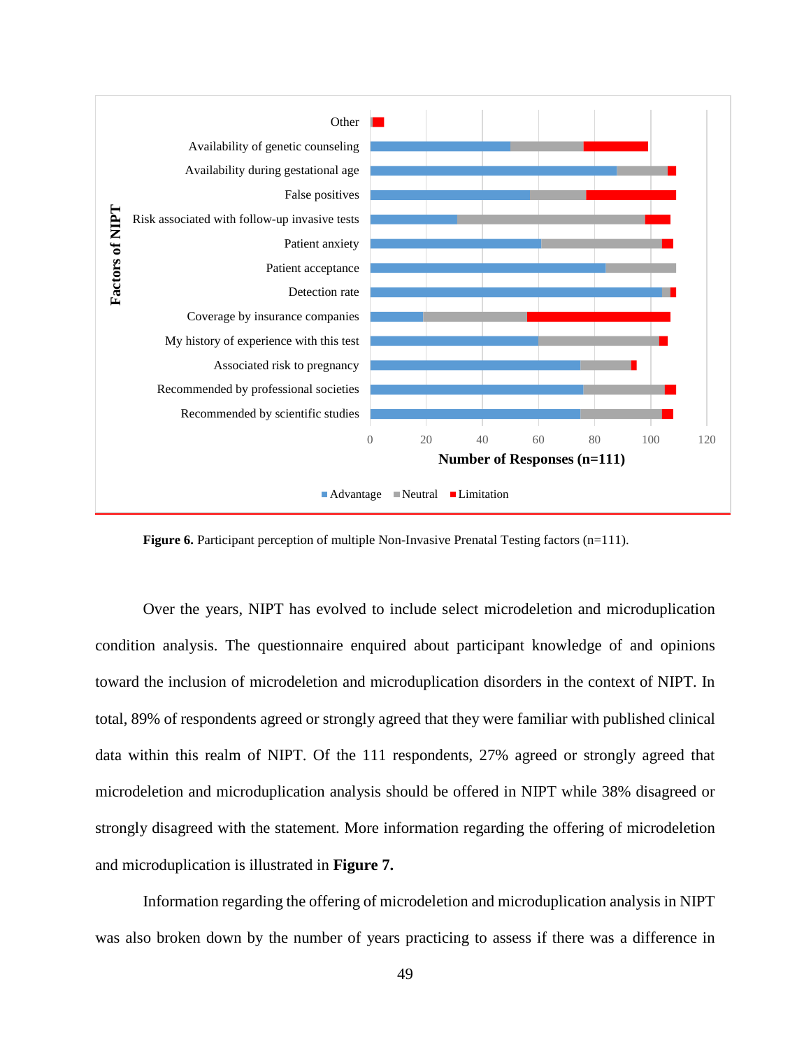**Figure 6.** Participant perception of multiple Non-Invasive Prenatal Testing factors (n=111).

Over the years, NIPT has evolved to include select microdeletion and microduplication condition analysis. The questionnaire enquired about participant knowledge of and opinions toward the inclusion of microdeletion and microduplication disorders in the context of NIPT. In total, 89% of respondents agreed or strongly agreed that they were familiar with published clinical data within this realm of NIPT. Of the 111 respondents, 27% agreed or strongly agreed that microdeletion and microduplication analysis should be offered in NIPT while 38% disagreed or strongly disagreed with the statement. More information regarding the offering of microdeletion and microduplication is illustrated in **Figure 7.**

Information regarding the offering of microdeletion and microduplication analysis in NIPT was also broken down by the number of years practicing to assess if there was a difference in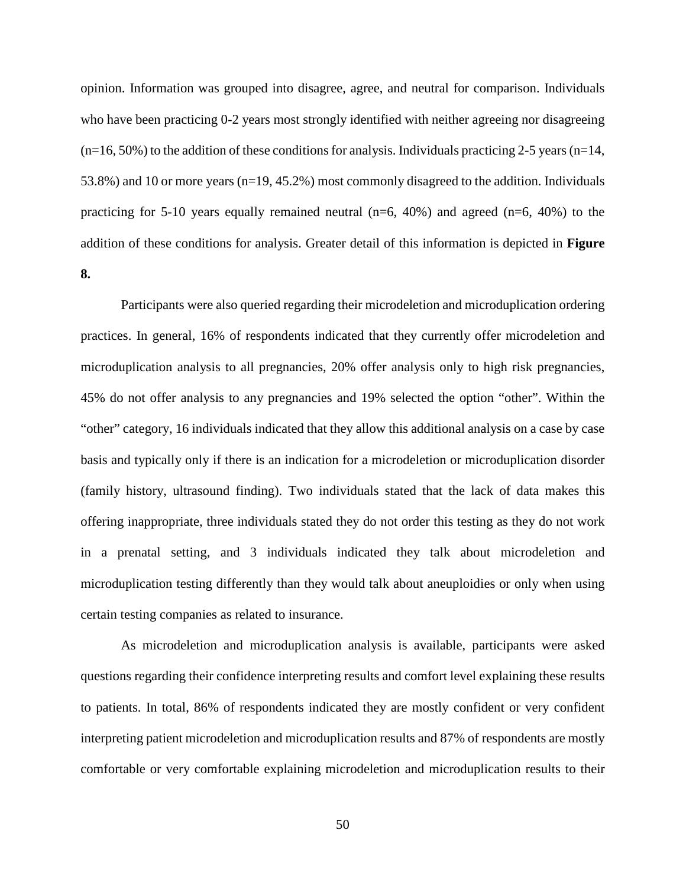opinion. Information was grouped into disagree, agree, and neutral for comparison. Individuals who have been practicing 0-2 years most strongly identified with neither agreeing nor disagreeing (n=16, 50%) to the addition of these conditions for analysis. Individuals practicing 2-5 years (n=14, 53.8%) and 10 or more years (n=19, 45.2%) most commonly disagreed to the addition. Individuals practicing for 5-10 years equally remained neutral (n=6, 40%) and agreed (n=6, 40%) to the addition of these conditions for analysis. Greater detail of this information is depicted in **Figure 8.**

Participants were also queried regarding their microdeletion and microduplication ordering practices. In general, 16% of respondents indicated that they currently offer microdeletion and microduplication analysis to all pregnancies, 20% offer analysis only to high risk pregnancies, 45% do not offer analysis to any pregnancies and 19% selected the option "other". Within the "other" category, 16 individuals indicated that they allow this additional analysis on a case by case basis and typically only if there is an indication for a microdeletion or microduplication disorder (family history, ultrasound finding). Two individuals stated that the lack of data makes this offering inappropriate, three individuals stated they do not order this testing as they do not work in a prenatal setting, and 3 individuals indicated they talk about microdeletion and microduplication testing differently than they would talk about aneuploidies or only when using certain testing companies as related to insurance.

As microdeletion and microduplication analysis is available, participants were asked questions regarding their confidence interpreting results and comfort level explaining these results to patients. In total, 86% of respondents indicated they are mostly confident or very confident interpreting patient microdeletion and microduplication results and 87% of respondents are mostly comfortable or very comfortable explaining microdeletion and microduplication results to their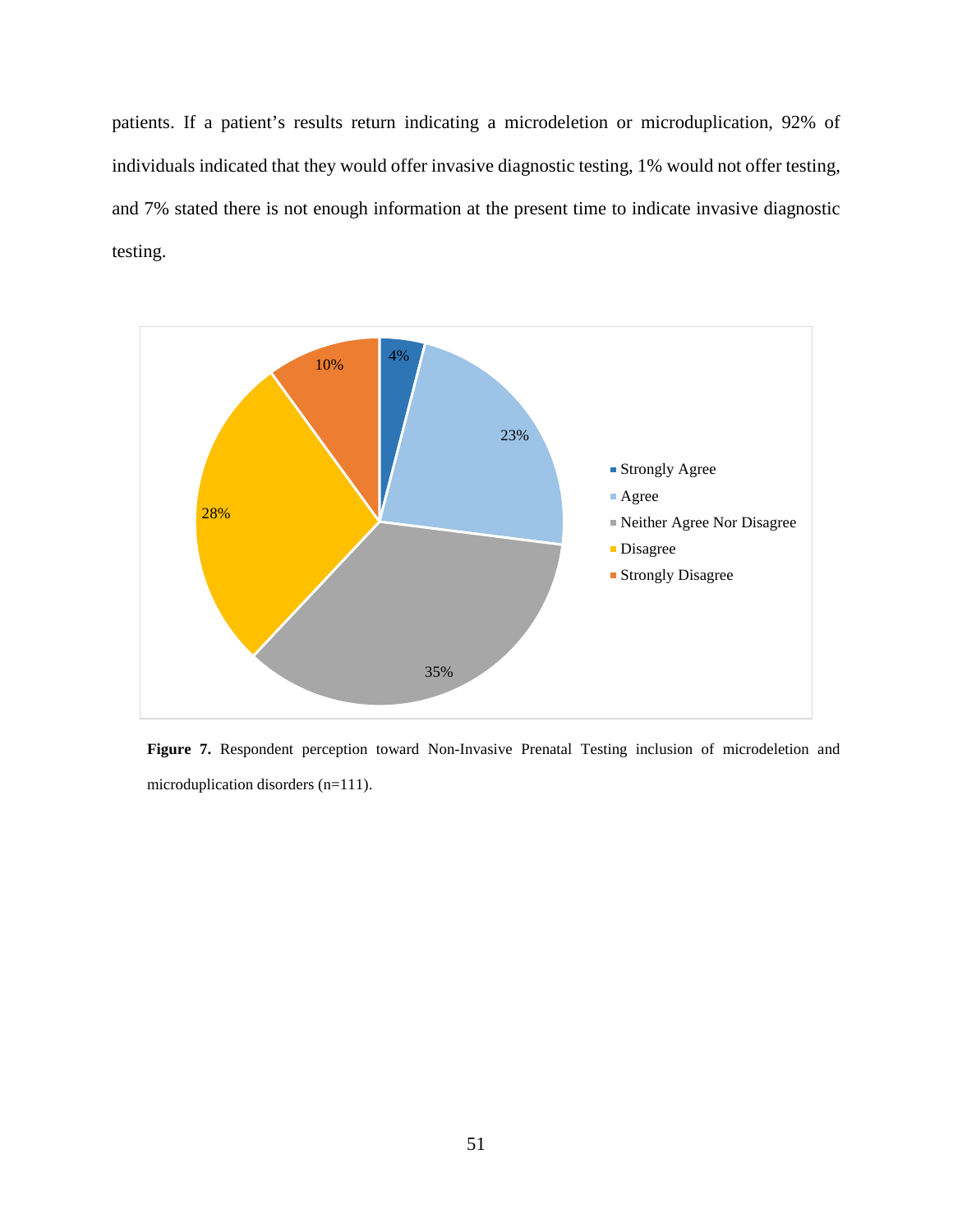patients. If a patient's results return indicating a microdeletion or microduplication, 92% of individuals indicated that they would offer invasive diagnostic testing, 1% would not offer testing, and 7% stated there is not enough information at the present time to indicate invasive diagnostic testing.

**Figure 7.** Respondent perception toward Non-Invasive Prenatal Testing inclusion of microdeletion and microduplication disorders (n=111).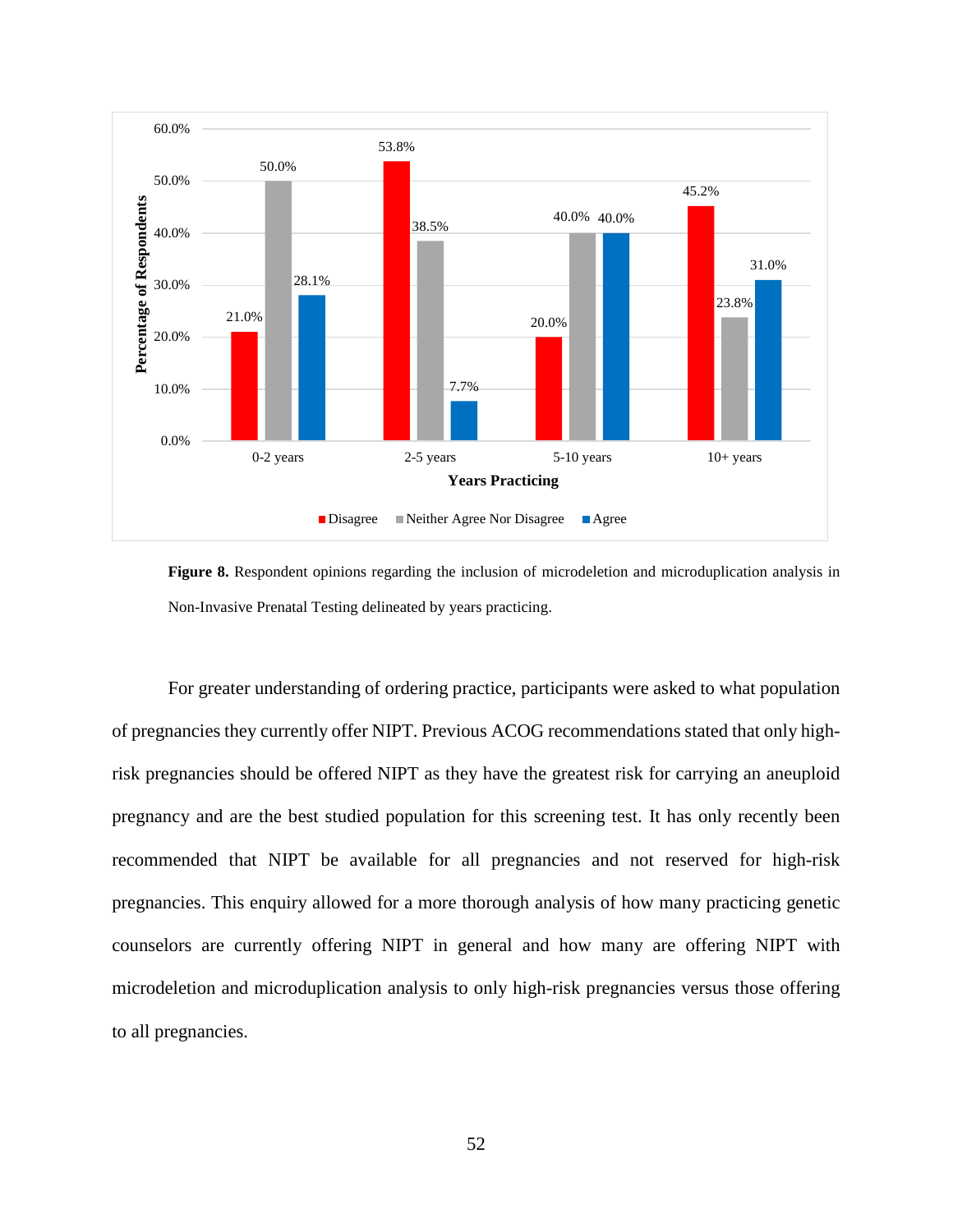| Years Practicing | Disagree | Neither Agree Nor Disagree | Agree |
|---|---|---|---|
| 0-2 years | 21.0% | 50.0% | 28.1% |
| 2-5 years | 53.8% | 38.5% | 7.7% |
| 5-10 years | 20.0% | 40.0% | 40.0% |
| 10+ years | 45.2% | 23.8% | 31.0% |

**Figure 8.** Respondent opinions regarding the inclusion of microdeletion and microduplication analysis in Non-Invasive Prenatal Testing delineated by years practicing.

For greater understanding of ordering practice, participants were asked to what population of pregnancies they currently offer NIPT. Previous ACOG recommendations stated that only high-risk pregnancies should be offered NIPT as they have the greatest risk for carrying an aneuploid pregnancy and are the best studied population for this screening test. It has only recently been recommended that NIPT be available for all pregnancies and not reserved for high-risk pregnancies. This enquiry allowed for a more thorough analysis of how many practicing genetic counselors are currently offering NIPT in general and how many are offering NIPT with microdeletion and microduplication analysis to only high-risk pregnancies versus those offering to all pregnancies.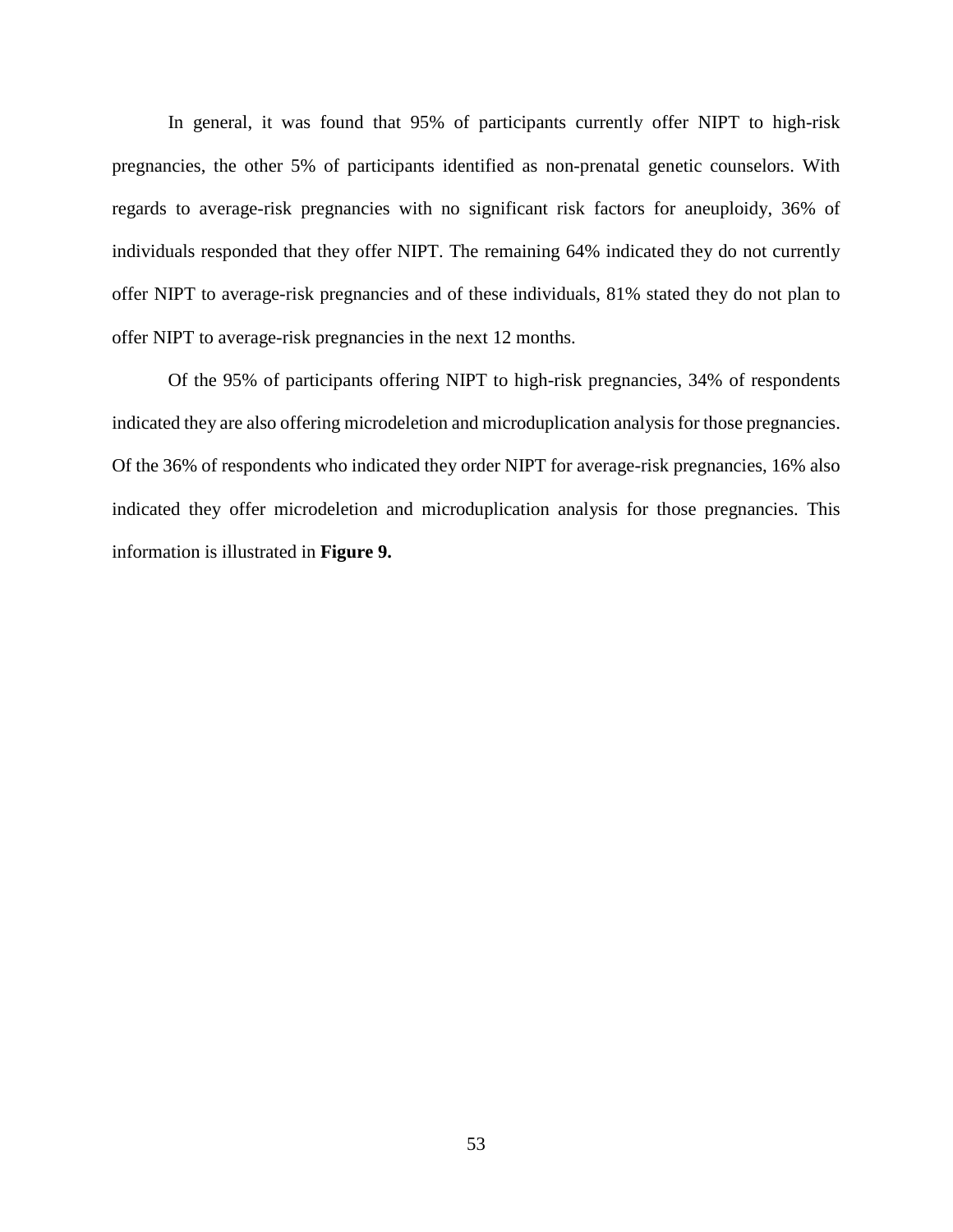In general, it was found that 95% of participants currently offer NIPT to high-risk pregnancies, the other 5% of participants identified as non-prenatal genetic counselors. With regards to average-risk pregnancies with no significant risk factors for aneuploidy, 36% of individuals responded that they offer NIPT. The remaining 64% indicated they do not currently offer NIPT to average-risk pregnancies and of these individuals, 81% stated they do not plan to offer NIPT to average-risk pregnancies in the next 12 months.

Of the 95% of participants offering NIPT to high-risk pregnancies, 34% of respondents indicated they are also offering microdeletion and microduplication analysis for those pregnancies. Of the 36% of respondents who indicated they order NIPT for average-risk pregnancies, 16% also indicated they offer microdeletion and microduplication analysis for those pregnancies. This information is illustrated in **Figure 9.**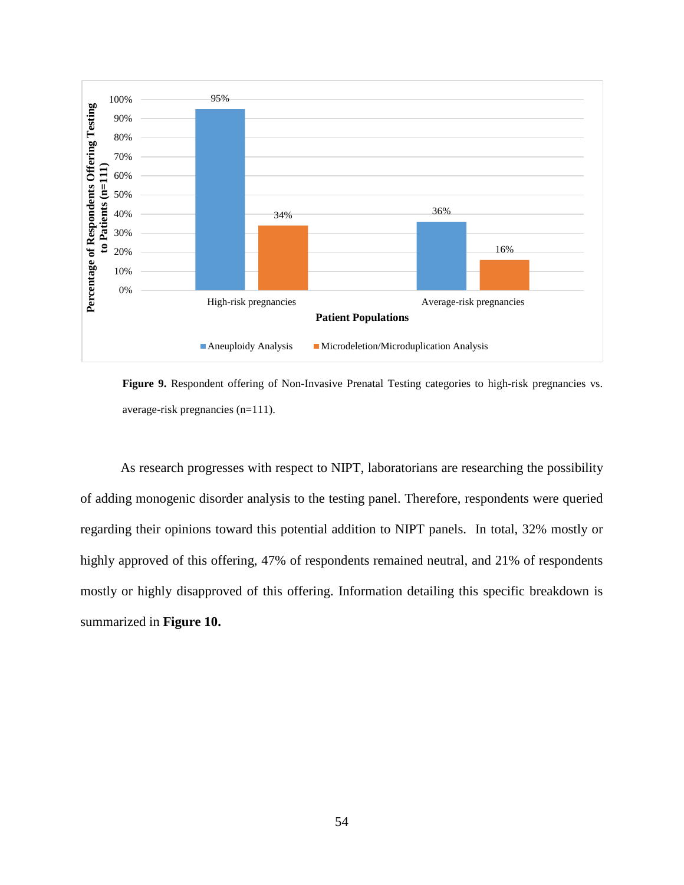**Figure 9.** Respondent offering of Non-Invasive Prenatal Testing categories to high-risk pregnancies vs. average-risk pregnancies (n=111).

As research progresses with respect to NIPT, laboratorians are researching the possibility of adding monogenic disorder analysis to the testing panel. Therefore, respondents were queried regarding their opinions toward this potential addition to NIPT panels. In total, 32% mostly or highly approved of this offering, 47% of respondents remained neutral, and 21% of respondents mostly or highly disapproved of this offering. Information detailing this specific breakdown is summarized in **Figure 10.**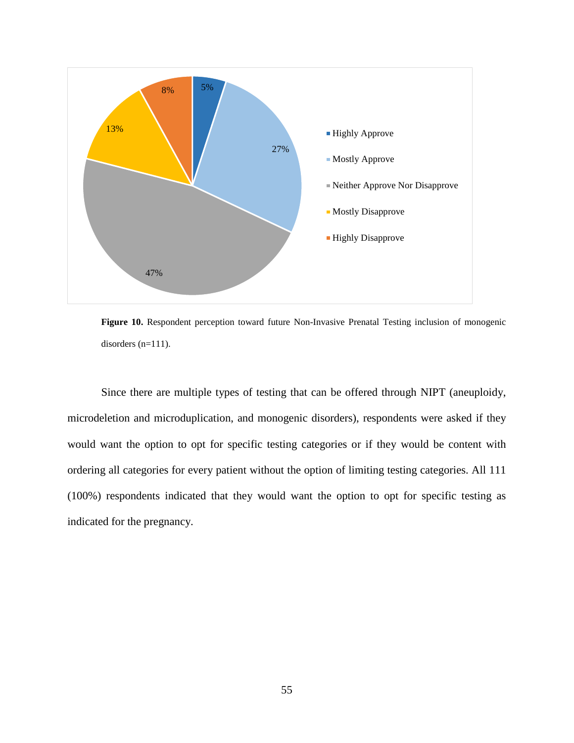**Figure 10.** Respondent perception toward future Non-Invasive Prenatal Testing inclusion of monogenic disorders (n=111).

Since there are multiple types of testing that can be offered through NIPT (aneuploidy, microdeletion and microduplication, and monogenic disorders), respondents were asked if they would want the option to opt for specific testing categories or if they would be content with ordering all categories for every patient without the option of limiting testing categories. All 111 (100%) respondents indicated that they would want the option to opt for specific testing as indicated for the pregnancy.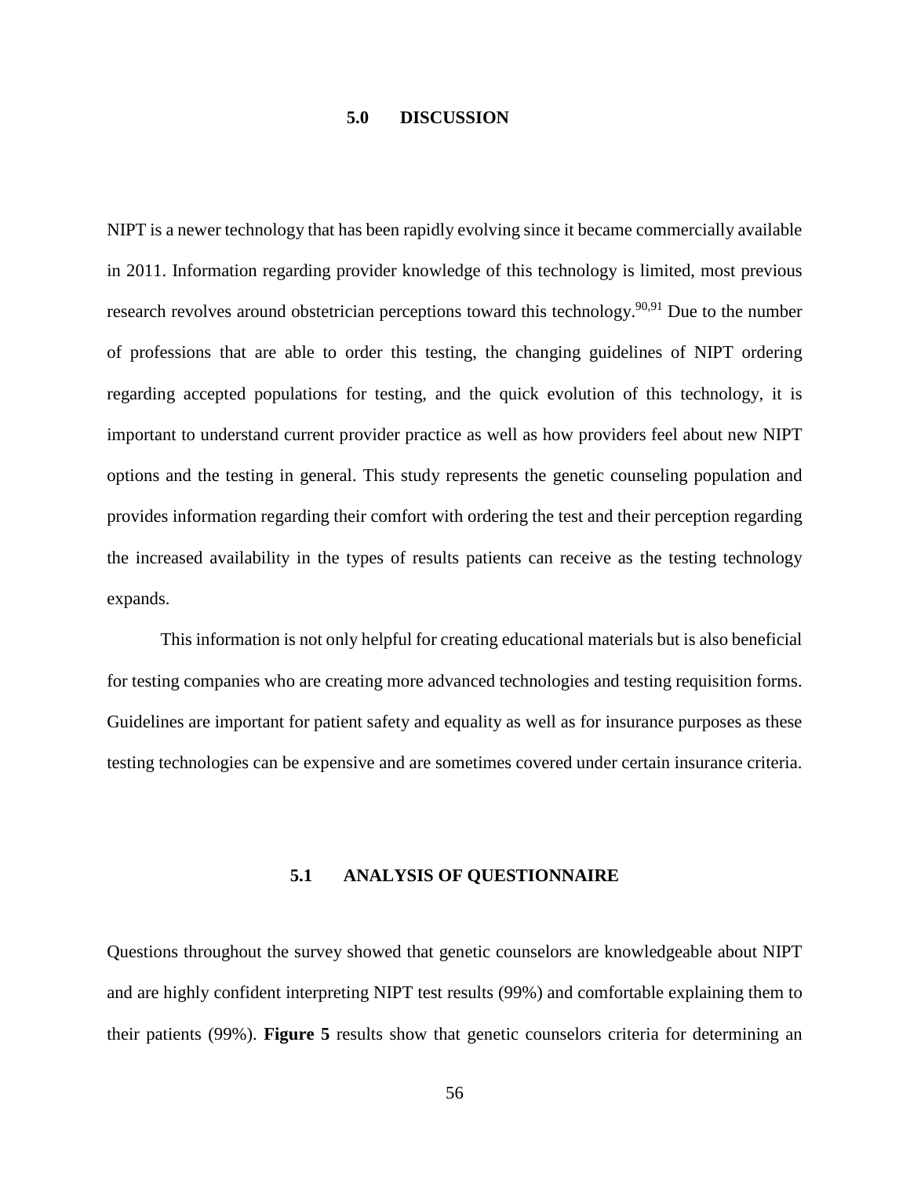# 5.0 DISCUSSION

NIPT is a newer technology that has been rapidly evolving since it became commercially available in 2011. Information regarding provider knowledge of this technology is limited, most previous research revolves around obstetrician perceptions toward this technology.[90,91] Due to the number of professions that are able to order this testing, the changing guidelines of NIPT ordering regarding accepted populations for testing, and the quick evolution of this technology, it is important to understand current provider practice as well as how providers feel about new NIPT options and the testing in general. This study represents the genetic counseling population and provides information regarding their comfort with ordering the test and their perception regarding the increased availability in the types of results patients can receive as the testing technology expands.

This information is not only helpful for creating educational materials but is also beneficial for testing companies who are creating more advanced technologies and testing requisition forms. Guidelines are important for patient safety and equality as well as for insurance purposes as these testing technologies can be expensive and are sometimes covered under certain insurance criteria.

## 5.1 ANALYSIS OF QUESTIONNAIRE

Questions throughout the survey showed that genetic counselors are knowledgeable about NIPT and are highly confident interpreting NIPT test results (99%) and comfortable explaining them to their patients (99%). **Figure 5** results show that genetic counselors criteria for determining an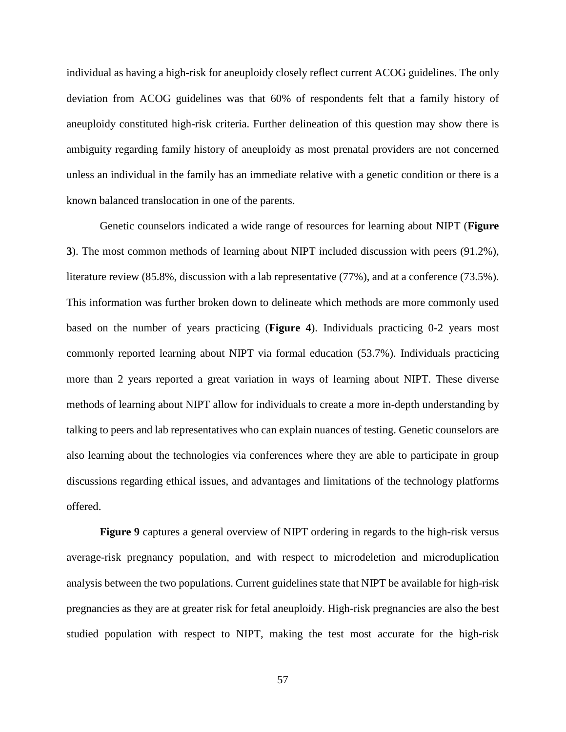individual as having a high-risk for aneuploidy closely reflect current ACOG guidelines. The only deviation from ACOG guidelines was that 60% of respondents felt that a family history of aneuploidy constituted high-risk criteria. Further delineation of this question may show there is ambiguity regarding family history of aneuploidy as most prenatal providers are not concerned unless an individual in the family has an immediate relative with a genetic condition or there is a known balanced translocation in one of the parents.

Genetic counselors indicated a wide range of resources for learning about NIPT (**Figure 3**). The most common methods of learning about NIPT included discussion with peers (91.2%), literature review (85.8%, discussion with a lab representative (77%), and at a conference (73.5%). This information was further broken down to delineate which methods are more commonly used based on the number of years practicing (**Figure 4**). Individuals practicing 0-2 years most commonly reported learning about NIPT via formal education (53.7%). Individuals practicing more than 2 years reported a great variation in ways of learning about NIPT. These diverse methods of learning about NIPT allow for individuals to create a more in-depth understanding by talking to peers and lab representatives who can explain nuances of testing. Genetic counselors are also learning about the technologies via conferences where they are able to participate in group discussions regarding ethical issues, and advantages and limitations of the technology platforms offered.

**Figure 9** captures a general overview of NIPT ordering in regards to the high-risk versus average-risk pregnancy population, and with respect to microdeletion and microduplication analysis between the two populations. Current guidelines state that NIPT be available for high-risk pregnancies as they are at greater risk for fetal aneuploidy. High-risk pregnancies are also the best studied population with respect to NIPT, making the test most accurate for the high-risk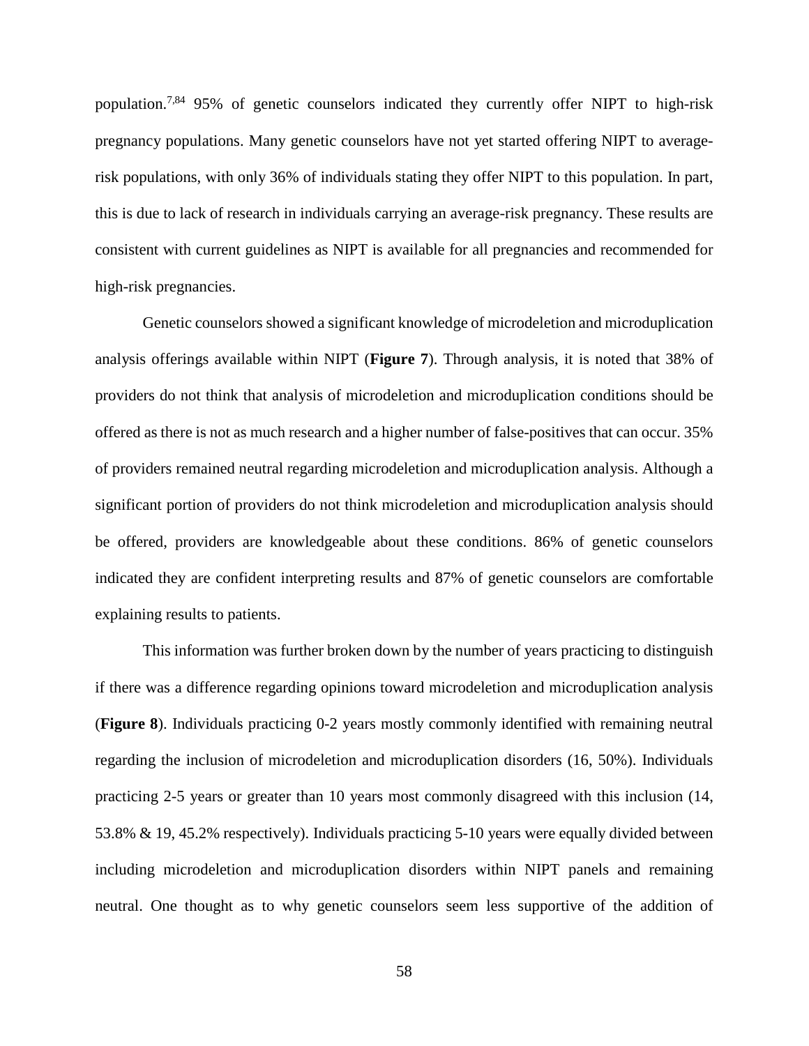population.[7,84] 95% of genetic counselors indicated they currently offer NIPT to high-risk pregnancy populations. Many genetic counselors have not yet started offering NIPT to average-risk populations, with only 36% of individuals stating they offer NIPT to this population. In part, this is due to lack of research in individuals carrying an average-risk pregnancy. These results are consistent with current guidelines as NIPT is available for all pregnancies and recommended for high-risk pregnancies.

Genetic counselors showed a significant knowledge of microdeletion and microduplication analysis offerings available within NIPT (**Figure 7**). Through analysis, it is noted that 38% of providers do not think that analysis of microdeletion and microduplication conditions should be offered as there is not as much research and a higher number of false-positives that can occur. 35% of providers remained neutral regarding microdeletion and microduplication analysis. Although a significant portion of providers do not think microdeletion and microduplication analysis should be offered, providers are knowledgeable about these conditions. 86% of genetic counselors indicated they are confident interpreting results and 87% of genetic counselors are comfortable explaining results to patients.

This information was further broken down by the number of years practicing to distinguish if there was a difference regarding opinions toward microdeletion and microduplication analysis (**Figure 8**). Individuals practicing 0-2 years mostly commonly identified with remaining neutral regarding the inclusion of microdeletion and microduplication disorders (16, 50%). Individuals practicing 2-5 years or greater than 10 years most commonly disagreed with this inclusion (14, 53.8% & 19, 45.2% respectively). Individuals practicing 5-10 years were equally divided between including microdeletion and microduplication disorders within NIPT panels and remaining neutral. One thought as to why genetic counselors seem less supportive of the addition of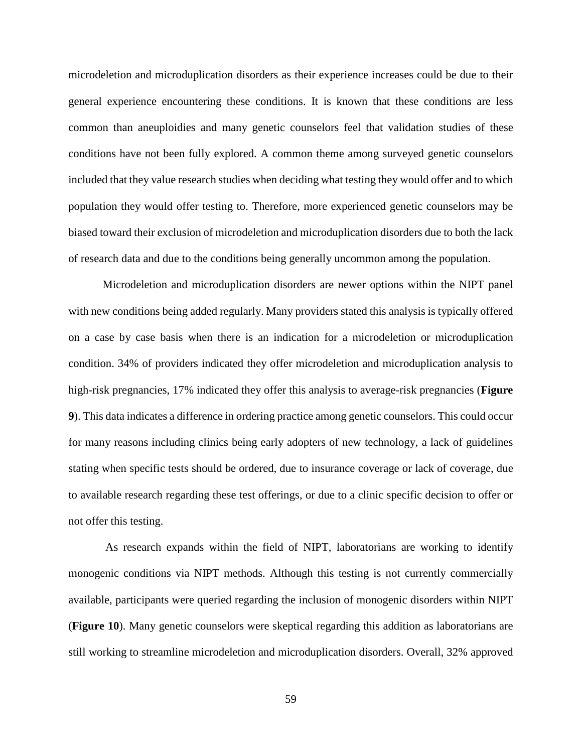microdeletion and microduplication disorders as their experience increases could be due to their general experience encountering these conditions. It is known that these conditions are less common than aneuploidies and many genetic counselors feel that validation studies of these conditions have not been fully explored. A common theme among surveyed genetic counselors included that they value research studies when deciding what testing they would offer and to which population they would offer testing to. Therefore, more experienced genetic counselors may be biased toward their exclusion of microdeletion and microduplication disorders due to both the lack of research data and due to the conditions being generally uncommon among the population.

Microdeletion and microduplication disorders are newer options within the NIPT panel with new conditions being added regularly. Many providers stated this analysis is typically offered on a case by case basis when there is an indication for a microdeletion or microduplication condition. 34% of providers indicated they offer microdeletion and microduplication analysis to high-risk pregnancies, 17% indicated they offer this analysis to average-risk pregnancies (**Figure 9**). This data indicates a difference in ordering practice among genetic counselors. This could occur for many reasons including clinics being early adopters of new technology, a lack of guidelines stating when specific tests should be ordered, due to insurance coverage or lack of coverage, due to available research regarding these test offerings, or due to a clinic specific decision to offer or not offer this testing.

As research expands within the field of NIPT, laboratorians are working to identify monogenic conditions via NIPT methods. Although this testing is not currently commercially available, participants were queried regarding the inclusion of monogenic disorders within NIPT (**Figure 10**). Many genetic counselors were skeptical regarding this addition as laboratorians are still working to streamline microdeletion and microduplication disorders. Overall, 32% approved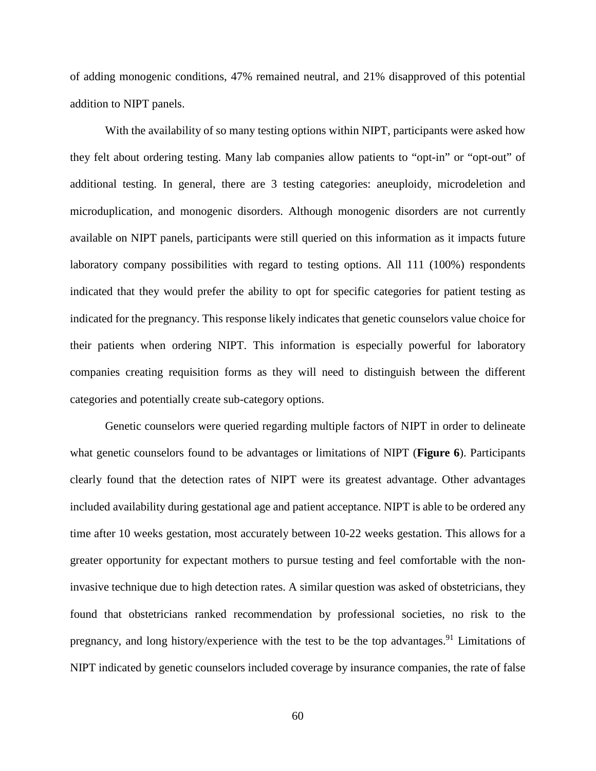of adding monogenic conditions, 47% remained neutral, and 21% disapproved of this potential addition to NIPT panels.

With the availability of so many testing options within NIPT, participants were asked how they felt about ordering testing. Many lab companies allow patients to "opt-in" or "opt-out" of additional testing. In general, there are 3 testing categories: aneuploidy, microdeletion and microduplication, and monogenic disorders. Although monogenic disorders are not currently available on NIPT panels, participants were still queried on this information as it impacts future laboratory company possibilities with regard to testing options. All 111 (100%) respondents indicated that they would prefer the ability to opt for specific categories for patient testing as indicated for the pregnancy. This response likely indicates that genetic counselors value choice for their patients when ordering NIPT. This information is especially powerful for laboratory companies creating requisition forms as they will need to distinguish between the different categories and potentially create sub-category options.

Genetic counselors were queried regarding multiple factors of NIPT in order to delineate what genetic counselors found to be advantages or limitations of NIPT (**Figure 6**). Participants clearly found that the detection rates of NIPT were its greatest advantage. Other advantages included availability during gestational age and patient acceptance. NIPT is able to be ordered any time after 10 weeks gestation, most accurately between 10-22 weeks gestation. This allows for a greater opportunity for expectant mothers to pursue testing and feel comfortable with the non-invasive technique due to high detection rates. A similar question was asked of obstetricians, they found that obstetricians ranked recommendation by professional societies, no risk to the pregnancy, and long history/experience with the test to be the top advantages.[91] Limitations of NIPT indicated by genetic counselors included coverage by insurance companies, the rate of false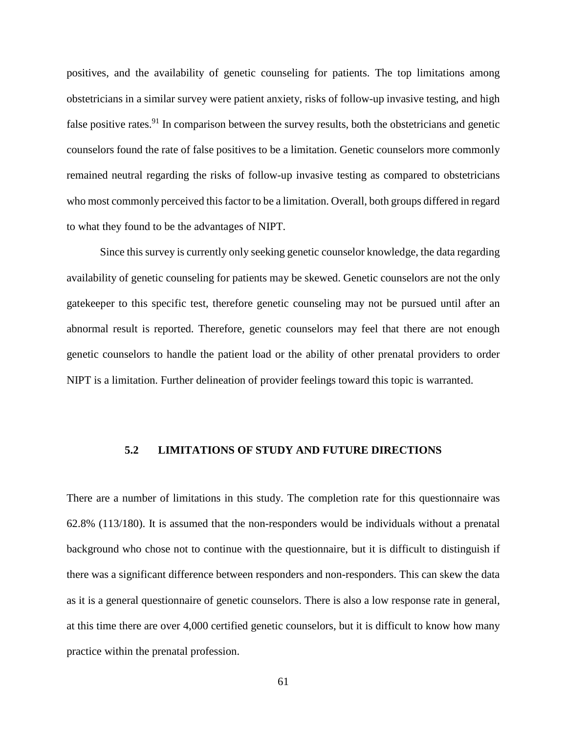positives, and the availability of genetic counseling for patients. The top limitations among obstetricians in a similar survey were patient anxiety, risks of follow-up invasive testing, and high false positive rates.[91] In comparison between the survey results, both the obstetricians and genetic counselors found the rate of false positives to be a limitation. Genetic counselors more commonly remained neutral regarding the risks of follow-up invasive testing as compared to obstetricians who most commonly perceived this factor to be a limitation. Overall, both groups differed in regard to what they found to be the advantages of NIPT.

Since this survey is currently only seeking genetic counselor knowledge, the data regarding availability of genetic counseling for patients may be skewed. Genetic counselors are not the only gatekeeper to this specific test, therefore genetic counseling may not be pursued until after an abnormal result is reported. Therefore, genetic counselors may feel that there are not enough genetic counselors to handle the patient load or the ability of other prenatal providers to order NIPT is a limitation. Further delineation of provider feelings toward this topic is warranted.

## 5.2 LIMITATIONS OF STUDY AND FUTURE DIRECTIONS

There are a number of limitations in this study. The completion rate for this questionnaire was 62.8% (113/180). It is assumed that the non-responders would be individuals without a prenatal background who chose not to continue with the questionnaire, but it is difficult to distinguish if there was a significant difference between responders and non-responders. This can skew the data as it is a general questionnaire of genetic counselors. There is also a low response rate in general, at this time there are over 4,000 certified genetic counselors, but it is difficult to know how many practice within the prenatal profession.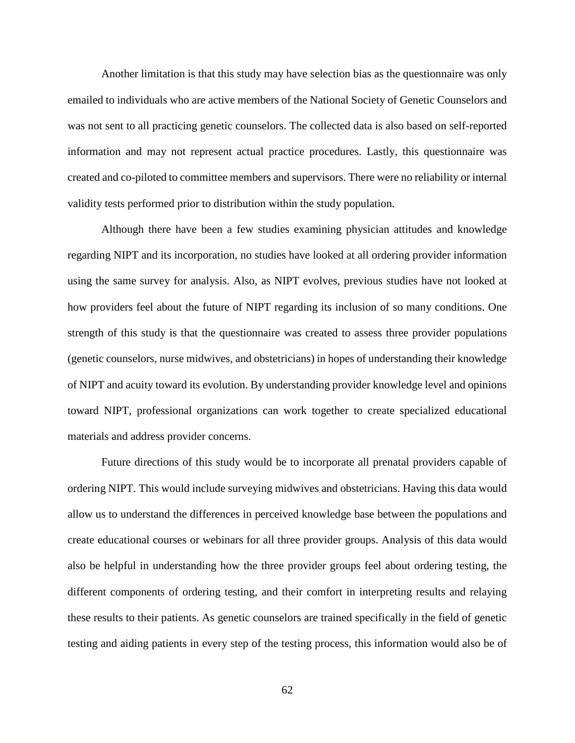Another limitation is that this study may have selection bias as the questionnaire was only emailed to individuals who are active members of the National Society of Genetic Counselors and was not sent to all practicing genetic counselors. The collected data is also based on self-reported information and may not represent actual practice procedures. Lastly, this questionnaire was created and co-piloted to committee members and supervisors. There were no reliability or internal validity tests performed prior to distribution within the study population.

Although there have been a few studies examining physician attitudes and knowledge regarding NIPT and its incorporation, no studies have looked at all ordering provider information using the same survey for analysis. Also, as NIPT evolves, previous studies have not looked at how providers feel about the future of NIPT regarding its inclusion of so many conditions. One strength of this study is that the questionnaire was created to assess three provider populations (genetic counselors, nurse midwives, and obstetricians) in hopes of understanding their knowledge of NIPT and acuity toward its evolution. By understanding provider knowledge level and opinions toward NIPT, professional organizations can work together to create specialized educational materials and address provider concerns.

Future directions of this study would be to incorporate all prenatal providers capable of ordering NIPT. This would include surveying midwives and obstetricians. Having this data would allow us to understand the differences in perceived knowledge base between the populations and create educational courses or webinars for all three provider groups. Analysis of this data would also be helpful in understanding how the three provider groups feel about ordering testing, the different components of ordering testing, and their comfort in interpreting results and relaying these results to their patients. As genetic counselors are trained specifically in the field of genetic testing and aiding patients in every step of the testing process, this information would also be of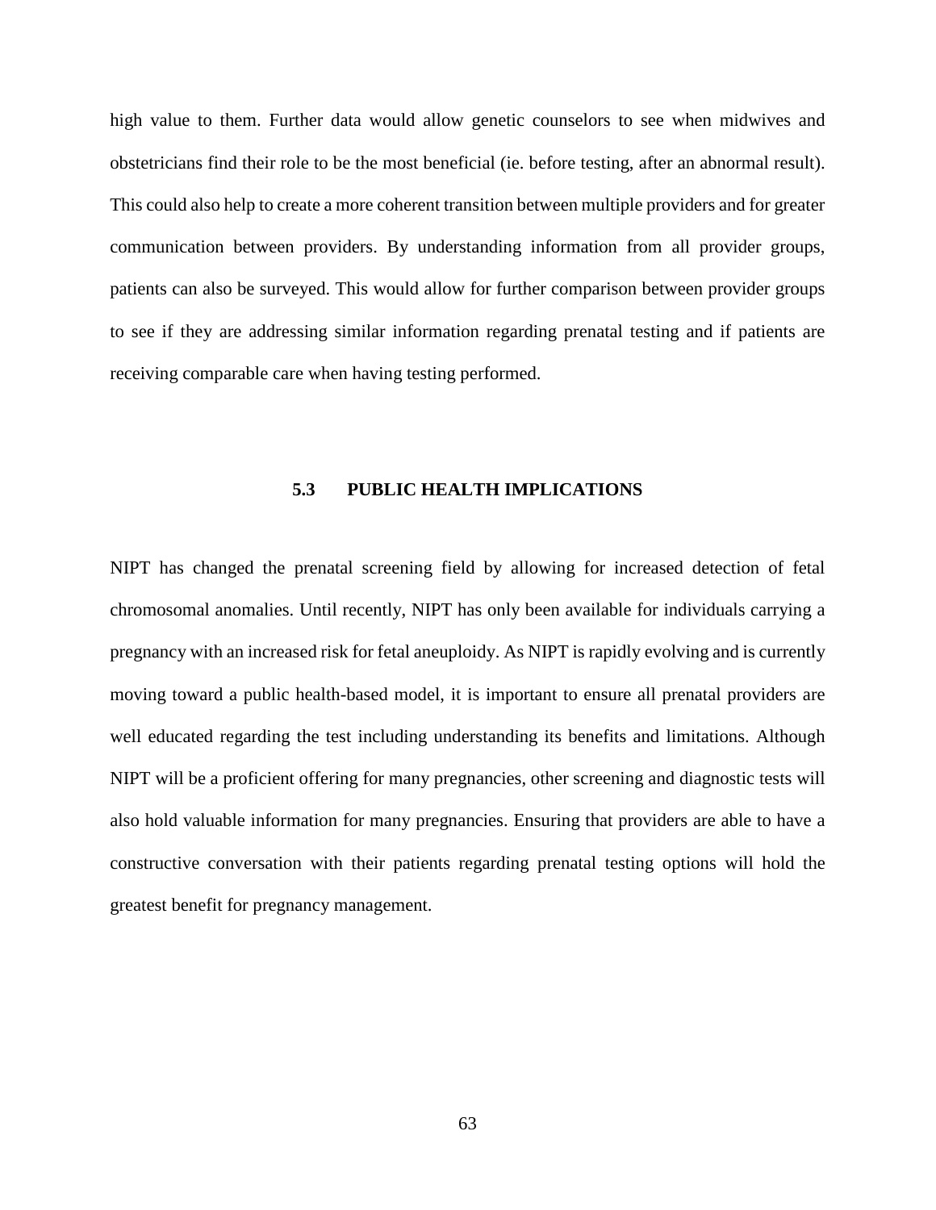high value to them. Further data would allow genetic counselors to see when midwives and obstetricians find their role to be the most beneficial (ie. before testing, after an abnormal result). This could also help to create a more coherent transition between multiple providers and for greater communication between providers. By understanding information from all provider groups, patients can also be surveyed. This would allow for further comparison between provider groups to see if they are addressing similar information regarding prenatal testing and if patients are receiving comparable care when having testing performed.

### 5.3 PUBLIC HEALTH IMPLICATIONS

NIPT has changed the prenatal screening field by allowing for increased detection of fetal chromosomal anomalies. Until recently, NIPT has only been available for individuals carrying a pregnancy with an increased risk for fetal aneuploidy. As NIPT is rapidly evolving and is currently moving toward a public health-based model, it is important to ensure all prenatal providers are well educated regarding the test including understanding its benefits and limitations. Although NIPT will be a proficient offering for many pregnancies, other screening and diagnostic tests will also hold valuable information for many pregnancies. Ensuring that providers are able to have a constructive conversation with their patients regarding prenatal testing options will hold the greatest benefit for pregnancy management.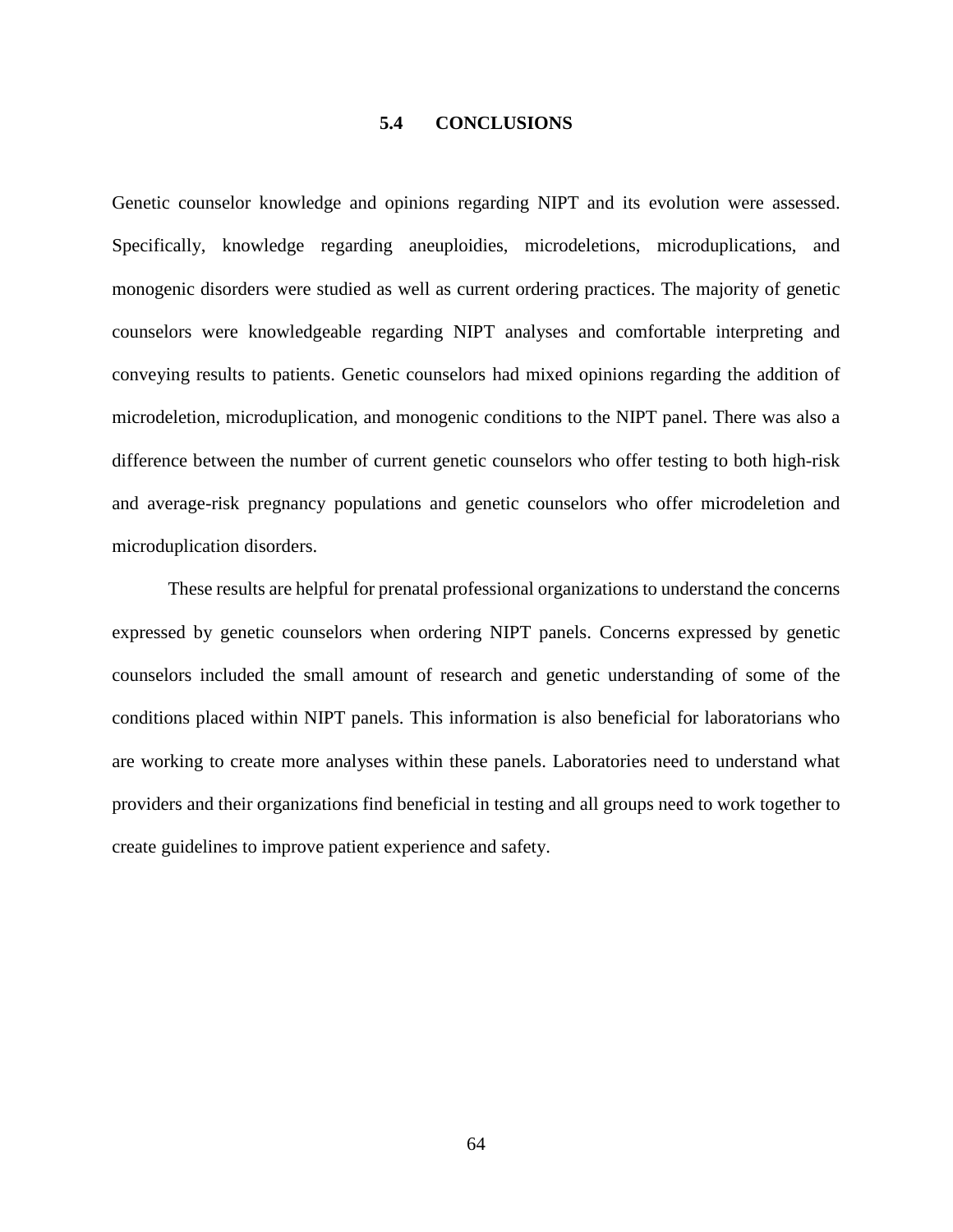## 5.4 CONCLUSIONS

Genetic counselor knowledge and opinions regarding NIPT and its evolution were assessed. Specifically, knowledge regarding aneuploidies, microdeletions, microduplications, and monogenic disorders were studied as well as current ordering practices. The majority of genetic counselors were knowledgeable regarding NIPT analyses and comfortable interpreting and conveying results to patients. Genetic counselors had mixed opinions regarding the addition of microdeletion, microduplication, and monogenic conditions to the NIPT panel. There was also a difference between the number of current genetic counselors who offer testing to both high-risk and average-risk pregnancy populations and genetic counselors who offer microdeletion and microduplication disorders.

These results are helpful for prenatal professional organizations to understand the concerns expressed by genetic counselors when ordering NIPT panels. Concerns expressed by genetic counselors included the small amount of research and genetic understanding of some of the conditions placed within NIPT panels. This information is also beneficial for laboratorians who are working to create more analyses within these panels. Laboratories need to understand what providers and their organizations find beneficial in testing and all groups need to work together to create guidelines to improve patient experience and safety.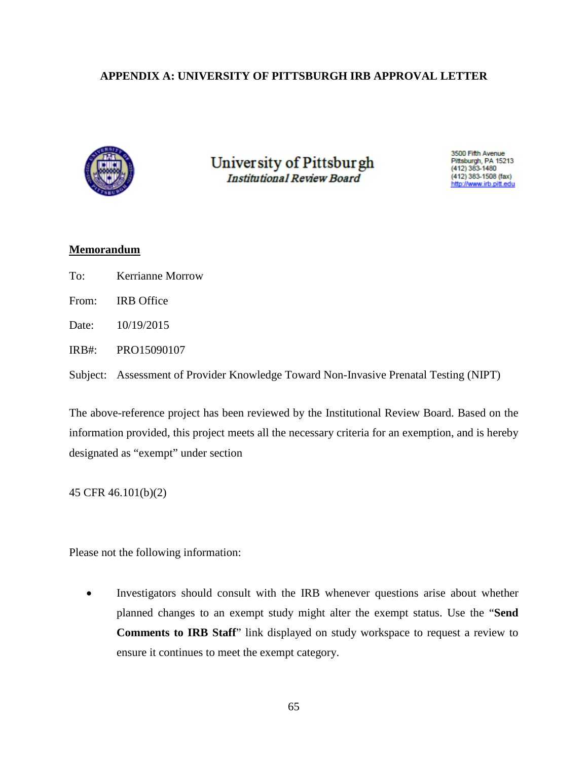## APPENDIX A: UNIVERSITY OF PITTSBURGH IRB APPROVAL LETTER

University of Pittsburgh
*Institutional Review Board*

3500 Fifth Avenue
Pittsburgh, PA 15213
(412) 383-1480
(412) 383-1508 (fax)
http://www.irb.pitt.edu

**Memorandum**

To: Kerrianne Morrow

From: IRB Office

Date: 10/19/2015

IRB#: PRO15090107

Subject: Assessment of Provider Knowledge Toward Non-Invasive Prenatal Testing (NIPT)

The above-reference project has been reviewed by the Institutional Review Board. Based on the information provided, this project meets all the necessary criteria for an exemption, and is hereby designated as "exempt" under section

45 CFR 46.101(b)(2)

Please not the following information:

- Investigators should consult with the IRB whenever questions arise about whether planned changes to an exempt study might alter the exempt status. Use the "**Send Comments to IRB Staff**" link displayed on study workspace to request a review to ensure it continues to meet the exempt category.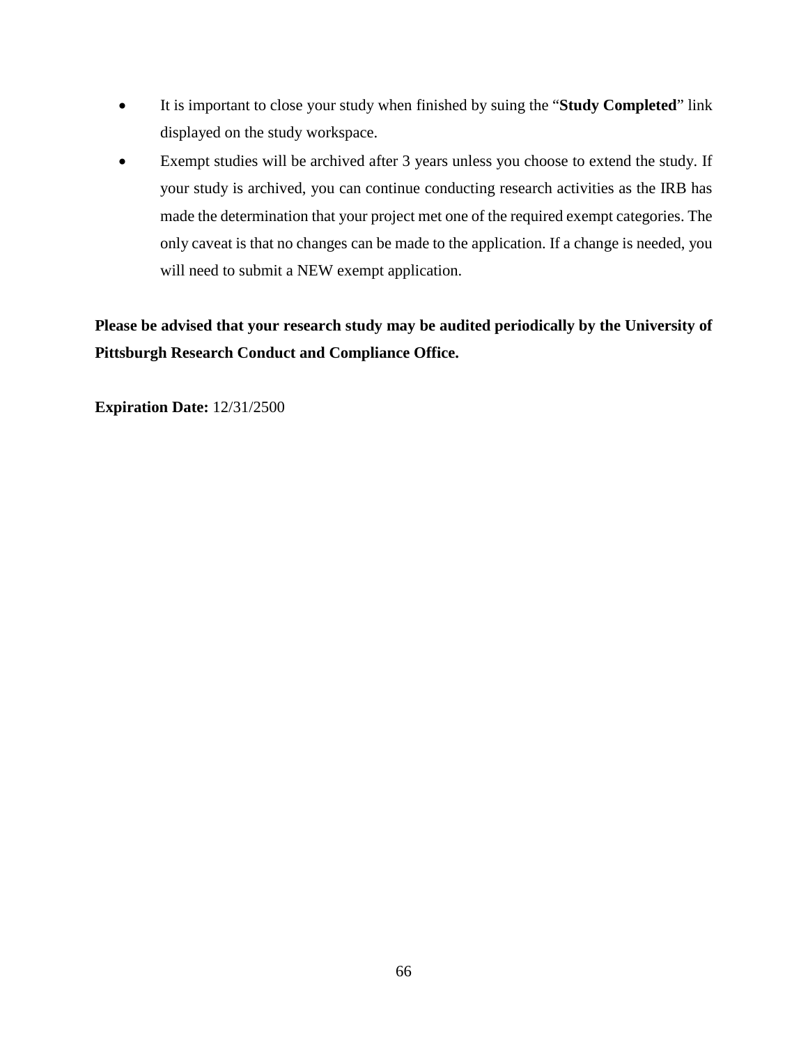- It is important to close your study when finished by suing the "**Study Completed**" link displayed on the study workspace.
- Exempt studies will be archived after 3 years unless you choose to extend the study. If your study is archived, you can continue conducting research activities as the IRB has made the determination that your project met one of the required exempt categories. The only caveat is that no changes can be made to the application. If a change is needed, you will need to submit a NEW exempt application.

**Please be advised that your research study may be audited periodically by the University of Pittsburgh Research Conduct and Compliance Office.**

**Expiration Date:** 12/31/2500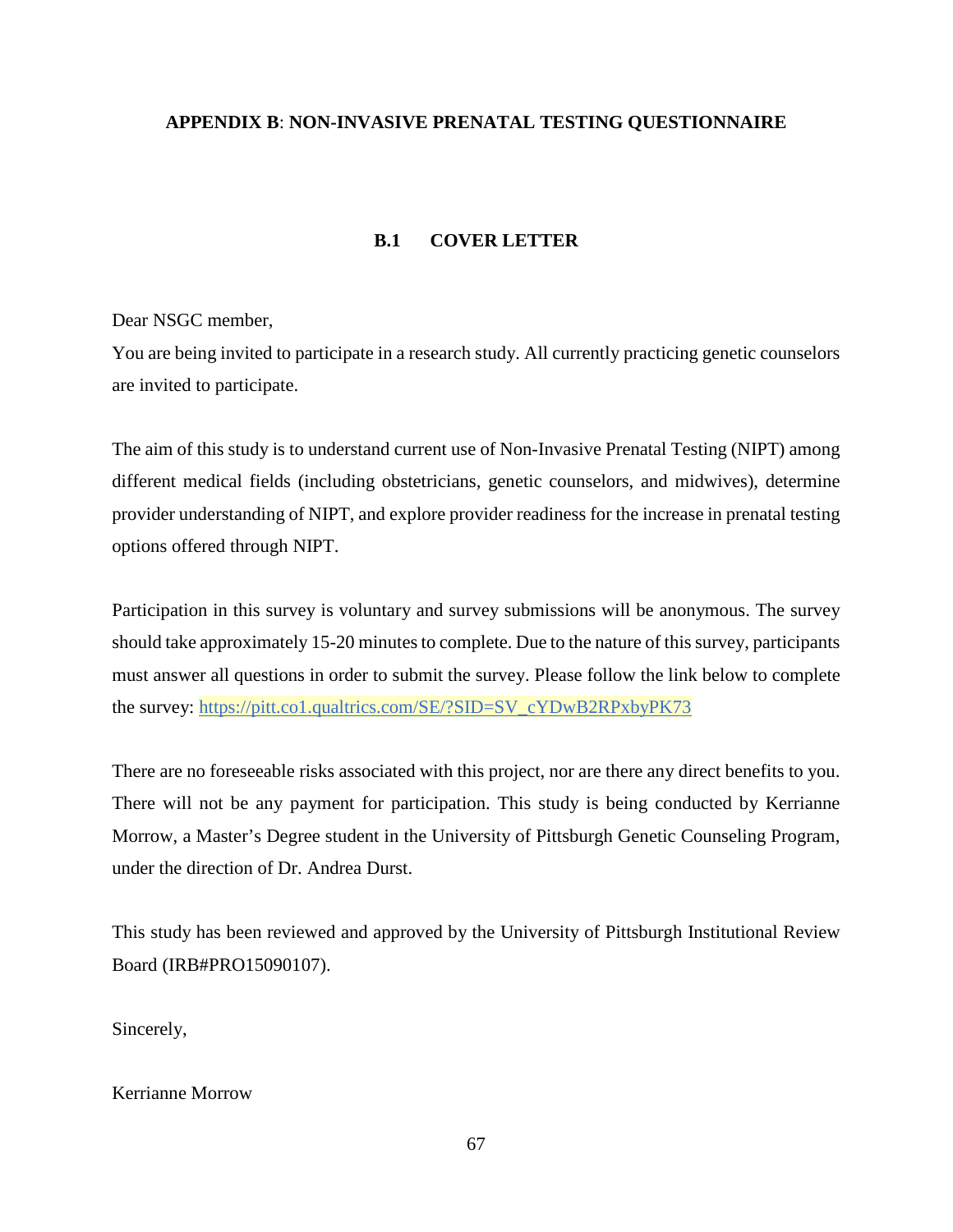## APPENDIX B: NON-INVASIVE PRENATAL TESTING QUESTIONNAIRE

### B.1 COVER LETTER

Dear NSGC member,

You are being invited to participate in a research study. All currently practicing genetic counselors are invited to participate.

The aim of this study is to understand current use of Non-Invasive Prenatal Testing (NIPT) among different medical fields (including obstetricians, genetic counselors, and midwives), determine provider understanding of NIPT, and explore provider readiness for the increase in prenatal testing options offered through NIPT.

Participation in this survey is voluntary and survey submissions will be anonymous. The survey should take approximately 15-20 minutes to complete. Due to the nature of this survey, participants must answer all questions in order to submit the survey. Please follow the link below to complete the survey: https://pitt.co1.qualtrics.com/SE/?SID=SV_cYDwB2RPxbyPK73

There are no foreseeable risks associated with this project, nor are there any direct benefits to you. There will not be any payment for participation. This study is being conducted by Kerrianne Morrow, a Master's Degree student in the University of Pittsburgh Genetic Counseling Program, under the direction of Dr. Andrea Durst.

This study has been reviewed and approved by the University of Pittsburgh Institutional Review Board (IRB#PRO15090107).

Sincerely,

Kerrianne Morrow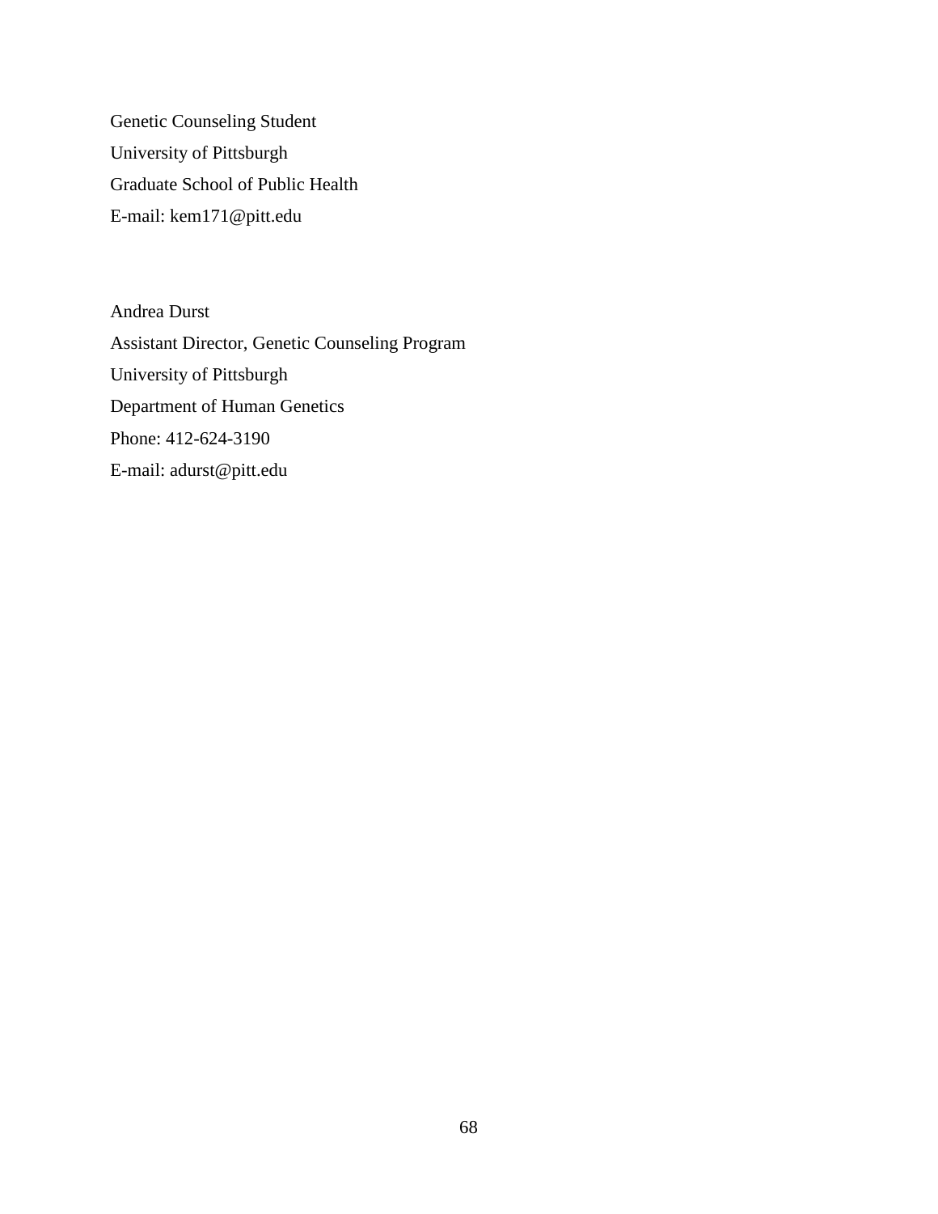Genetic Counseling Student
University of Pittsburgh
Graduate School of Public Health
E-mail: kem171@pitt.edu

Andrea Durst
Assistant Director, Genetic Counseling Program
University of Pittsburgh
Department of Human Genetics
Phone: 412-624-3190
E-mail: adurst@pitt.edu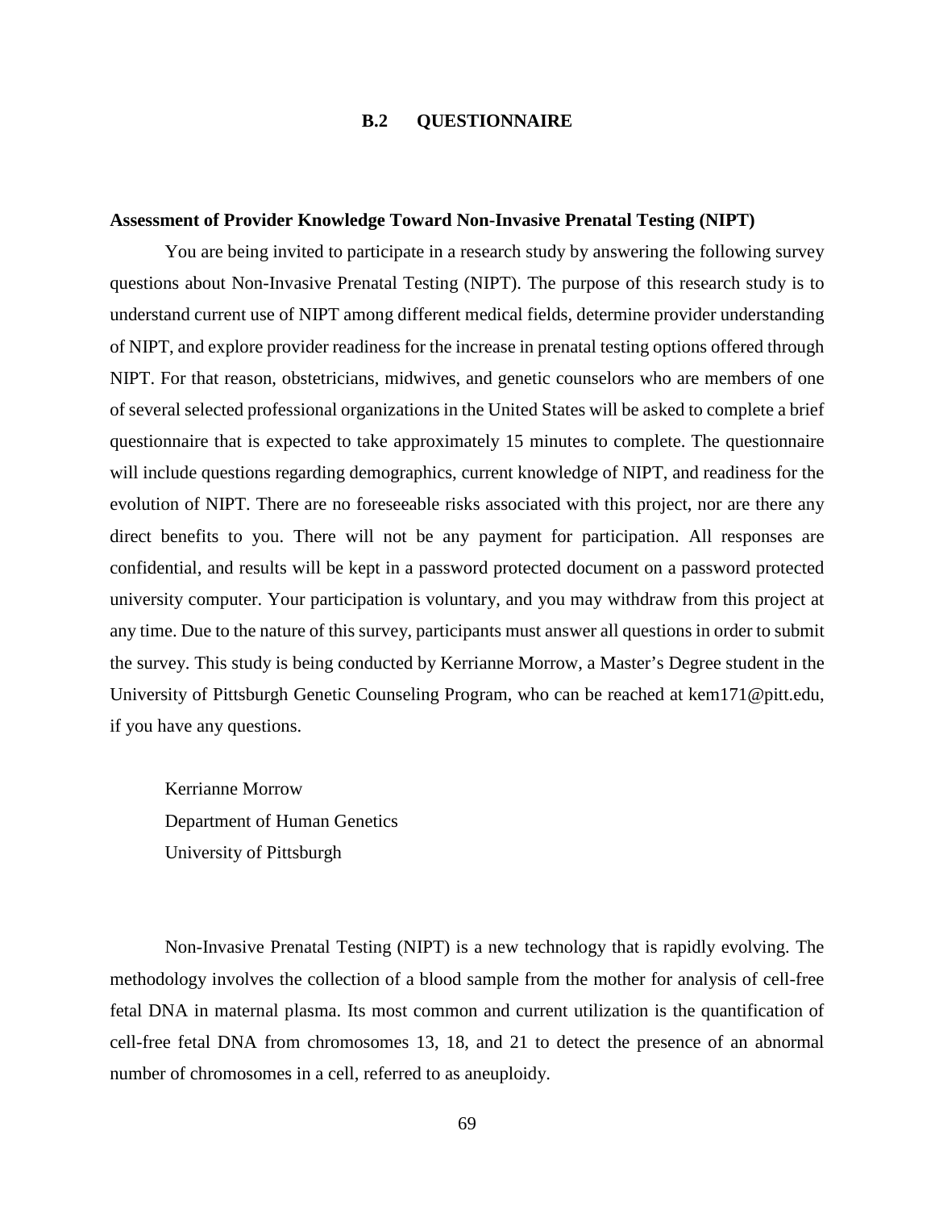## B.2 QUESTIONNAIRE

**Assessment of Provider Knowledge Toward Non-Invasive Prenatal Testing (NIPT)**

You are being invited to participate in a research study by answering the following survey questions about Non-Invasive Prenatal Testing (NIPT). The purpose of this research study is to understand current use of NIPT among different medical fields, determine provider understanding of NIPT, and explore provider readiness for the increase in prenatal testing options offered through NIPT. For that reason, obstetricians, midwives, and genetic counselors who are members of one of several selected professional organizations in the United States will be asked to complete a brief questionnaire that is expected to take approximately 15 minutes to complete. The questionnaire will include questions regarding demographics, current knowledge of NIPT, and readiness for the evolution of NIPT. There are no foreseeable risks associated with this project, nor are there any direct benefits to you. There will not be any payment for participation. All responses are confidential, and results will be kept in a password protected document on a password protected university computer. Your participation is voluntary, and you may withdraw from this project at any time. Due to the nature of this survey, participants must answer all questions in order to submit the survey. This study is being conducted by Kerrianne Morrow, a Master's Degree student in the University of Pittsburgh Genetic Counseling Program, who can be reached at kem171@pitt.edu, if you have any questions.

Kerrianne Morrow
Department of Human Genetics
University of Pittsburgh

Non-Invasive Prenatal Testing (NIPT) is a new technology that is rapidly evolving. The methodology involves the collection of a blood sample from the mother for analysis of cell-free fetal DNA in maternal plasma. Its most common and current utilization is the quantification of cell-free fetal DNA from chromosomes 13, 18, and 21 to detect the presence of an abnormal number of chromosomes in a cell, referred to as aneuploidy.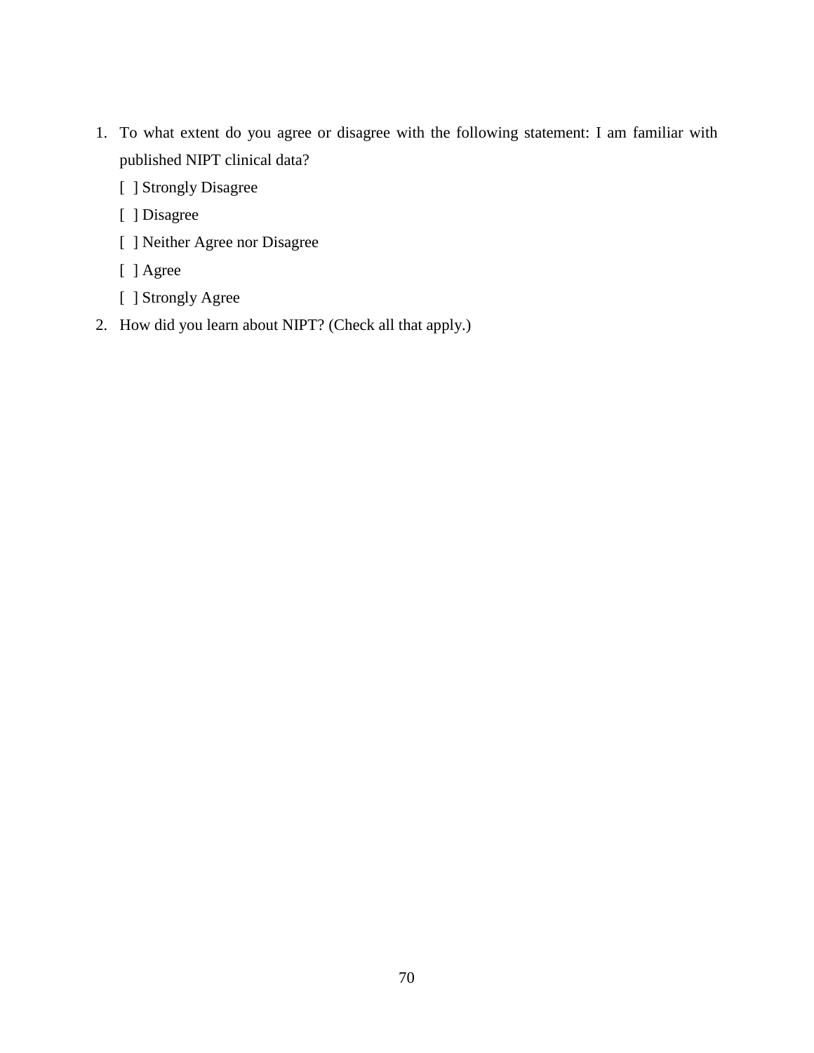1. To what extent do you agree or disagree with the following statement: I am familiar with published NIPT clinical data?

   [ ] Strongly Disagree

   [ ] Disagree

   [ ] Neither Agree nor Disagree

   [ ] Agree

   [ ] Strongly Agree

2. How did you learn about NIPT? (Check all that apply.)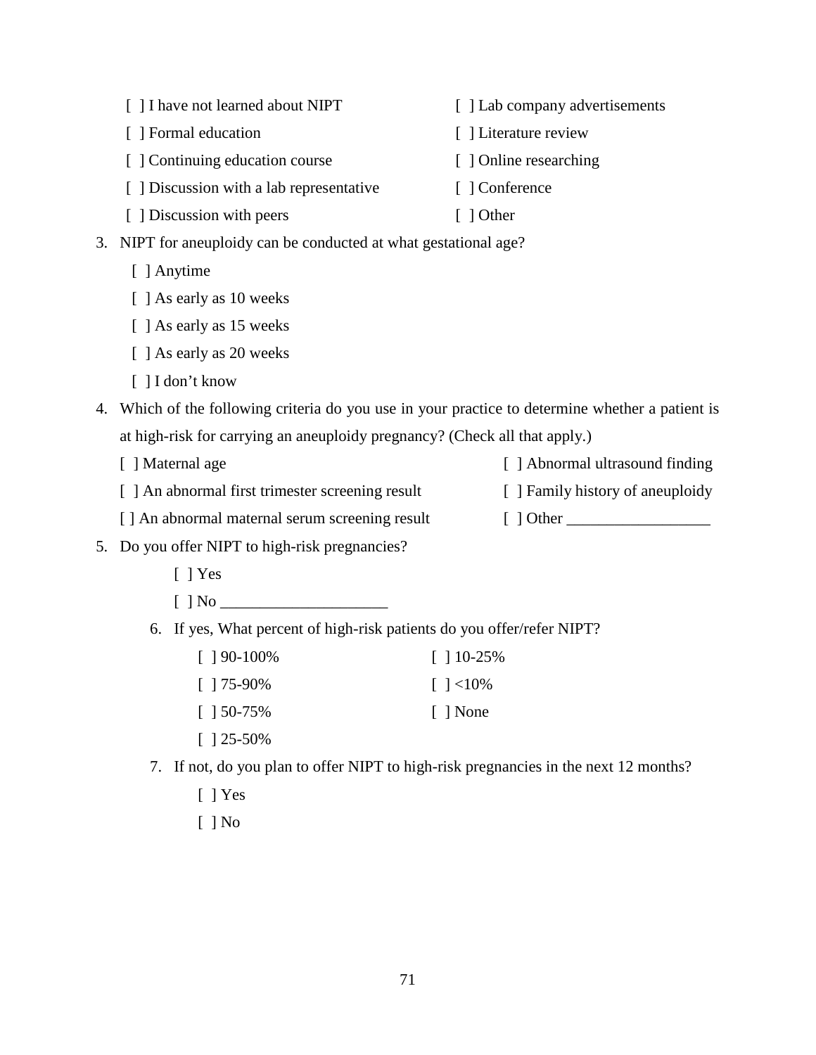- [ ] I have not learned about NIPT
- [ ] Formal education
- [ ] Continuing education course
- [ ] Discussion with a lab representative
- [ ] Discussion with peers
- [ ] Lab company advertisements
- [ ] Literature review
- [ ] Online researching
- [ ] Conference
- [ ] Other

3. NIPT for aneuploidy can be conducted at what gestational age?
   - [ ] Anytime
   - [ ] As early as 10 weeks
   - [ ] As early as 15 weeks
   - [ ] As early as 20 weeks
   - [ ] I don't know
4. Which of the following criteria do you use in your practice to determine whether a patient is at high-risk for carrying an aneuploidy pregnancy? (Check all that apply.)
   - [ ] Maternal age
   - [ ] An abnormal first trimester screening result
   - [ ] An abnormal maternal serum screening result
   - [ ] Abnormal ultrasound finding
   - [ ] Family history of aneuploidy
   - [ ] Other __________________
5. Do you offer NIPT to high-risk pregnancies?
   - [ ] Yes
   - [ ] No _____________________

   6. If yes, What percent of high-risk patients do you offer/refer NIPT?
      - [ ] 90-100%
      - [ ] 75-90%
      - [ ] 50-75%
      - [ ] 25-50%
      - [ ] 10-25%
      - [ ] <10%
      - [ ] None
   7. If not, do you plan to offer NIPT to high-risk pregnancies in the next 12 months?
      - [ ] Yes
      - [ ] No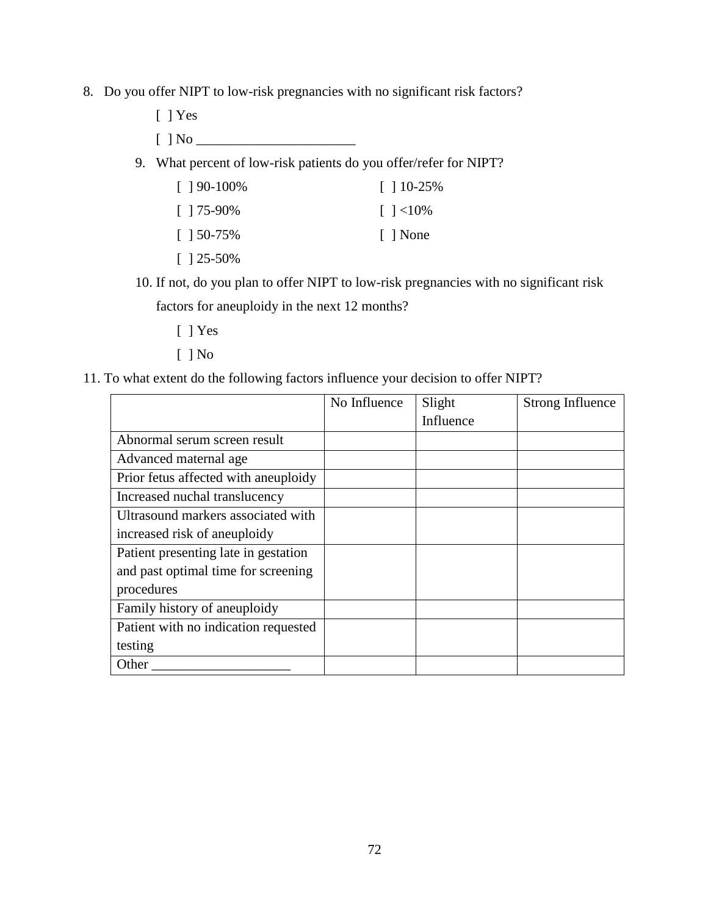8. Do you offer NIPT to low-risk pregnancies with no significant risk factors?

   [ ] Yes

   [ ] No _______________________

   9. What percent of low-risk patients do you offer/refer for NIPT?

      [ ] 90-100%　　　　[ ] 10-25%

      [ ] 75-90%　　　　[ ] <10%

      [ ] 50-75%　　　　[ ] None

      [ ] 25-50%

   10. If not, do you plan to offer NIPT to low-risk pregnancies with no significant risk factors for aneuploidy in the next 12 months?

      [ ] Yes

      [ ] No

11. To what extent do the following factors influence your decision to offer NIPT?

| | No Influence | Slight Influence | Strong Influence |
|---|---|---|---|
| Abnormal serum screen result | | | |
| Advanced maternal age | | | |
| Prior fetus affected with aneuploidy | | | |
| Increased nuchal translucency | | | |
| Ultrasound markers associated with increased risk of aneuploidy | | | |
| Patient presenting late in gestation and past optimal time for screening procedures | | | |
| Family history of aneuploidy | | | |
| Patient with no indication requested testing | | | |
| Other ___________________ | | | |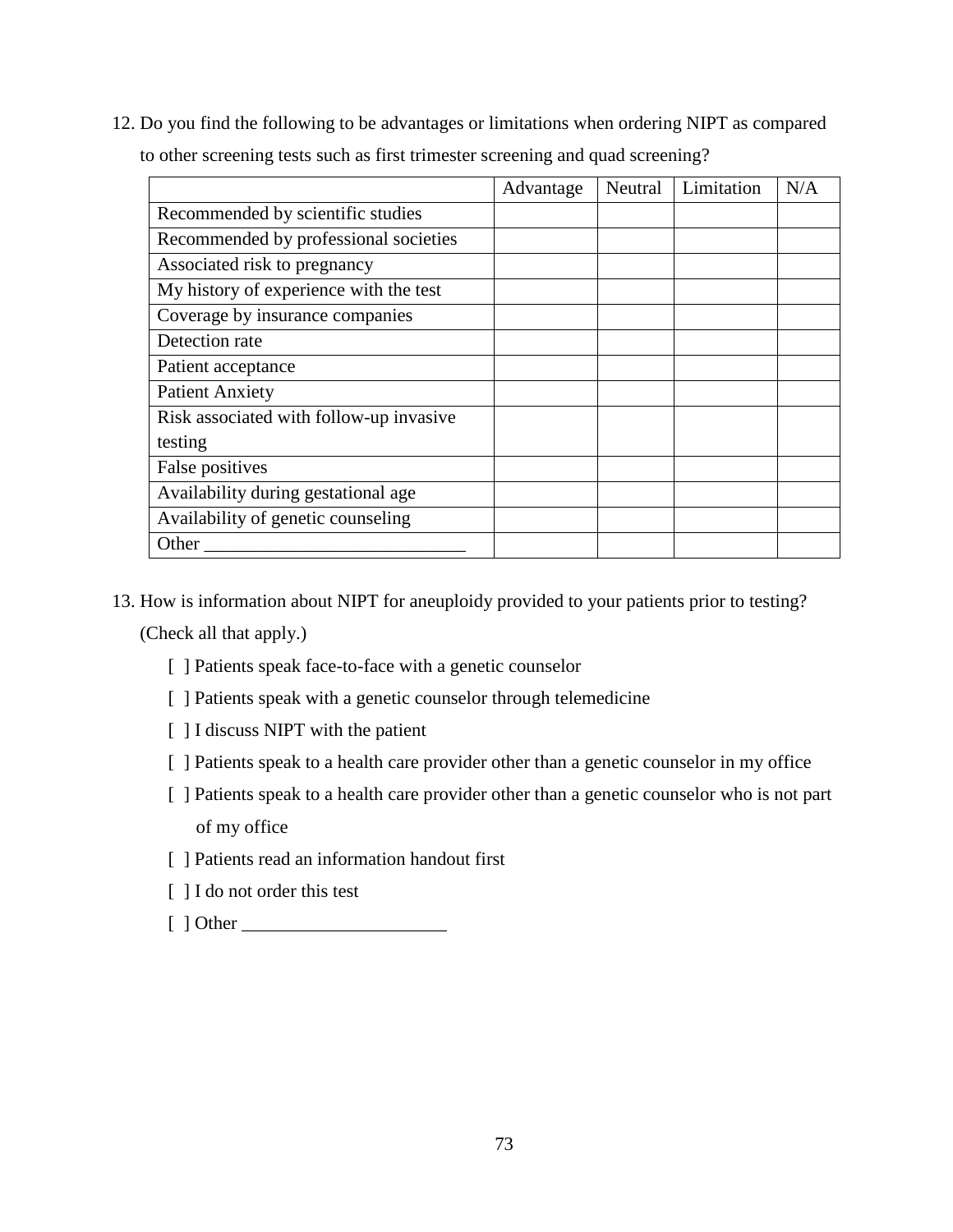12. Do you find the following to be advantages or limitations when ordering NIPT as compared to other screening tests such as first trimester screening and quad screening?

| | Advantage | Neutral | Limitation | N/A |
|---|---|---|---|---|
| Recommended by scientific studies | | | | |
| Recommended by professional societies | | | | |
| Associated risk to pregnancy | | | | |
| My history of experience with the test | | | | |
| Coverage by insurance companies | | | | |
| Detection rate | | | | |
| Patient acceptance | | | | |
| Patient Anxiety | | | | |
| Risk associated with follow-up invasive testing | | | | |
| False positives | | | | |
| Availability during gestational age | | | | |
| Availability of genetic counseling | | | | |
| Other ____________________________ | | | | |

13. How is information about NIPT for aneuploidy provided to your patients prior to testing? (Check all that apply.)

    [ ] Patients speak face-to-face with a genetic counselor

    [ ] Patients speak with a genetic counselor through telemedicine

    [ ] I discuss NIPT with the patient

    [ ] Patients speak to a health care provider other than a genetic counselor in my office

    [ ] Patients speak to a health care provider other than a genetic counselor who is not part of my office

    [ ] Patients read an information handout first

    [ ] I do not order this test

    [ ] Other ______________________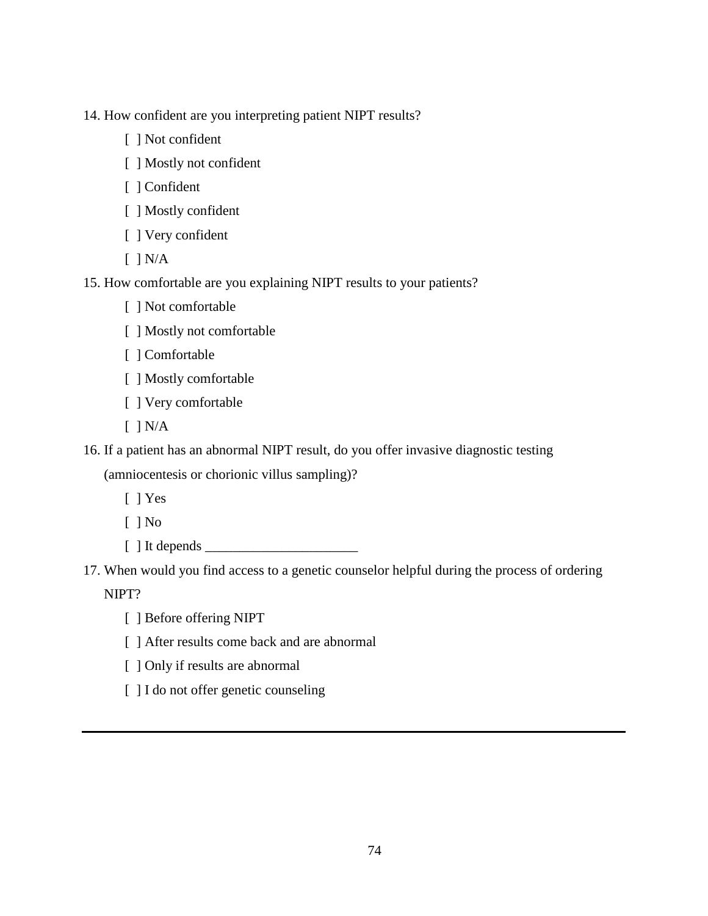14. How confident are you interpreting patient NIPT results?

    [ ] Not confident

    [ ] Mostly not confident

    [ ] Confident

    [ ] Mostly confident

    [ ] Very confident

    [ ] N/A

15. How comfortable are you explaining NIPT results to your patients?

    [ ] Not comfortable

    [ ] Mostly not comfortable

    [ ] Comfortable

    [ ] Mostly comfortable

    [ ] Very comfortable

    [ ] N/A

16. If a patient has an abnormal NIPT result, do you offer invasive diagnostic testing (amniocentesis or chorionic villus sampling)?

    [ ] Yes

    [ ] No

    [ ] It depends ______________________

17. When would you find access to a genetic counselor helpful during the process of ordering NIPT?

    [ ] Before offering NIPT

    [ ] After results come back and are abnormal

    [ ] Only if results are abnormal

    [ ] I do not offer genetic counseling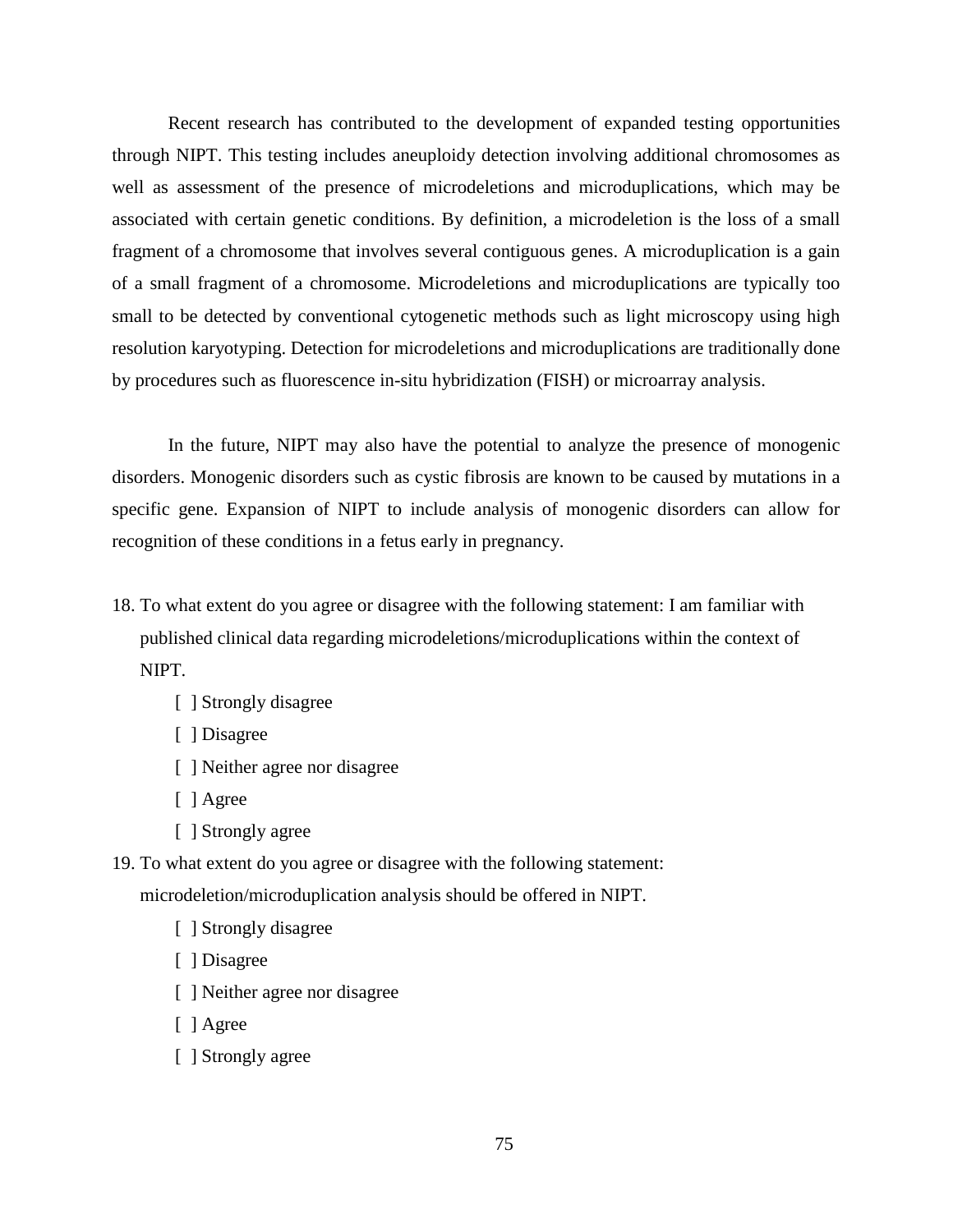Recent research has contributed to the development of expanded testing opportunities through NIPT. This testing includes aneuploidy detection involving additional chromosomes as well as assessment of the presence of microdeletions and microduplications, which may be associated with certain genetic conditions. By definition, a microdeletion is the loss of a small fragment of a chromosome that involves several contiguous genes. A microduplication is a gain of a small fragment of a chromosome. Microdeletions and microduplications are typically too small to be detected by conventional cytogenetic methods such as light microscopy using high resolution karyotyping. Detection for microdeletions and microduplications are traditionally done by procedures such as fluorescence in-situ hybridization (FISH) or microarray analysis.

In the future, NIPT may also have the potential to analyze the presence of monogenic disorders. Monogenic disorders such as cystic fibrosis are known to be caused by mutations in a specific gene. Expansion of NIPT to include analysis of monogenic disorders can allow for recognition of these conditions in a fetus early in pregnancy.

18. To what extent do you agree or disagree with the following statement: I am familiar with published clinical data regarding microdeletions/microduplications within the context of NIPT.

    [ ] Strongly disagree

    [ ] Disagree

    [ ] Neither agree nor disagree

    [ ] Agree

    [ ] Strongly agree

19. To what extent do you agree or disagree with the following statement: microdeletion/microduplication analysis should be offered in NIPT.

    [ ] Strongly disagree

    [ ] Disagree

    [ ] Neither agree nor disagree

    [ ] Agree

    [ ] Strongly agree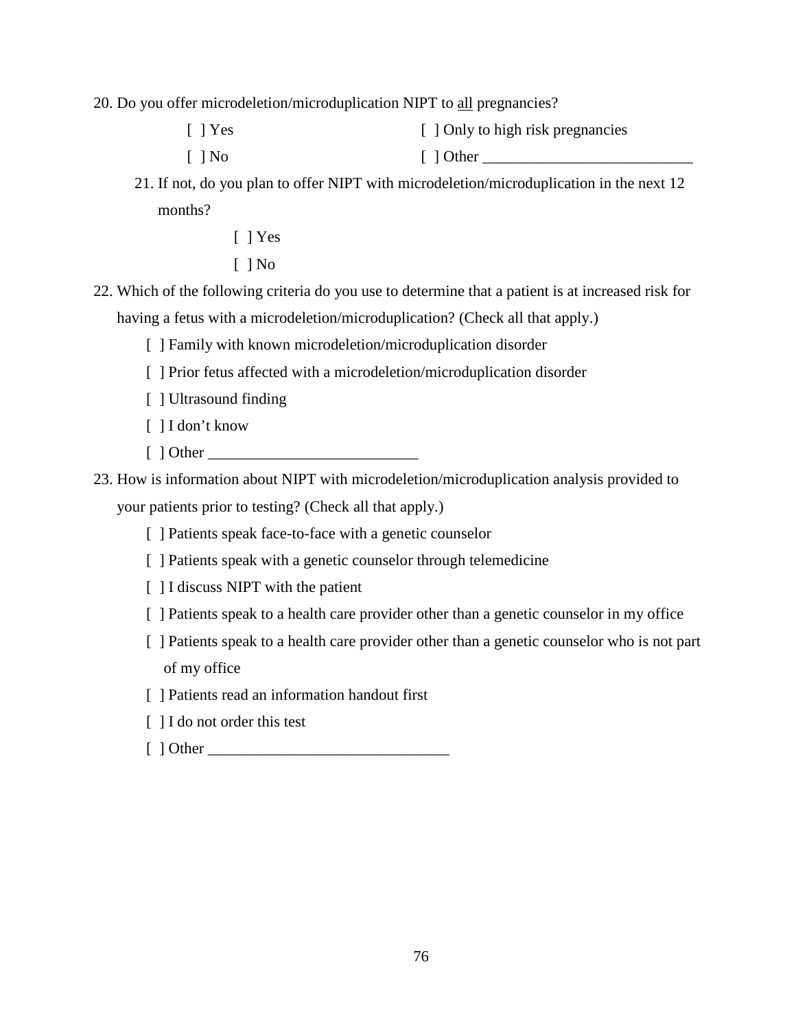20. Do you offer microdeletion/microduplication NIPT to <u>all</u> pregnancies?

    [ ] Yes        [ ] Only to high risk pregnancies

    [ ] No        [ ] Other ___________________________

    21. If not, do you plan to offer NIPT with microdeletion/microduplication in the next 12 months?

        [ ] Yes

        [ ] No

22. Which of the following criteria do you use to determine that a patient is at increased risk for having a fetus with a microdeletion/microduplication? (Check all that apply.)

    [ ] Family with known microdeletion/microduplication disorder

    [ ] Prior fetus affected with a microdeletion/microduplication disorder

    [ ] Ultrasound finding

    [ ] I don't know

    [ ] Other ___________________________

23. How is information about NIPT with microdeletion/microduplication analysis provided to your patients prior to testing? (Check all that apply.)

    [ ] Patients speak face-to-face with a genetic counselor

    [ ] Patients speak with a genetic counselor through telemedicine

    [ ] I discuss NIPT with the patient

    [ ] Patients speak to a health care provider other than a genetic counselor in my office

    [ ] Patients speak to a health care provider other than a genetic counselor who is not part of my office

    [ ] Patients read an information handout first

    [ ] I do not order this test

    [ ] Other _______________________________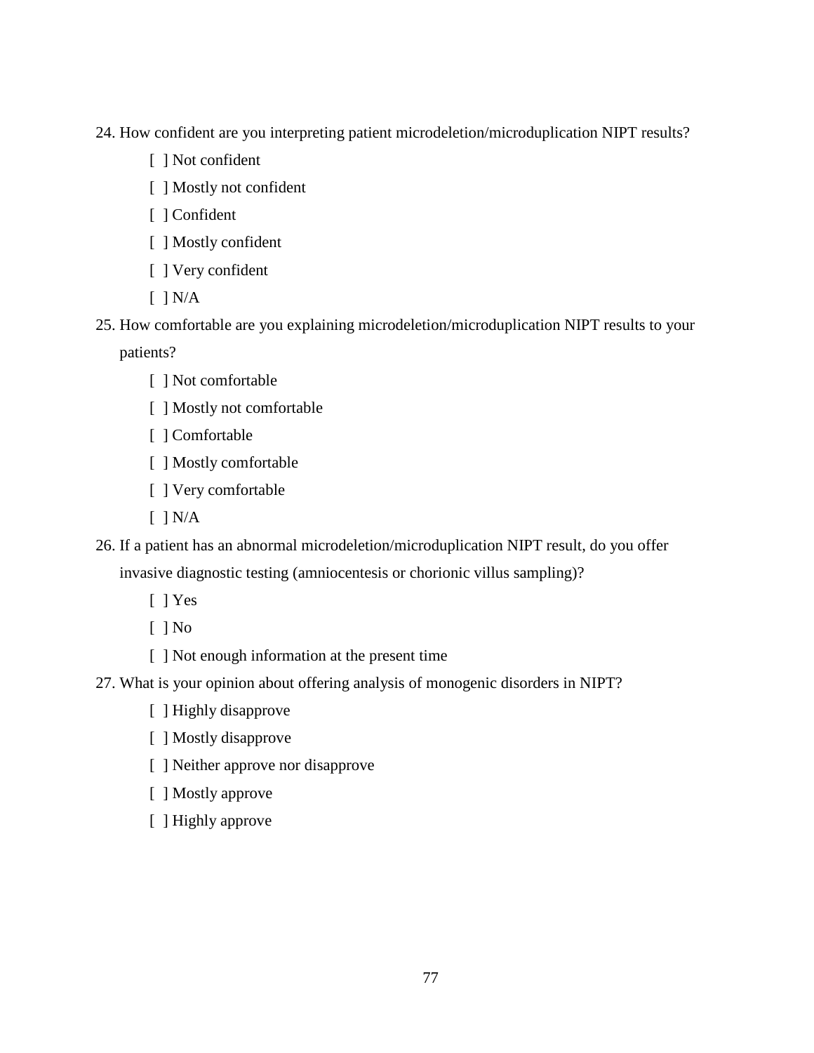24. How confident are you interpreting patient microdeletion/microduplication NIPT results?

    [ ] Not confident

    [ ] Mostly not confident

    [ ] Confident

    [ ] Mostly confident

    [ ] Very confident

    [ ] N/A

25. How comfortable are you explaining microdeletion/microduplication NIPT results to your patients?

    [ ] Not comfortable

    [ ] Mostly not comfortable

    [ ] Comfortable

    [ ] Mostly comfortable

    [ ] Very comfortable

    [ ] N/A

26. If a patient has an abnormal microdeletion/microduplication NIPT result, do you offer invasive diagnostic testing (amniocentesis or chorionic villus sampling)?

    [ ] Yes

    [ ] No

    [ ] Not enough information at the present time

27. What is your opinion about offering analysis of monogenic disorders in NIPT?

    [ ] Highly disapprove

    [ ] Mostly disapprove

    [ ] Neither approve nor disapprove

    [ ] Mostly approve

    [ ] Highly approve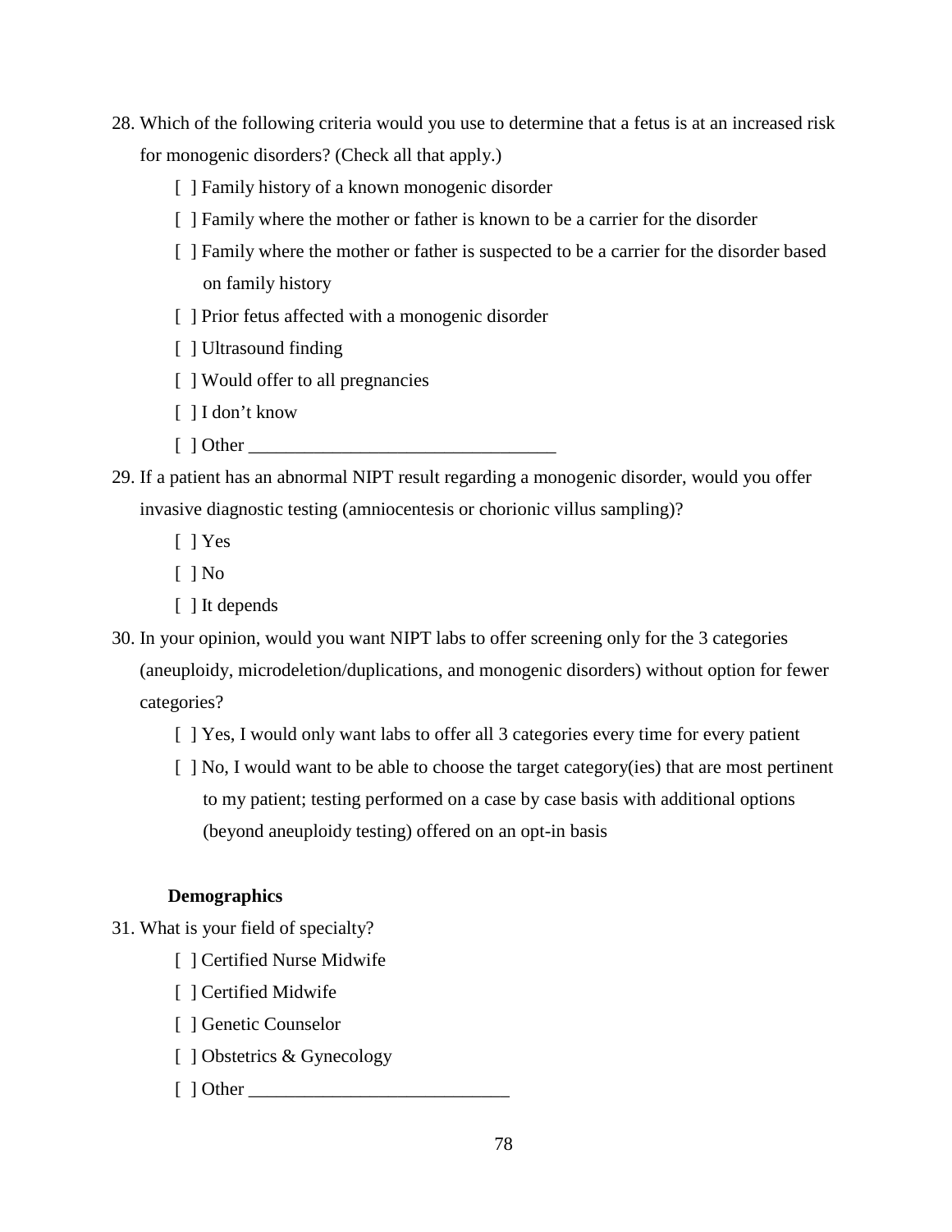28. Which of the following criteria would you use to determine that a fetus is at an increased risk for monogenic disorders? (Check all that apply.)

    [ ] Family history of a known monogenic disorder

    [ ] Family where the mother or father is known to be a carrier for the disorder

    [ ] Family where the mother or father is suspected to be a carrier for the disorder based on family history

    [ ] Prior fetus affected with a monogenic disorder

    [ ] Ultrasound finding

    [ ] Would offer to all pregnancies

    [ ] I don't know

    [ ] Other _________________________________

29. If a patient has an abnormal NIPT result regarding a monogenic disorder, would you offer invasive diagnostic testing (amniocentesis or chorionic villus sampling)?

    [ ] Yes

    [ ] No

    [ ] It depends

30. In your opinion, would you want NIPT labs to offer screening only for the 3 categories (aneuploidy, microdeletion/duplications, and monogenic disorders) without option for fewer categories?

    [ ] Yes, I would only want labs to offer all 3 categories every time for every patient

    [ ] No, I would want to be able to choose the target category(ies) that are most pertinent to my patient; testing performed on a case by case basis with additional options (beyond aneuploidy testing) offered on an opt-in basis

**Demographics**

31. What is your field of specialty?

    [ ] Certified Nurse Midwife

    [ ] Certified Midwife

    [ ] Genetic Counselor

    [ ] Obstetrics & Gynecology

    [ ] Other ___________________________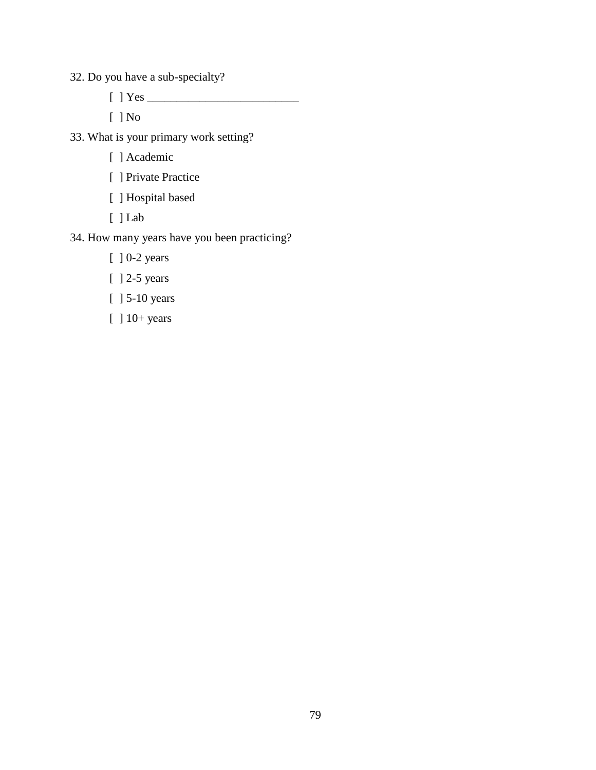32. Do you have a sub-specialty?

    [ ] Yes __________________________

    [ ] No

33. What is your primary work setting?

    [ ] Academic

    [ ] Private Practice

    [ ] Hospital based

    [ ] Lab

34. How many years have you been practicing?

    [ ] 0-2 years

    [ ] 2-5 years

    [ ] 5-10 years

    [ ] 10+ years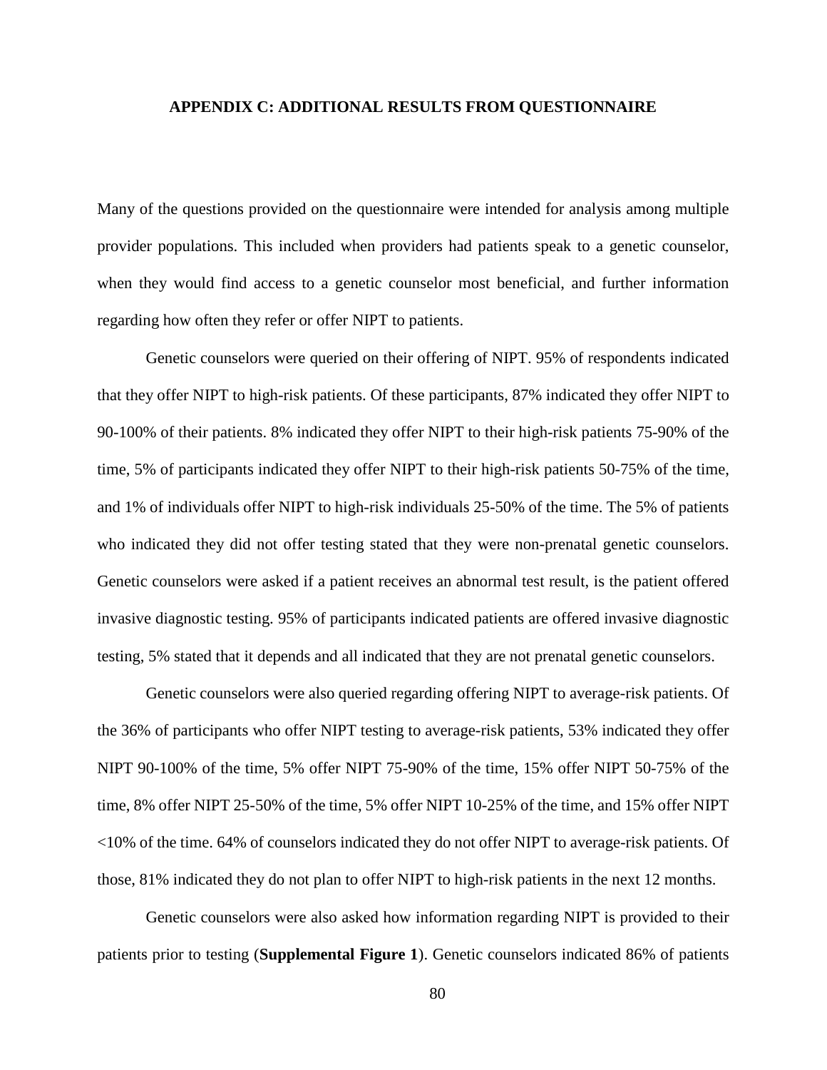## APPENDIX C: ADDITIONAL RESULTS FROM QUESTIONNAIRE

Many of the questions provided on the questionnaire were intended for analysis among multiple provider populations. This included when providers had patients speak to a genetic counselor, when they would find access to a genetic counselor most beneficial, and further information regarding how often they refer or offer NIPT to patients.

Genetic counselors were queried on their offering of NIPT. 95% of respondents indicated that they offer NIPT to high-risk patients. Of these participants, 87% indicated they offer NIPT to 90-100% of their patients. 8% indicated they offer NIPT to their high-risk patients 75-90% of the time, 5% of participants indicated they offer NIPT to their high-risk patients 50-75% of the time, and 1% of individuals offer NIPT to high-risk individuals 25-50% of the time. The 5% of patients who indicated they did not offer testing stated that they were non-prenatal genetic counselors. Genetic counselors were asked if a patient receives an abnormal test result, is the patient offered invasive diagnostic testing. 95% of participants indicated patients are offered invasive diagnostic testing, 5% stated that it depends and all indicated that they are not prenatal genetic counselors.

Genetic counselors were also queried regarding offering NIPT to average-risk patients. Of the 36% of participants who offer NIPT testing to average-risk patients, 53% indicated they offer NIPT 90-100% of the time, 5% offer NIPT 75-90% of the time, 15% offer NIPT 50-75% of the time, 8% offer NIPT 25-50% of the time, 5% offer NIPT 10-25% of the time, and 15% offer NIPT <10% of the time. 64% of counselors indicated they do not offer NIPT to average-risk patients. Of those, 81% indicated they do not plan to offer NIPT to high-risk patients in the next 12 months.

Genetic counselors were also asked how information regarding NIPT is provided to their patients prior to testing (**Supplemental Figure 1**). Genetic counselors indicated 86% of patients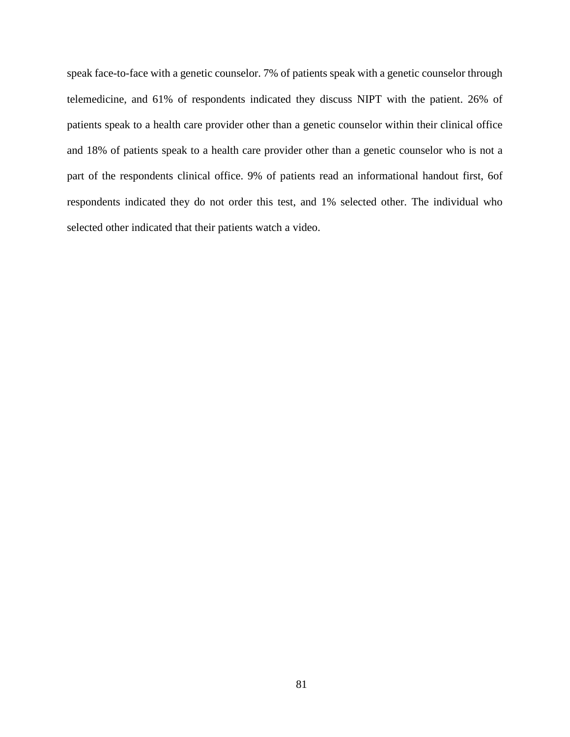speak face-to-face with a genetic counselor. 7% of patients speak with a genetic counselor through telemedicine, and 61% of respondents indicated they discuss NIPT with the patient. 26% of patients speak to a health care provider other than a genetic counselor within their clinical office and 18% of patients speak to a health care provider other than a genetic counselor who is not a part of the respondents clinical office. 9% of patients read an informational handout first, 6of respondents indicated they do not order this test, and 1% selected other. The individual who selected other indicated that their patients watch a video.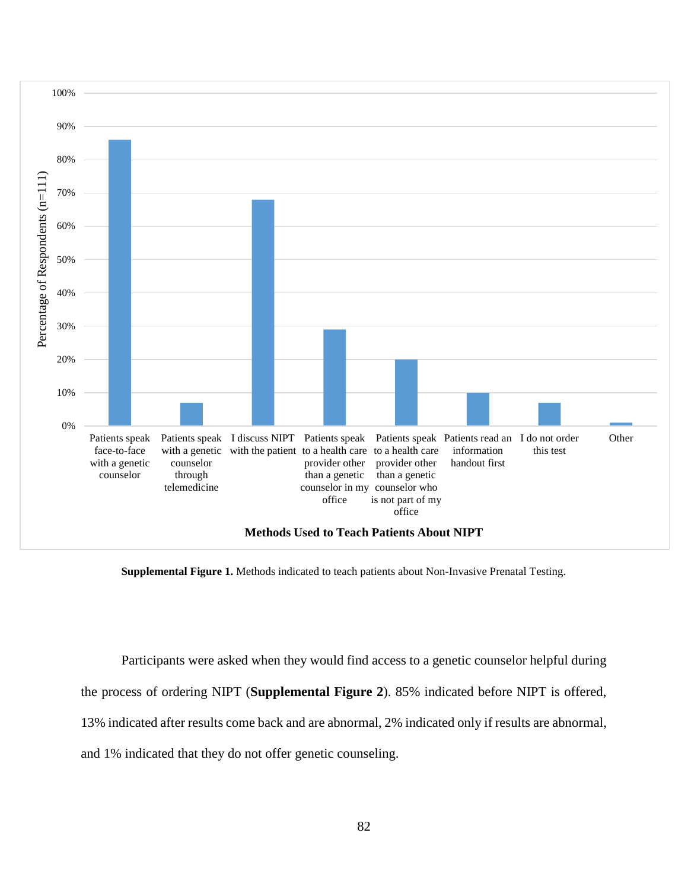**Supplemental Figure 1.** Methods indicated to teach patients about Non-Invasive Prenatal Testing.

Participants were asked when they would find access to a genetic counselor helpful during the process of ordering NIPT (**Supplemental Figure 2**). 85% indicated before NIPT is offered, 13% indicated after results come back and are abnormal, 2% indicated only if results are abnormal, and 1% indicated that they do not offer genetic counseling.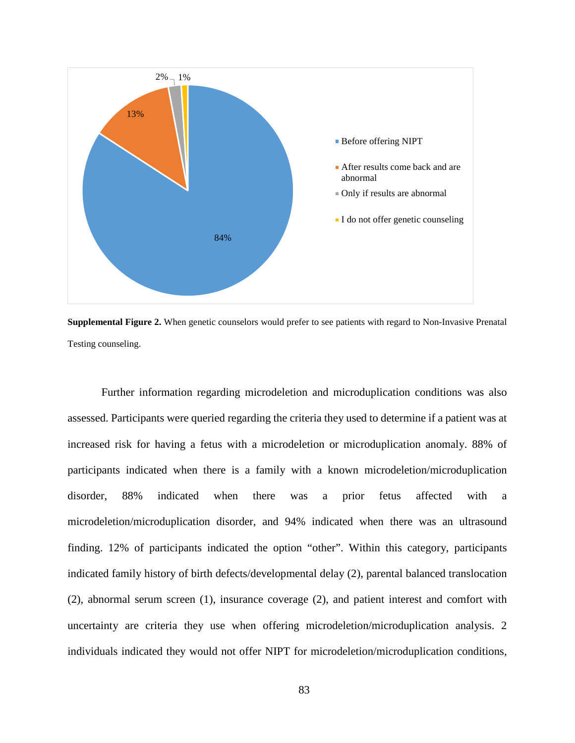**Supplemental Figure 2.** When genetic counselors would prefer to see patients with regard to Non-Invasive Prenatal Testing counseling.

Further information regarding microdeletion and microduplication conditions was also assessed. Participants were queried regarding the criteria they used to determine if a patient was at increased risk for having a fetus with a microdeletion or microduplication anomaly. 88% of participants indicated when there is a family with a known microdeletion/microduplication disorder, 88% indicated when there was a prior fetus affected with a microdeletion/microduplication disorder, and 94% indicated when there was an ultrasound finding. 12% of participants indicated the option “other”. Within this category, participants indicated family history of birth defects/developmental delay (2), parental balanced translocation (2), abnormal serum screen (1), insurance coverage (2), and patient interest and comfort with uncertainty are criteria they use when offering microdeletion/microduplication analysis. 2 individuals indicated they would not offer NIPT for microdeletion/microduplication conditions,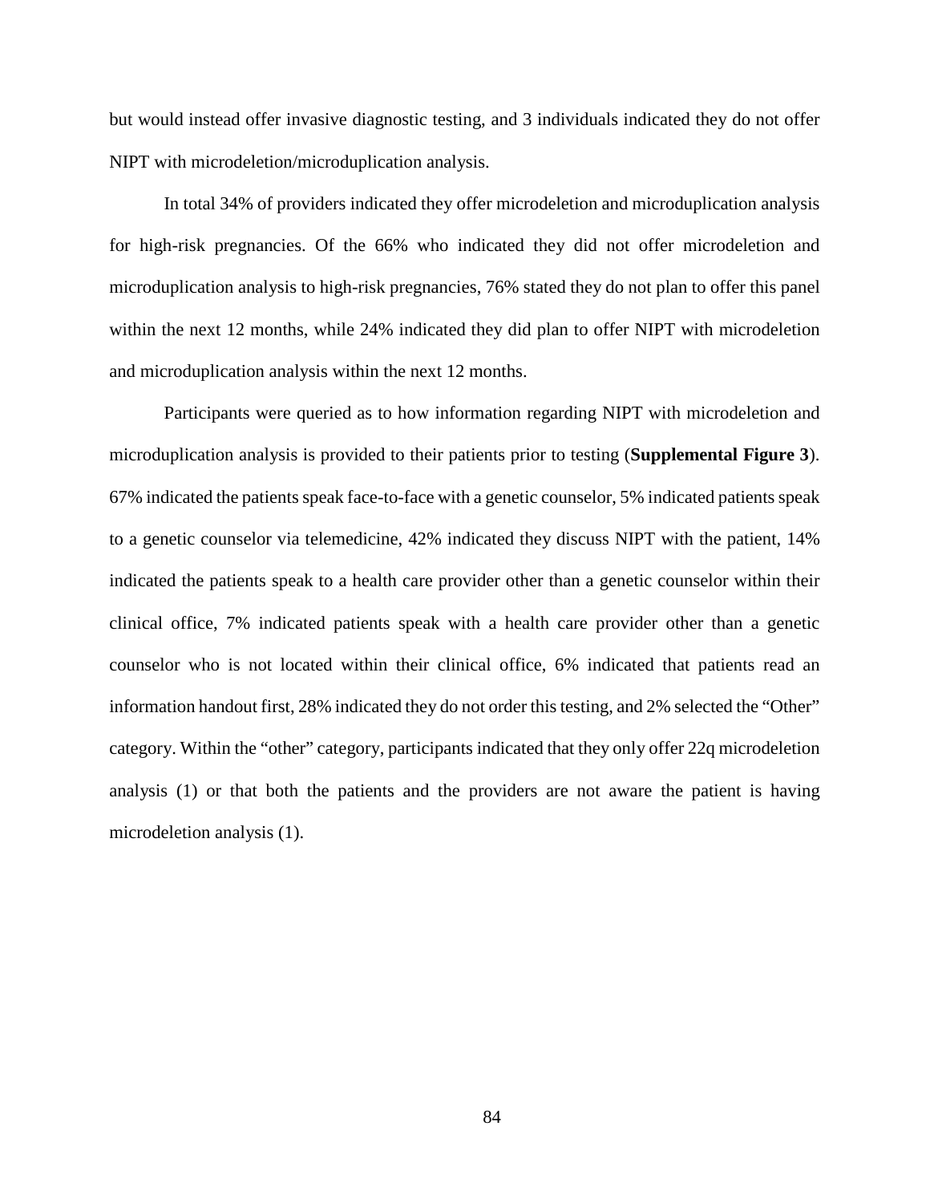but would instead offer invasive diagnostic testing, and 3 individuals indicated they do not offer NIPT with microdeletion/microduplication analysis.

In total 34% of providers indicated they offer microdeletion and microduplication analysis for high-risk pregnancies. Of the 66% who indicated they did not offer microdeletion and microduplication analysis to high-risk pregnancies, 76% stated they do not plan to offer this panel within the next 12 months, while 24% indicated they did plan to offer NIPT with microdeletion and microduplication analysis within the next 12 months.

Participants were queried as to how information regarding NIPT with microdeletion and microduplication analysis is provided to their patients prior to testing (**Supplemental Figure 3**). 67% indicated the patients speak face-to-face with a genetic counselor, 5% indicated patients speak to a genetic counselor via telemedicine, 42% indicated they discuss NIPT with the patient, 14% indicated the patients speak to a health care provider other than a genetic counselor within their clinical office, 7% indicated patients speak with a health care provider other than a genetic counselor who is not located within their clinical office, 6% indicated that patients read an information handout first, 28% indicated they do not order this testing, and 2% selected the "Other" category. Within the "other" category, participants indicated that they only offer 22q microdeletion analysis (1) or that both the patients and the providers are not aware the patient is having microdeletion analysis (1).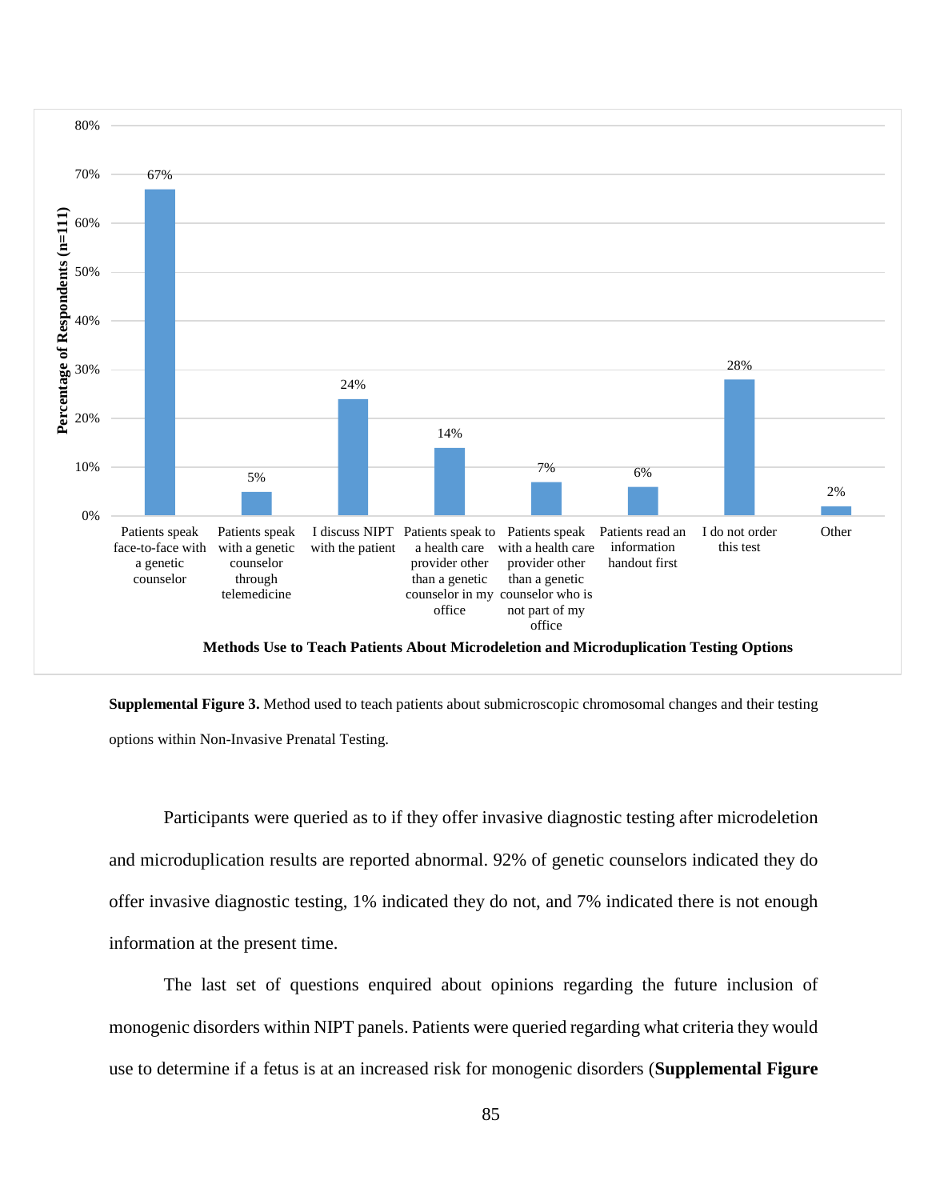| Methods Use to Teach Patients About Microdeletion and Microduplication Testing Options | Percentage of Respondents (n=111) |
|---|---|
| Patients speak face-to-face with a genetic counselor | 67% |
| Patients speak with a genetic counselor through telemedicine | 5% |
| I discuss NIPT with the patient | 24% |
| Patients speak to a health care provider other than a genetic counselor in my office | 14% |
| Patients speak with a health care provider other than a genetic counselor who is not part of my office | 7% |
| Patients read an information handout first | 6% |
| I do not order this test | 28% |
| Other | 2% |

**Supplemental Figure 3.** Method used to teach patients about submicroscopic chromosomal changes and their testing options within Non-Invasive Prenatal Testing.

Participants were queried as to if they offer invasive diagnostic testing after microdeletion and microduplication results are reported abnormal. 92% of genetic counselors indicated they do offer invasive diagnostic testing, 1% indicated they do not, and 7% indicated there is not enough information at the present time.

The last set of questions enquired about opinions regarding the future inclusion of monogenic disorders within NIPT panels. Patients were queried regarding what criteria they would use to determine if a fetus is at an increased risk for monogenic disorders (**Supplemental Figure**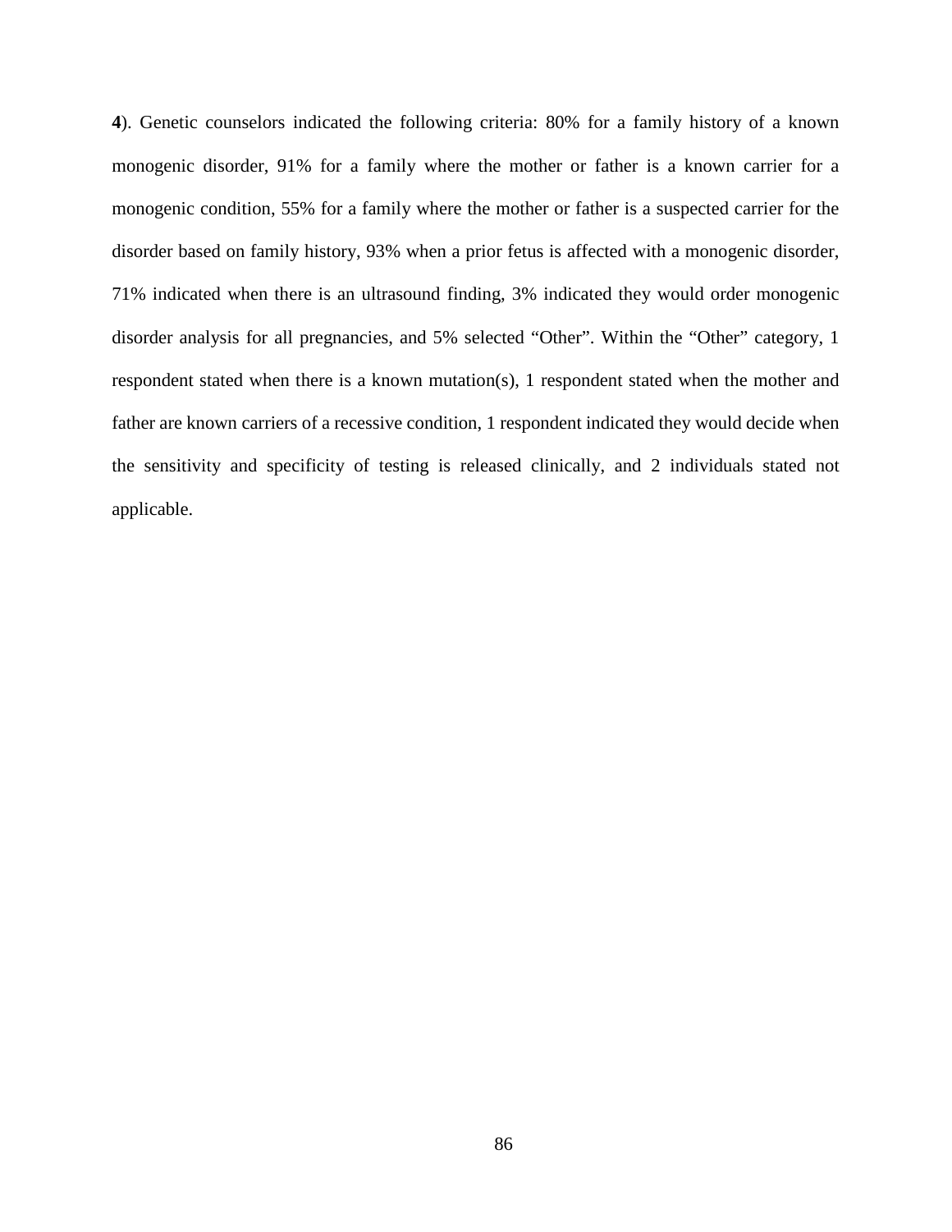**4**). Genetic counselors indicated the following criteria: 80% for a family history of a known monogenic disorder, 91% for a family where the mother or father is a known carrier for a monogenic condition, 55% for a family where the mother or father is a suspected carrier for the disorder based on family history, 93% when a prior fetus is affected with a monogenic disorder, 71% indicated when there is an ultrasound finding, 3% indicated they would order monogenic disorder analysis for all pregnancies, and 5% selected "Other". Within the "Other" category, 1 respondent stated when there is a known mutation(s), 1 respondent stated when the mother and father are known carriers of a recessive condition, 1 respondent indicated they would decide when the sensitivity and specificity of testing is released clinically, and 2 individuals stated not applicable.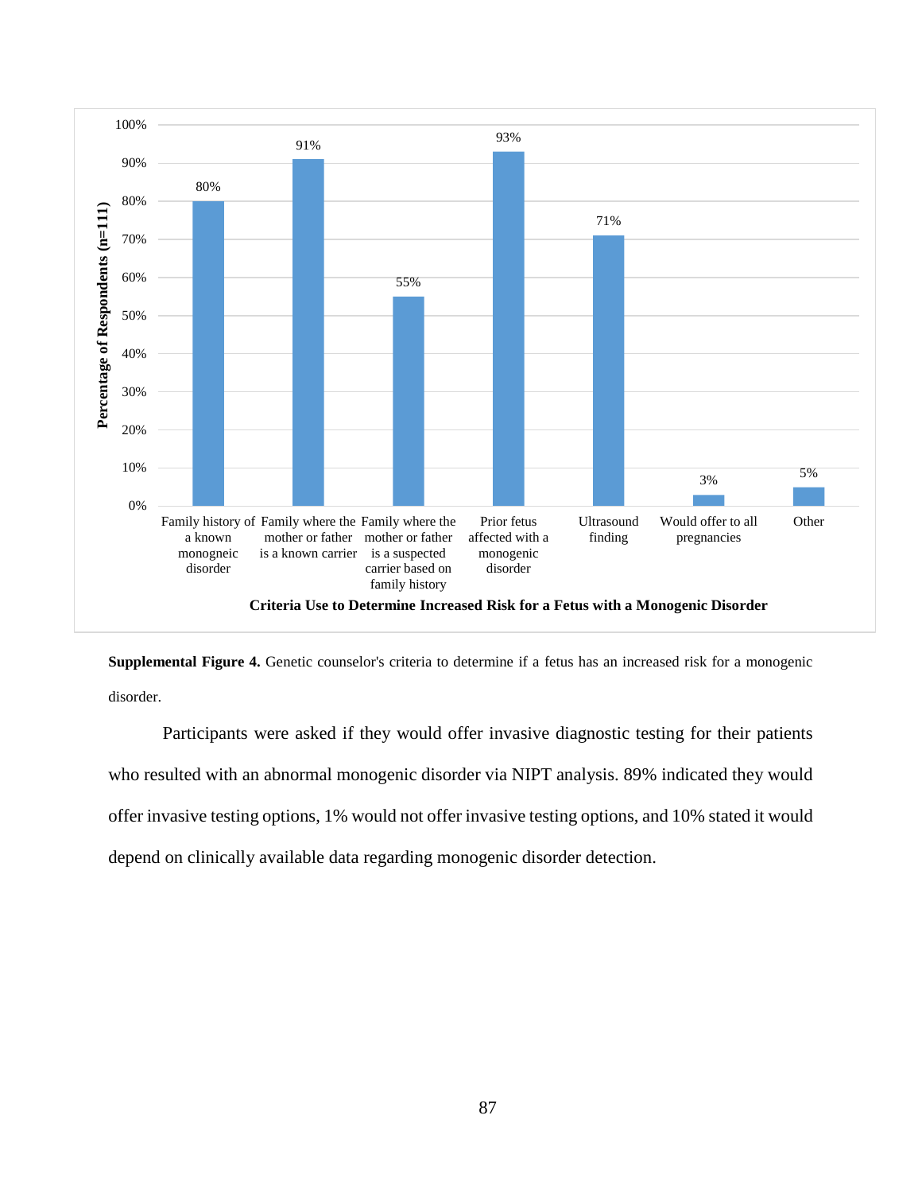| Criteria Use to Determine Increased Risk for a Fetus with a Monogenic Disorder | Percentage of Respondents (n=111) |
| --- | --- |
| Family history of a known monogneic disorder | 80% |
| Family where the mother or father is a known carrier | 91% |
| Family where the mother or father is a suspected carrier based on family history | 55% |
| Prior fetus affected with a monogenic disorder | 93% |
| Ultrasound finding | 71% |
| Would offer to all pregnancies | 3% |
| Other | 5% |

**Supplemental Figure 4.** Genetic counselor's criteria to determine if a fetus has an increased risk for a monogenic disorder.

Participants were asked if they would offer invasive diagnostic testing for their patients who resulted with an abnormal monogenic disorder via NIPT analysis. 89% indicated they would offer invasive testing options, 1% would not offer invasive testing options, and 10% stated it would depend on clinically available data regarding monogenic disorder detection.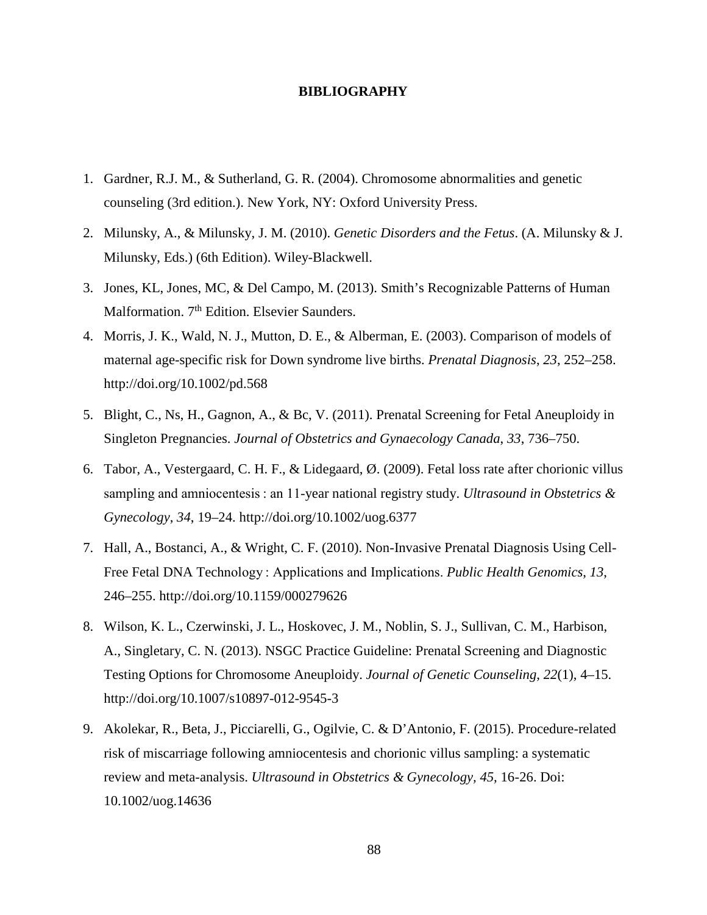# BIBLIOGRAPHY

1. Gardner, R.J. M., & Sutherland, G. R. (2004). Chromosome abnormalities and genetic counseling (3rd edition.). New York, NY: Oxford University Press.
2. Milunsky, A., & Milunsky, J. M. (2010). *Genetic Disorders and the Fetus*. (A. Milunsky & J. Milunsky, Eds.) (6th Edition). Wiley-Blackwell.
3. Jones, KL, Jones, MC, & Del Campo, M. (2013). Smith's Recognizable Patterns of Human Malformation. 7th Edition. Elsevier Saunders.
4. Morris, J. K., Wald, N. J., Mutton, D. E., & Alberman, E. (2003). Comparison of models of maternal age-specific risk for Down syndrome live births. *Prenatal Diagnosis*, *23*, 252–258. http://doi.org/10.1002/pd.568
5. Blight, C., Ns, H., Gagnon, A., & Bc, V. (2011). Prenatal Screening for Fetal Aneuploidy in Singleton Pregnancies. *Journal of Obstetrics and Gynaecology Canada*, *33*, 736–750.
6. Tabor, A., Vestergaard, C. H. F., & Lidegaard, Ø. (2009). Fetal loss rate after chorionic villus sampling and amniocentesis : an 11-year national registry study. *Ultrasound in Obstetrics & Gynecology*, *34*, 19–24. http://doi.org/10.1002/uog.6377
7. Hall, A., Bostanci, A., & Wright, C. F. (2010). Non-Invasive Prenatal Diagnosis Using Cell-Free Fetal DNA Technology : Applications and Implications. *Public Health Genomics*, *13*, 246–255. http://doi.org/10.1159/000279626
8. Wilson, K. L., Czerwinski, J. L., Hoskovec, J. M., Noblin, S. J., Sullivan, C. M., Harbison, A., Singletary, C. N. (2013). NSGC Practice Guideline: Prenatal Screening and Diagnostic Testing Options for Chromosome Aneuploidy. *Journal of Genetic Counseling*, *22*(1), 4–15. http://doi.org/10.1007/s10897-012-9545-3
9. Akolekar, R., Beta, J., Picciarelli, G., Ogilvie, C. & D'Antonio, F. (2015). Procedure-related risk of miscarriage following amniocentesis and chorionic villus sampling: a systematic review and meta-analysis. *Ultrasound in Obstetrics & Gynecology*, *45*, 16-26. Doi: 10.1002/uog.14636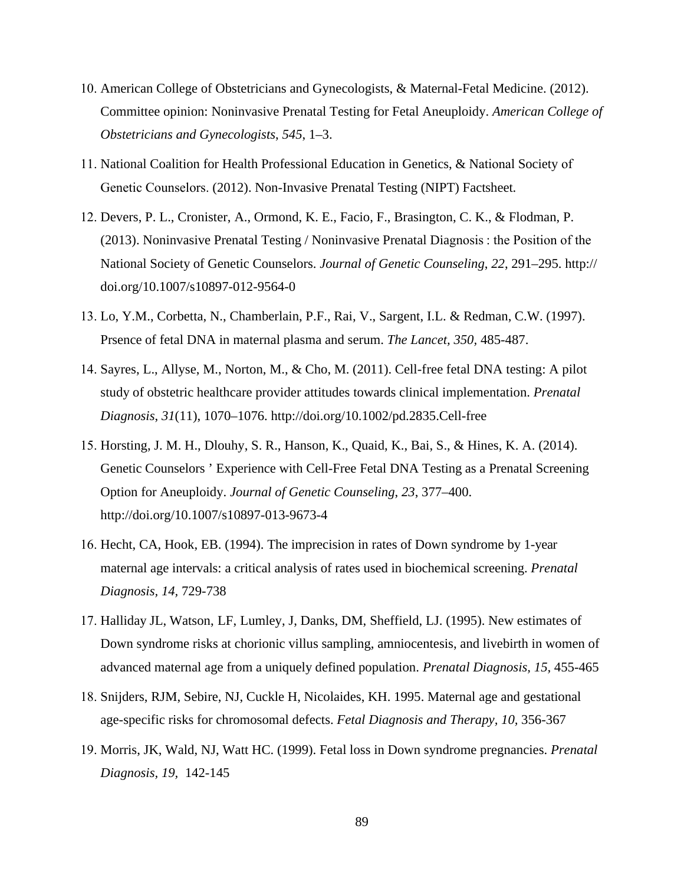10. American College of Obstetricians and Gynecologists, & Maternal-Fetal Medicine. (2012). Committee opinion: Noninvasive Prenatal Testing for Fetal Aneuploidy. *American College of Obstetricians and Gynecologists*, *545*, 1–3.

11. National Coalition for Health Professional Education in Genetics, & National Society of Genetic Counselors. (2012). Non-Invasive Prenatal Testing (NIPT) Factsheet.

12. Devers, P. L., Cronister, A., Ormond, K. E., Facio, F., Brasington, C. K., & Flodman, P. (2013). Noninvasive Prenatal Testing / Noninvasive Prenatal Diagnosis : the Position of the National Society of Genetic Counselors. *Journal of Genetic Counseling*, *22*, 291–295. http://doi.org/10.1007/s10897-012-9564-0

13. Lo, Y.M., Corbetta, N., Chamberlain, P.F., Rai, V., Sargent, I.L. & Redman, C.W. (1997). Prsence of fetal DNA in maternal plasma and serum. *The Lancet, 350,* 485-487.

14. Sayres, L., Allyse, M., Norton, M., & Cho, M. (2011). Cell-free fetal DNA testing: A pilot study of obstetric healthcare provider attitudes towards clinical implementation. *Prenatal Diagnosis*, *31*(11), 1070–1076. http://doi.org/10.1002/pd.2835.Cell-free

15. Horsting, J. M. H., Dlouhy, S. R., Hanson, K., Quaid, K., Bai, S., & Hines, K. A. (2014). Genetic Counselors ' Experience with Cell-Free Fetal DNA Testing as a Prenatal Screening Option for Aneuploidy. *Journal of Genetic Counseling, 23*, 377–400. http://doi.org/10.1007/s10897-013-9673-4

16. Hecht, CA, Hook, EB. (1994). The imprecision in rates of Down syndrome by 1-year maternal age intervals: a critical analysis of rates used in biochemical screening. *Prenatal Diagnosis, 14,* 729-738

17. Halliday JL, Watson, LF, Lumley, J, Danks, DM, Sheffield, LJ. (1995). New estimates of Down syndrome risks at chorionic villus sampling, amniocentesis, and livebirth in women of advanced maternal age from a uniquely defined population. *Prenatal Diagnosis, 15,* 455-465

18. Snijders, RJM, Sebire, NJ, Cuckle H, Nicolaides, KH. 1995. Maternal age and gestational age-specific risks for chromosomal defects. *Fetal Diagnosis and Therapy, 10,* 356-367

19. Morris, JK, Wald, NJ, Watt HC. (1999). Fetal loss in Down syndrome pregnancies. *Prenatal Diagnosis, 19,* 142-145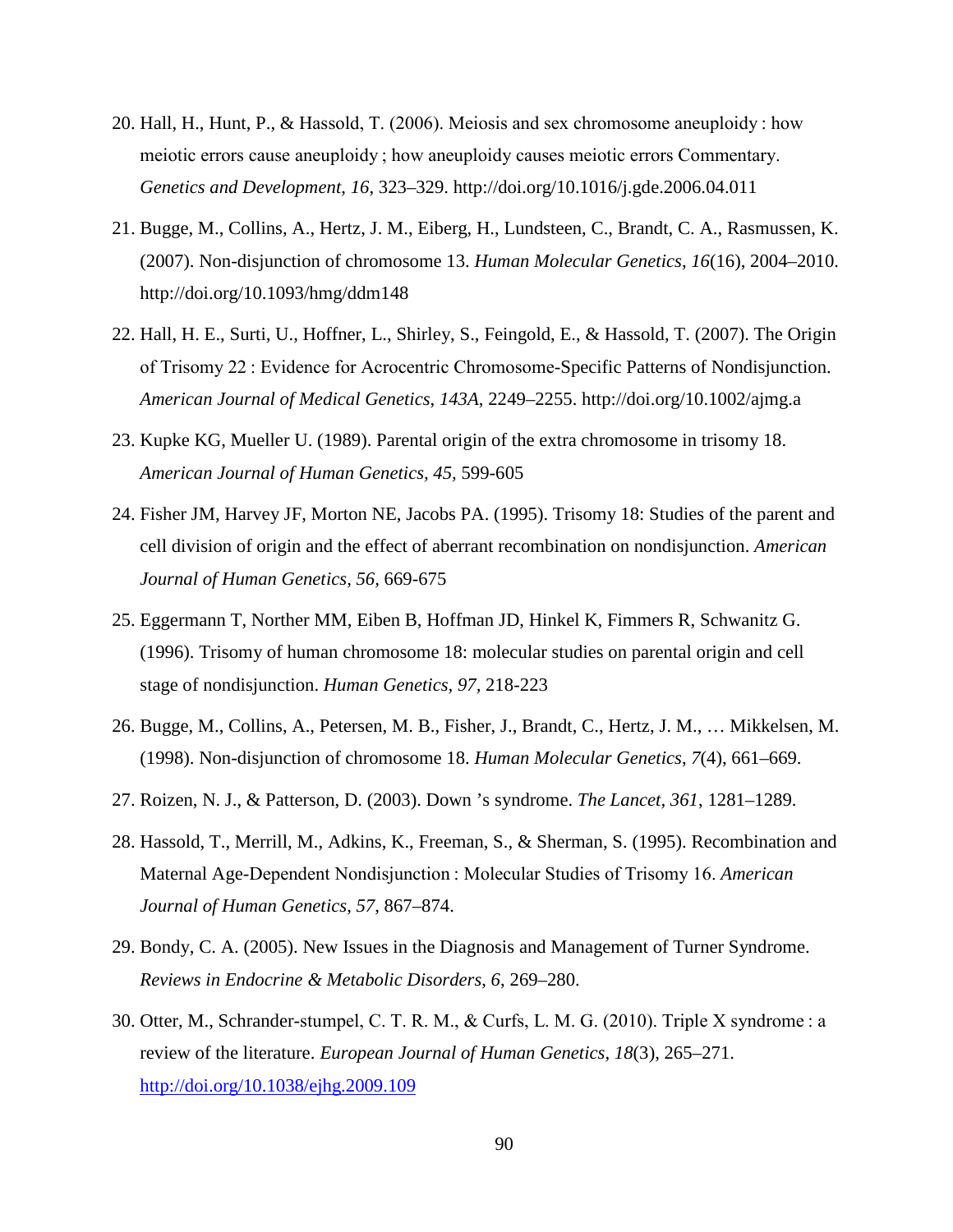20. Hall, H., Hunt, P., & Hassold, T. (2006). Meiosis and sex chromosome aneuploidy : how meiotic errors cause aneuploidy ; how aneuploidy causes meiotic errors Commentary. *Genetics and Development*, *16*, 323–329. http://doi.org/10.1016/j.gde.2006.04.011

21. Bugge, M., Collins, A., Hertz, J. M., Eiberg, H., Lundsteen, C., Brandt, C. A., Rasmussen, K. (2007). Non-disjunction of chromosome 13. *Human Molecular Genetics*, *16*(16), 2004–2010. http://doi.org/10.1093/hmg/ddm148

22. Hall, H. E., Surti, U., Hoffner, L., Shirley, S., Feingold, E., & Hassold, T. (2007). The Origin of Trisomy 22 : Evidence for Acrocentric Chromosome-Specific Patterns of Nondisjunction. *American Journal of Medical Genetics*, *143A*, 2249–2255. http://doi.org/10.1002/ajmg.a

23. Kupke KG, Mueller U. (1989). Parental origin of the extra chromosome in trisomy 18. *American Journal of Human Genetics*, *45*, 599-605

24. Fisher JM, Harvey JF, Morton NE, Jacobs PA. (1995). Trisomy 18: Studies of the parent and cell division of origin and the effect of aberrant recombination on nondisjunction. *American Journal of Human Genetics*, *56*, 669-675

25. Eggermann T, Norther MM, Eiben B, Hoffman JD, Hinkel K, Fimmers R, Schwanitz G. (1996). Trisomy of human chromosome 18: molecular studies on parental origin and cell stage of nondisjunction. *Human Genetics, 97,* 218-223

26. Bugge, M., Collins, A., Petersen, M. B., Fisher, J., Brandt, C., Hertz, J. M., … Mikkelsen, M. (1998). Non-disjunction of chromosome 18. *Human Molecular Genetics*, *7*(4), 661–669.

27. Roizen, N. J., & Patterson, D. (2003). Down 's syndrome. *The Lancet*, *361*, 1281–1289.

28. Hassold, T., Merrill, M., Adkins, K., Freeman, S., & Sherman, S. (1995). Recombination and Maternal Age-Dependent Nondisjunction : Molecular Studies of Trisomy 16. *American Journal of Human Genetics*, *57*, 867–874.

29. Bondy, C. A. (2005). New Issues in the Diagnosis and Management of Turner Syndrome. *Reviews in Endocrine & Metabolic Disorders*, *6*, 269–280.

30. Otter, M., Schrander-stumpel, C. T. R. M., & Curfs, L. M. G. (2010). Triple X syndrome : a review of the literature. *European Journal of Human Genetics*, *18*(3), 265–271. http://doi.org/10.1038/ejhg.2009.109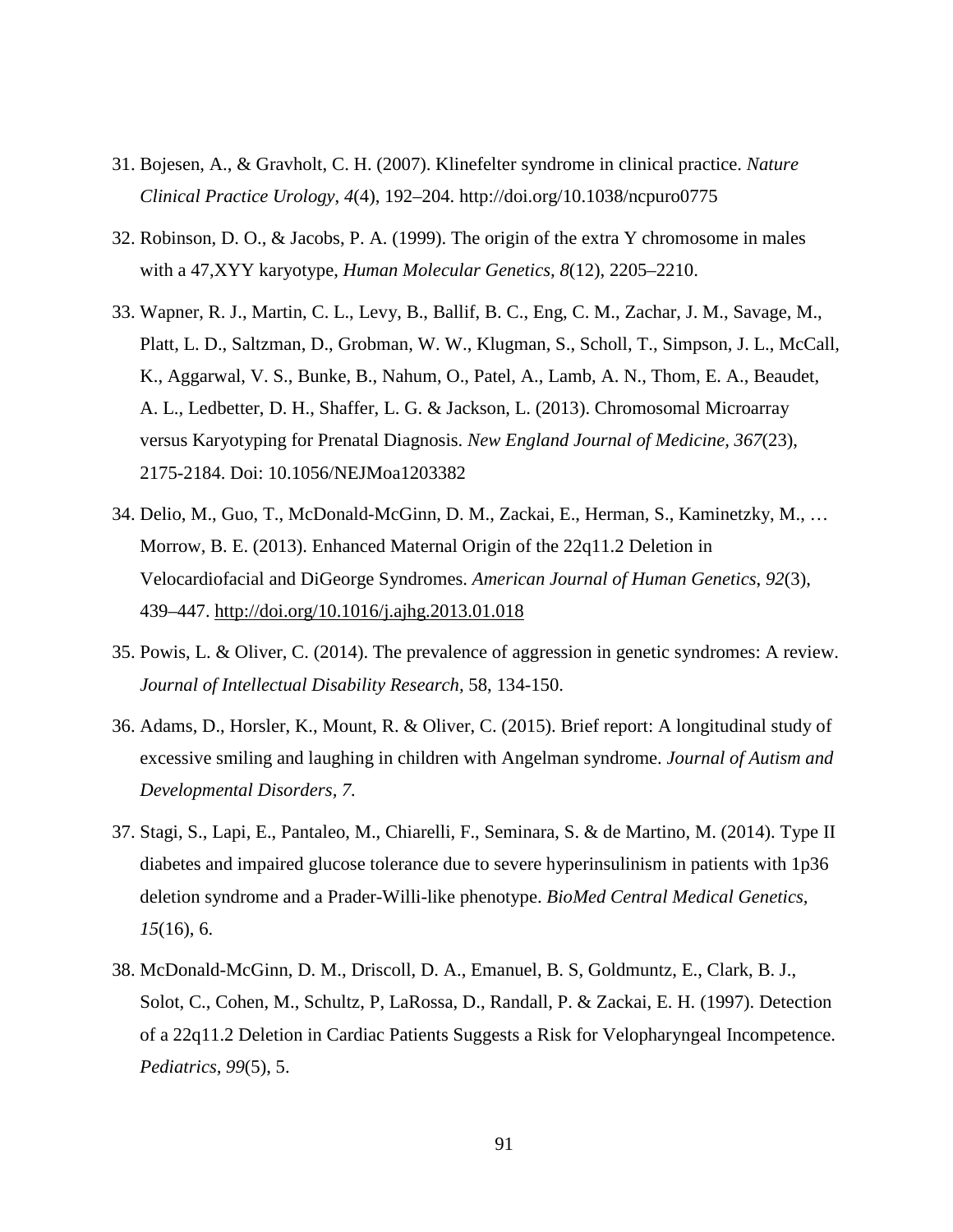31. Bojesen, A., & Gravholt, C. H. (2007). Klinefelter syndrome in clinical practice. *Nature Clinical Practice Urology*, *4*(4), 192–204. http://doi.org/10.1038/ncpuro0775

32. Robinson, D. O., & Jacobs, P. A. (1999). The origin of the extra Y chromosome in males with a 47,XYY karyotype, *Human Molecular Genetics, 8*(12), 2205–2210.

33. Wapner, R. J., Martin, C. L., Levy, B., Ballif, B. C., Eng, C. M., Zachar, J. M., Savage, M., Platt, L. D., Saltzman, D., Grobman, W. W., Klugman, S., Scholl, T., Simpson, J. L., McCall, K., Aggarwal, V. S., Bunke, B., Nahum, O., Patel, A., Lamb, A. N., Thom, E. A., Beaudet, A. L., Ledbetter, D. H., Shaffer, L. G. & Jackson, L. (2013). Chromosomal Microarray versus Karyotyping for Prenatal Diagnosis. *New England Journal of Medicine, 367*(23), 2175-2184. Doi: 10.1056/NEJMoa1203382

34. Delio, M., Guo, T., McDonald-McGinn, D. M., Zackai, E., Herman, S., Kaminetzky, M., … Morrow, B. E. (2013). Enhanced Maternal Origin of the 22q11.2 Deletion in Velocardiofacial and DiGeorge Syndromes. *American Journal of Human Genetics*, *92*(3), 439–447. http://doi.org/10.1016/j.ajhg.2013.01.018

35. Powis, L. & Oliver, C. (2014). The prevalence of aggression in genetic syndromes: A review. *Journal of Intellectual Disability Research,* 58, 134-150.

36. Adams, D., Horsler, K., Mount, R. & Oliver, C. (2015). Brief report: A longitudinal study of excessive smiling and laughing in children with Angelman syndrome. *Journal of Autism and Developmental Disorders, 7.*

37. Stagi, S., Lapi, E., Pantaleo, M., Chiarelli, F., Seminara, S. & de Martino, M. (2014). Type II diabetes and impaired glucose tolerance due to severe hyperinsulinism in patients with 1p36 deletion syndrome and a Prader-Willi-like phenotype. *BioMed Central Medical Genetics, 15*(16), 6.

38. McDonald-McGinn, D. M., Driscoll, D. A., Emanuel, B. S, Goldmuntz, E., Clark, B. J., Solot, C., Cohen, M., Schultz, P, LaRossa, D., Randall, P. & Zackai, E. H. (1997). Detection of a 22q11.2 Deletion in Cardiac Patients Suggests a Risk for Velopharyngeal Incompetence. *Pediatrics, 99*(5), 5.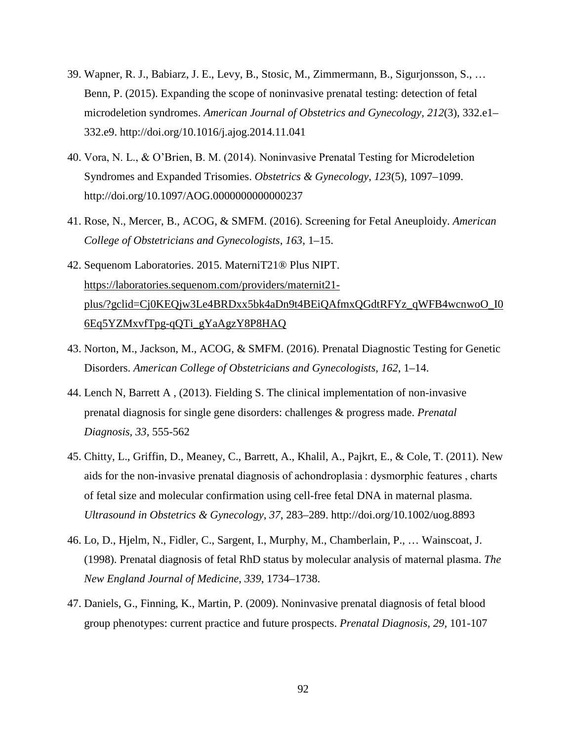39. Wapner, R. J., Babiarz, J. E., Levy, B., Stosic, M., Zimmermann, B., Sigurjonsson, S., … Benn, P. (2015). Expanding the scope of noninvasive prenatal testing: detection of fetal microdeletion syndromes. *American Journal of Obstetrics and Gynecology*, *212*(3), 332.e1–332.e9. http://doi.org/10.1016/j.ajog.2014.11.041

40. Vora, N. L., & O'Brien, B. M. (2014). Noninvasive Prenatal Testing for Microdeletion Syndromes and Expanded Trisomies. *Obstetrics & Gynecology*, *123*(5), 1097–1099. http://doi.org/10.1097/AOG.0000000000000237

41. Rose, N., Mercer, B., ACOG, & SMFM. (2016). Screening for Fetal Aneuploidy. *American College of Obstetricians and Gynecologists*, *163*, 1–15.

42. Sequenom Laboratories. 2015. MaterniT21® Plus NIPT. https://laboratories.sequenom.com/providers/maternit21-plus/?gclid=Cj0KEQjw3Le4BRDxx5bk4aDn9t4BEiQAfmxQGdtRFYz_qWFB4wcnwoO_I06Eq5YZMxvfTpg-qQTi_gYaAgzY8P8HAQ

43. Norton, M., Jackson, M., ACOG, & SMFM. (2016). Prenatal Diagnostic Testing for Genetic Disorders. *American College of Obstetricians and Gynecologists*, *162*, 1–14.

44. Lench N, Barrett A , (2013). Fielding S. The clinical implementation of non-invasive prenatal diagnosis for single gene disorders: challenges & progress made. *Prenatal Diagnosis, 33,* 555-562

45. Chitty, L., Griffin, D., Meaney, C., Barrett, A., Khalil, A., Pajkrt, E., & Cole, T. (2011). New aids for the non-invasive prenatal diagnosis of achondroplasia : dysmorphic features , charts of fetal size and molecular confirmation using cell-free fetal DNA in maternal plasma. *Ultrasound in Obstetrics & Gynecology*, *37*, 283–289. http://doi.org/10.1002/uog.8893

46. Lo, D., Hjelm, N., Fidler, C., Sargent, I., Murphy, M., Chamberlain, P., … Wainscoat, J. (1998). Prenatal diagnosis of fetal RhD status by molecular analysis of maternal plasma. *The New England Journal of Medicine*, *339*, 1734–1738.

47. Daniels, G., Finning, K., Martin, P. (2009). Noninvasive prenatal diagnosis of fetal blood group phenotypes: current practice and future prospects. *Prenatal Diagnosis, 29,* 101-107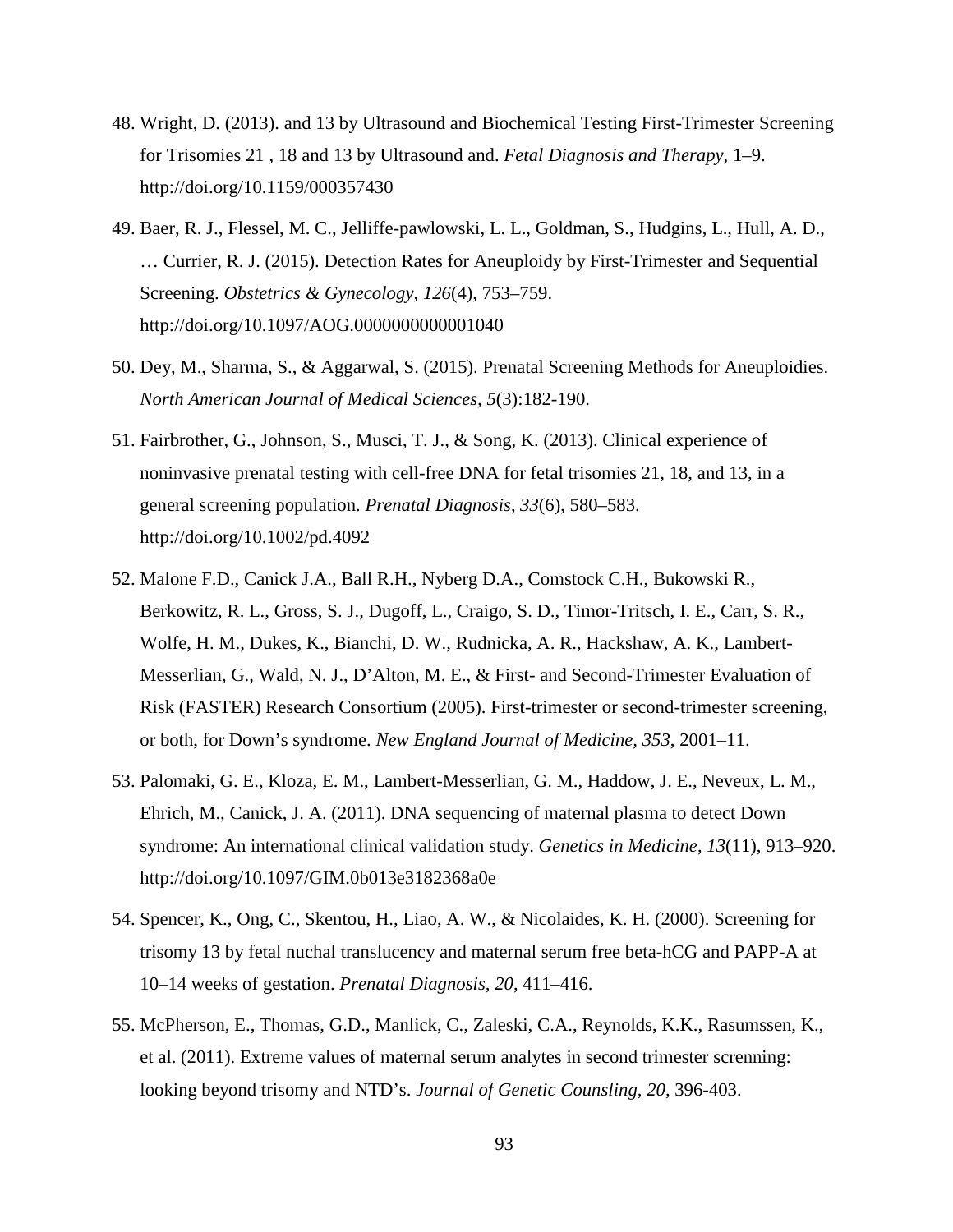48. Wright, D. (2013). and 13 by Ultrasound and Biochemical Testing First-Trimester Screening for Trisomies 21 , 18 and 13 by Ultrasound and. *Fetal Diagnosis and Therapy*, 1–9. http://doi.org/10.1159/000357430

49. Baer, R. J., Flessel, M. C., Jelliffe-pawlowski, L. L., Goldman, S., Hudgins, L., Hull, A. D., … Currier, R. J. (2015). Detection Rates for Aneuploidy by First-Trimester and Sequential Screening. *Obstetrics & Gynecology*, *126*(4), 753–759. http://doi.org/10.1097/AOG.0000000000001040

50. Dey, M., Sharma, S., & Aggarwal, S. (2015). Prenatal Screening Methods for Aneuploidies. *North American Journal of Medical Sciences, 5*(3):182-190.

51. Fairbrother, G., Johnson, S., Musci, T. J., & Song, K. (2013). Clinical experience of noninvasive prenatal testing with cell-free DNA for fetal trisomies 21, 18, and 13, in a general screening population. *Prenatal Diagnosis*, *33*(6), 580–583. http://doi.org/10.1002/pd.4092

52. Malone F.D., Canick J.A., Ball R.H., Nyberg D.A., Comstock C.H., Bukowski R., Berkowitz, R. L., Gross, S. J., Dugoff, L., Craigo, S. D., Timor-Tritsch, I. E., Carr, S. R., Wolfe, H. M., Dukes, K., Bianchi, D. W., Rudnicka, A. R., Hackshaw, A. K., Lambert-Messerlian, G., Wald, N. J., D'Alton, M. E., & First- and Second-Trimester Evaluation of Risk (FASTER) Research Consortium (2005). First-trimester or second-trimester screening, or both, for Down's syndrome. *New England Journal of Medicine*, *353*, 2001–11.

53. Palomaki, G. E., Kloza, E. M., Lambert-Messerlian, G. M., Haddow, J. E., Neveux, L. M., Ehrich, M., Canick, J. A. (2011). DNA sequencing of maternal plasma to detect Down syndrome: An international clinical validation study. *Genetics in Medicine*, *13*(11), 913–920. http://doi.org/10.1097/GIM.0b013e3182368a0e

54. Spencer, K., Ong, C., Skentou, H., Liao, A. W., & Nicolaides, K. H. (2000). Screening for trisomy 13 by fetal nuchal translucency and maternal serum free beta-hCG and PAPP-A at 10–14 weeks of gestation. *Prenatal Diagnosis, 20*, 411–416.

55. McPherson, E., Thomas, G.D., Manlick, C., Zaleski, C.A., Reynolds, K.K., Rasumssen, K., et al. (2011). Extreme values of maternal serum analytes in second trimester screnning: looking beyond trisomy and NTD's. *Journal of Genetic Counsling, 20,* 396-403.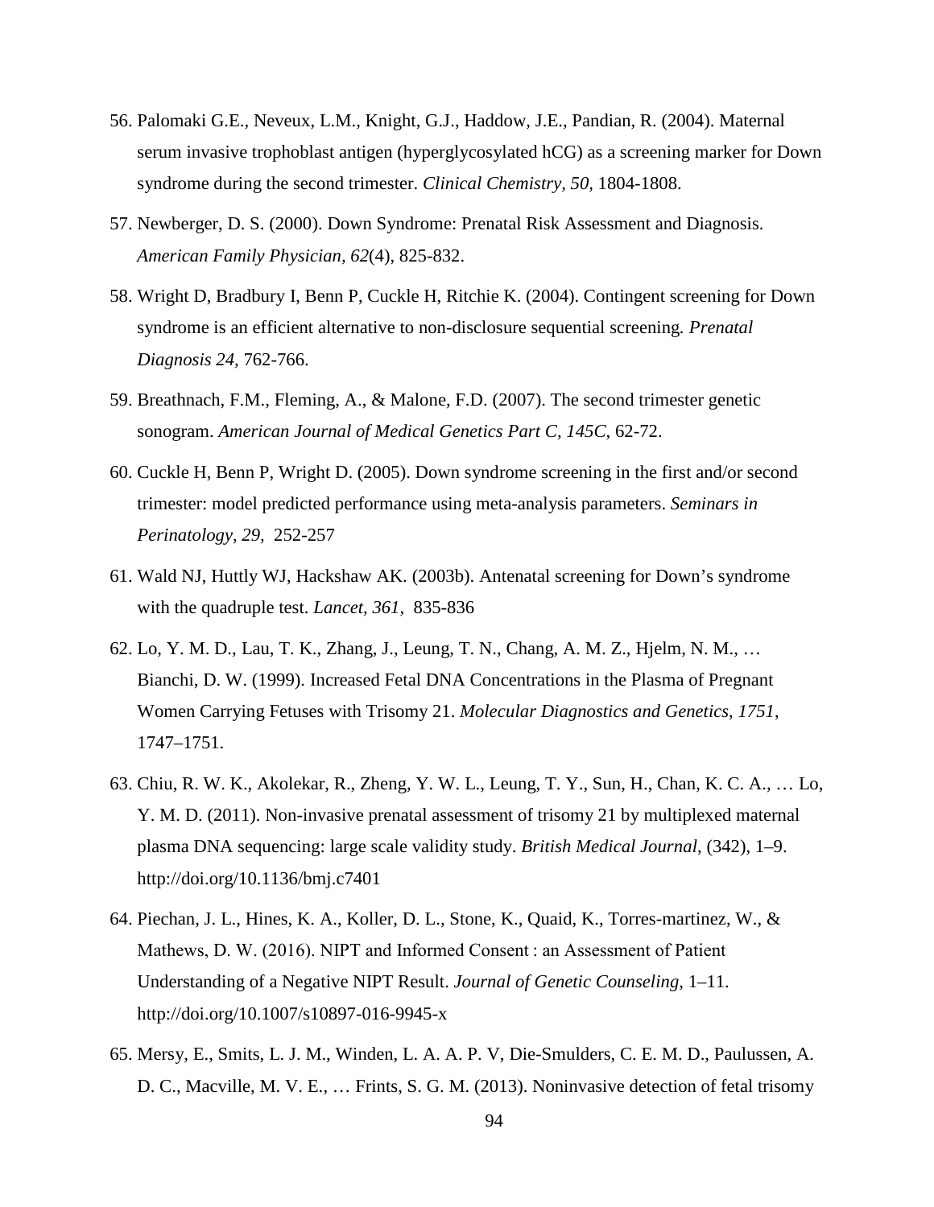56. Palomaki G.E., Neveux, L.M., Knight, G.J., Haddow, J.E., Pandian, R. (2004). Maternal serum invasive trophoblast antigen (hyperglycosylated hCG) as a screening marker for Down syndrome during the second trimester. *Clinical Chemistry, 50,* 1804-1808.

57. Newberger, D. S. (2000). Down Syndrome: Prenatal Risk Assessment and Diagnosis. *American Family Physician, 62*(4), 825-832.

58. Wright D, Bradbury I, Benn P, Cuckle H, Ritchie K. (2004). Contingent screening for Down syndrome is an efficient alternative to non-disclosure sequential screening. *Prenatal Diagnosis 24,* 762-766.

59. Breathnach, F.M., Fleming, A., & Malone, F.D. (2007). The second trimester genetic sonogram. *American Journal of Medical Genetics Part C, 145C,* 62-72.

60. Cuckle H, Benn P, Wright D. (2005). Down syndrome screening in the first and/or second trimester: model predicted performance using meta-analysis parameters. *Seminars in Perinatology, 29,* 252-257

61. Wald NJ, Huttly WJ, Hackshaw AK. (2003b). Antenatal screening for Down's syndrome with the quadruple test. *Lancet, 361,* 835-836

62. Lo, Y. M. D., Lau, T. K., Zhang, J., Leung, T. N., Chang, A. M. Z., Hjelm, N. M., … Bianchi, D. W. (1999). Increased Fetal DNA Concentrations in the Plasma of Pregnant Women Carrying Fetuses with Trisomy 21. *Molecular Diagnostics and Genetics*, *1751*, 1747–1751.

63. Chiu, R. W. K., Akolekar, R., Zheng, Y. W. L., Leung, T. Y., Sun, H., Chan, K. C. A., … Lo, Y. M. D. (2011). Non-invasive prenatal assessment of trisomy 21 by multiplexed maternal plasma DNA sequencing: large scale validity study. *British Medical Journal*, (342), 1–9. http://doi.org/10.1136/bmj.c7401

64. Piechan, J. L., Hines, K. A., Koller, D. L., Stone, K., Quaid, K., Torres-martinez, W., & Mathews, D. W. (2016). NIPT and Informed Consent : an Assessment of Patient Understanding of a Negative NIPT Result. *Journal of Genetic Counseling*, 1–11. http://doi.org/10.1007/s10897-016-9945-x

65. Mersy, E., Smits, L. J. M., Winden, L. A. A. P. V, Die-Smulders, C. E. M. D., Paulussen, A. D. C., Macville, M. V. E., … Frints, S. G. M. (2013). Noninvasive detection of fetal trisomy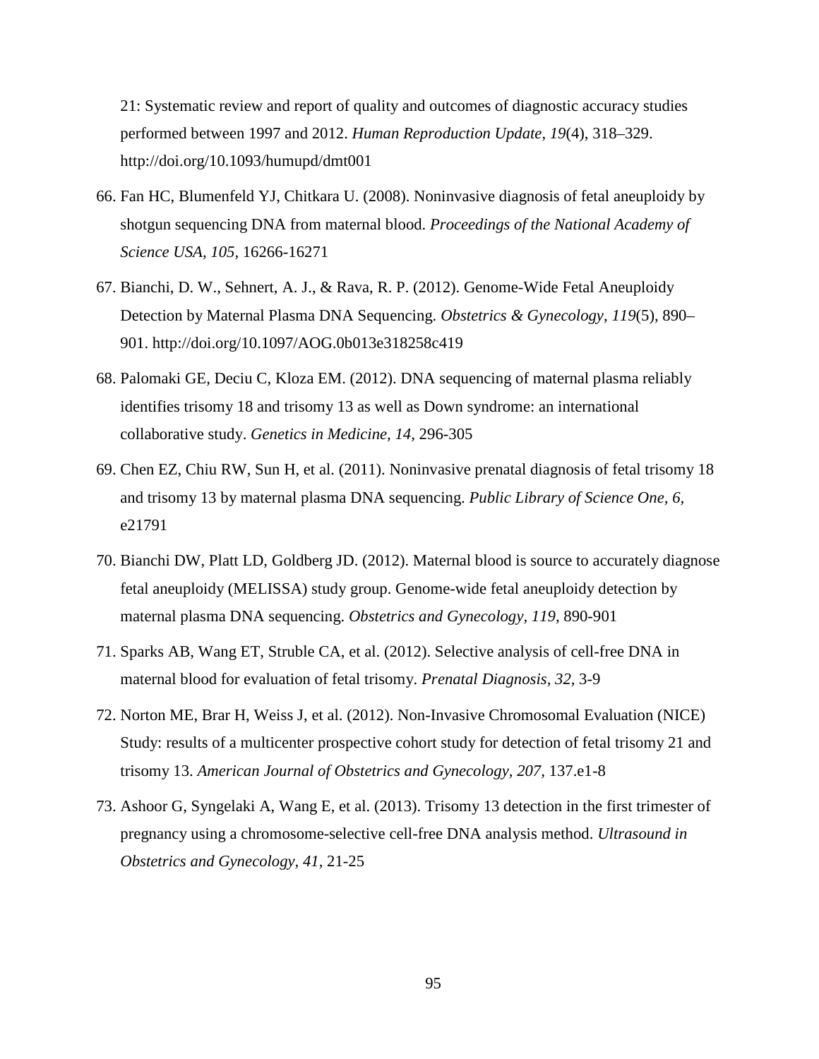21: Systematic review and report of quality and outcomes of diagnostic accuracy studies performed between 1997 and 2012. *Human Reproduction Update*, *19*(4), 318–329. http://doi.org/10.1093/humupd/dmt001

66. Fan HC, Blumenfeld YJ, Chitkara U. (2008). Noninvasive diagnosis of fetal aneuploidy by shotgun sequencing DNA from maternal blood. *Proceedings of the National Academy of Science USA, 105,* 16266-16271

67. Bianchi, D. W., Sehnert, A. J., & Rava, R. P. (2012). Genome-Wide Fetal Aneuploidy Detection by Maternal Plasma DNA Sequencing. *Obstetrics & Gynecology*, *119*(5), 890–901. http://doi.org/10.1097/AOG.0b013e318258c419

68. Palomaki GE, Deciu C, Kloza EM. (2012). DNA sequencing of maternal plasma reliably identifies trisomy 18 and trisomy 13 as well as Down syndrome: an international collaborative study. *Genetics in Medicine, 14,* 296-305

69. Chen EZ, Chiu RW, Sun H, et al. (2011). Noninvasive prenatal diagnosis of fetal trisomy 18 and trisomy 13 by maternal plasma DNA sequencing. *Public Library of Science One, 6,* e21791

70. Bianchi DW, Platt LD, Goldberg JD. (2012). Maternal blood is source to accurately diagnose fetal aneuploidy (MELISSA) study group. Genome-wide fetal aneuploidy detection by maternal plasma DNA sequencing. *Obstetrics and Gynecology, 119,* 890-901

71. Sparks AB, Wang ET, Struble CA, et al. (2012). Selective analysis of cell-free DNA in maternal blood for evaluation of fetal trisomy. *Prenatal Diagnosis, 32,* 3-9

72. Norton ME, Brar H, Weiss J, et al. (2012). Non-Invasive Chromosomal Evaluation (NICE) Study: results of a multicenter prospective cohort study for detection of fetal trisomy 21 and trisomy 13. *American Journal of Obstetrics and Gynecology, 207,* 137.e1-8

73. Ashoor G, Syngelaki A, Wang E, et al. (2013). Trisomy 13 detection in the first trimester of pregnancy using a chromosome-selective cell-free DNA analysis method. *Ultrasound in Obstetrics and Gynecology, 41,* 21-25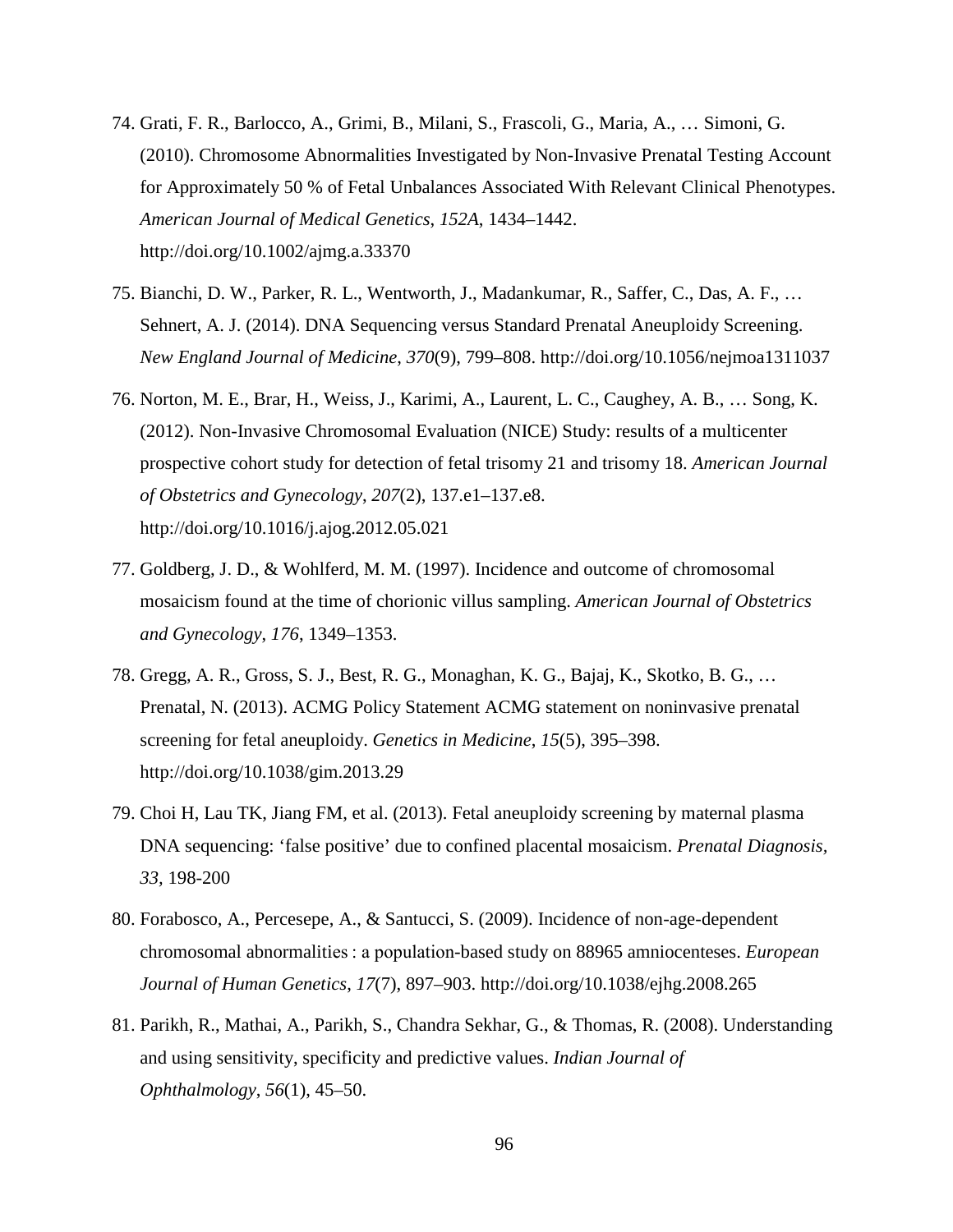74. Grati, F. R., Barlocco, A., Grimi, B., Milani, S., Frascoli, G., Maria, A., … Simoni, G. (2010). Chromosome Abnormalities Investigated by Non-Invasive Prenatal Testing Account for Approximately 50 % of Fetal Unbalances Associated With Relevant Clinical Phenotypes. *American Journal of Medical Genetics*, *152A*, 1434–1442. http://doi.org/10.1002/ajmg.a.33370

75. Bianchi, D. W., Parker, R. L., Wentworth, J., Madankumar, R., Saffer, C., Das, A. F., … Sehnert, A. J. (2014). DNA Sequencing versus Standard Prenatal Aneuploidy Screening. *New England Journal of Medicine*, *370*(9), 799–808. http://doi.org/10.1056/nejmoa1311037

76. Norton, M. E., Brar, H., Weiss, J., Karimi, A., Laurent, L. C., Caughey, A. B., … Song, K. (2012). Non-Invasive Chromosomal Evaluation (NICE) Study: results of a multicenter prospective cohort study for detection of fetal trisomy 21 and trisomy 18. *American Journal of Obstetrics and Gynecology*, *207*(2), 137.e1–137.e8. http://doi.org/10.1016/j.ajog.2012.05.021

77. Goldberg, J. D., & Wohlferd, M. M. (1997). Incidence and outcome of chromosomal mosaicism found at the time of chorionic villus sampling. *American Journal of Obstetrics and Gynecology*, *176*, 1349–1353.

78. Gregg, A. R., Gross, S. J., Best, R. G., Monaghan, K. G., Bajaj, K., Skotko, B. G., … Prenatal, N. (2013). ACMG Policy Statement ACMG statement on noninvasive prenatal screening for fetal aneuploidy. *Genetics in Medicine*, *15*(5), 395–398. http://doi.org/10.1038/gim.2013.29

79. Choi H, Lau TK, Jiang FM, et al. (2013). Fetal aneuploidy screening by maternal plasma DNA sequencing: 'false positive' due to confined placental mosaicism. *Prenatal Diagnosis*, *33*, 198-200

80. Forabosco, A., Percesepe, A., & Santucci, S. (2009). Incidence of non-age-dependent chromosomal abnormalities : a population-based study on 88965 amniocenteses. *European Journal of Human Genetics*, *17*(7), 897–903. http://doi.org/10.1038/ejhg.2008.265

81. Parikh, R., Mathai, A., Parikh, S., Chandra Sekhar, G., & Thomas, R. (2008). Understanding and using sensitivity, specificity and predictive values. *Indian Journal of Ophthalmology*, *56*(1), 45–50.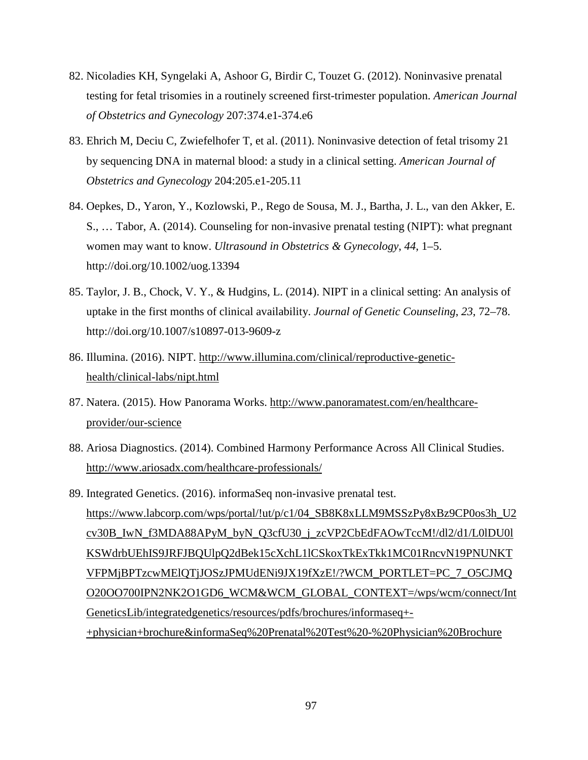82. Nicoladies KH, Syngelaki A, Ashoor G, Birdir C, Touzet G. (2012). Noninvasive prenatal testing for fetal trisomies in a routinely screened first-trimester population. *American Journal of Obstetrics and Gynecology* 207:374.e1-374.e6

83. Ehrich M, Deciu C, Zwiefelhofer T, et al. (2011). Noninvasive detection of fetal trisomy 21 by sequencing DNA in maternal blood: a study in a clinical setting. *American Journal of Obstetrics and Gynecology* 204:205.e1-205.11

84. Oepkes, D., Yaron, Y., Kozlowski, P., Rego de Sousa, M. J., Bartha, J. L., van den Akker, E. S., … Tabor, A. (2014). Counseling for non-invasive prenatal testing (NIPT): what pregnant women may want to know. *Ultrasound in Obstetrics & Gynecology*, *44*, 1–5. http://doi.org/10.1002/uog.13394

85. Taylor, J. B., Chock, V. Y., & Hudgins, L. (2014). NIPT in a clinical setting: An analysis of uptake in the first months of clinical availability. *Journal of Genetic Counseling*, *23*, 72–78. http://doi.org/10.1007/s10897-013-9609-z

86. Illumina. (2016). NIPT. http://www.illumina.com/clinical/reproductive-genetic-health/clinical-labs/nipt.html

87. Natera. (2015). How Panorama Works. http://www.panoramatest.com/en/healthcare-provider/our-science

88. Ariosa Diagnostics. (2014). Combined Harmony Performance Across All Clinical Studies. http://www.ariosadx.com/healthcare-professionals/

89. Integrated Genetics. (2016). informaSeq non-invasive prenatal test. https://www.labcorp.com/wps/portal/!ut/p/c1/04_SB8K8xLLM9MSSzPy8xBz9CP0os3h_U2cv30B_IwN_f3MDA88APyM_byN_Q3cfU30_j_zcVP2CbEdFAOwTccM!/dl2/d1/L0lDU0lKSWdrbUEhIS9JRFJBQUlpQ2dBek15cXchL1lCSkoxTkExTkk1MC01RncvN19PNUNKTVFPMjBPTzcwMElQTjJOSzJPMUdENi9JX19fXzE!/?WCM_PORTLET=PC_7_O5CJMQO20OO700IPN2NK2O1GD6_WCM&WCM_GLOBAL_CONTEXT=/wps/wcm/connect/IntGeneticsLib/integratedgenetics/resources/pdfs/brochures/informaseq+-+physician+brochure&informaSeq%20Prenatal%20Test%20-%20Physician%20Brochure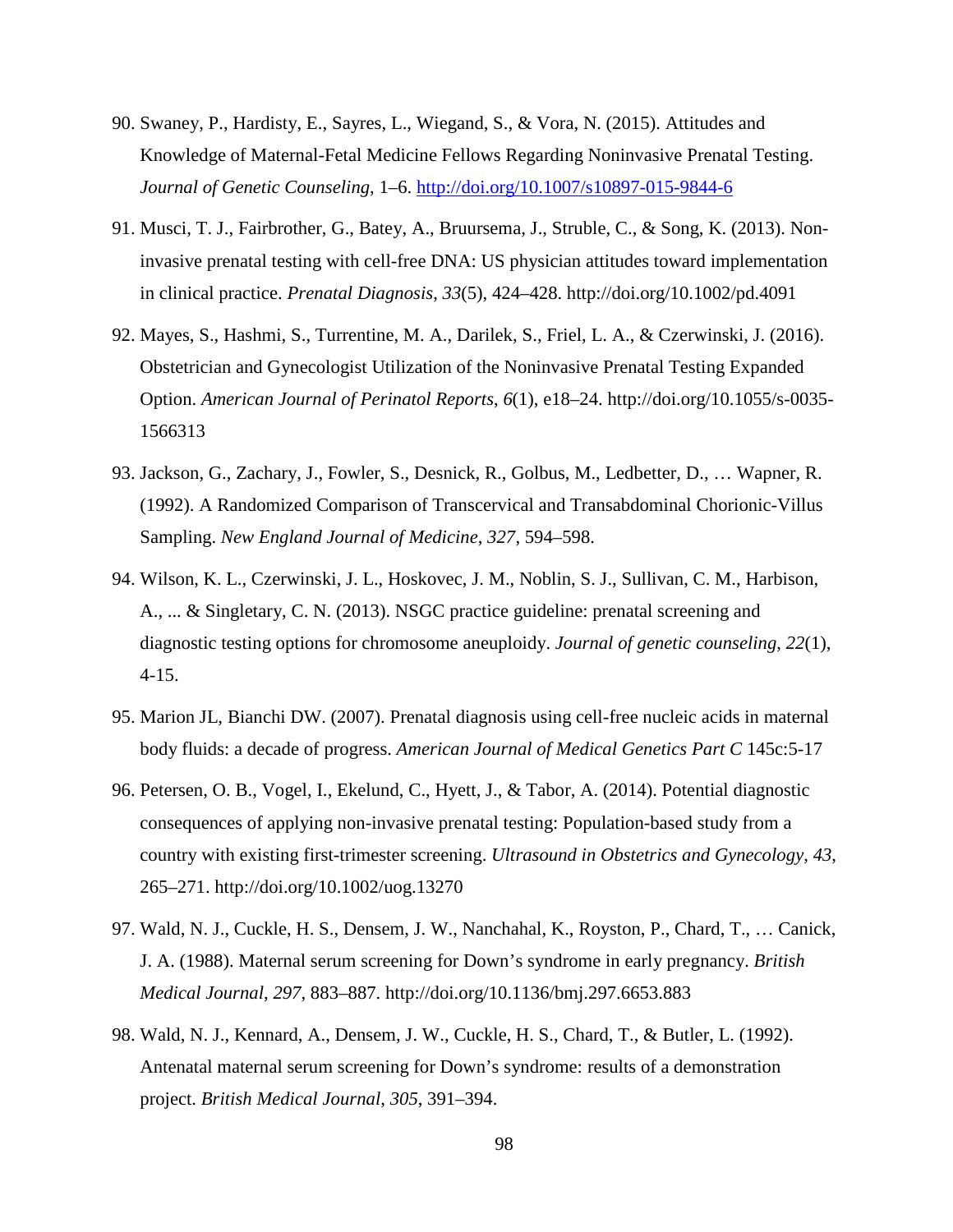90. Swaney, P., Hardisty, E., Sayres, L., Wiegand, S., & Vora, N. (2015). Attitudes and Knowledge of Maternal-Fetal Medicine Fellows Regarding Noninvasive Prenatal Testing. *Journal of Genetic Counseling*, 1–6. http://doi.org/10.1007/s10897-015-9844-6

91. Musci, T. J., Fairbrother, G., Batey, A., Bruursema, J., Struble, C., & Song, K. (2013). Non-invasive prenatal testing with cell-free DNA: US physician attitudes toward implementation in clinical practice. *Prenatal Diagnosis*, *33*(5), 424–428. http://doi.org/10.1002/pd.4091

92. Mayes, S., Hashmi, S., Turrentine, M. A., Darilek, S., Friel, L. A., & Czerwinski, J. (2016). Obstetrician and Gynecologist Utilization of the Noninvasive Prenatal Testing Expanded Option. *American Journal of Perinatol Reports*, *6*(1), e18–24. http://doi.org/10.1055/s-0035-1566313

93. Jackson, G., Zachary, J., Fowler, S., Desnick, R., Golbus, M., Ledbetter, D., … Wapner, R. (1992). A Randomized Comparison of Transcervical and Transabdominal Chorionic-Villus Sampling. *New England Journal of Medicine*, *327*, 594–598.

94. Wilson, K. L., Czerwinski, J. L., Hoskovec, J. M., Noblin, S. J., Sullivan, C. M., Harbison, A., ... & Singletary, C. N. (2013). NSGC practice guideline: prenatal screening and diagnostic testing options for chromosome aneuploidy. *Journal of genetic counseling*, *22*(1), 4-15.

95. Marion JL, Bianchi DW. (2007). Prenatal diagnosis using cell-free nucleic acids in maternal body fluids: a decade of progress. *American Journal of Medical Genetics Part C* 145c:5-17

96. Petersen, O. B., Vogel, I., Ekelund, C., Hyett, J., & Tabor, A. (2014). Potential diagnostic consequences of applying non-invasive prenatal testing: Population-based study from a country with existing first-trimester screening. *Ultrasound in Obstetrics and Gynecology*, *43*, 265–271. http://doi.org/10.1002/uog.13270

97. Wald, N. J., Cuckle, H. S., Densem, J. W., Nanchahal, K., Royston, P., Chard, T., … Canick, J. A. (1988). Maternal serum screening for Down's syndrome in early pregnancy. *British Medical Journal*, *297*, 883–887. http://doi.org/10.1136/bmj.297.6653.883

98. Wald, N. J., Kennard, A., Densem, J. W., Cuckle, H. S., Chard, T., & Butler, L. (1992). Antenatal maternal serum screening for Down's syndrome: results of a demonstration project. *British Medical Journal*, *305*, 391–394.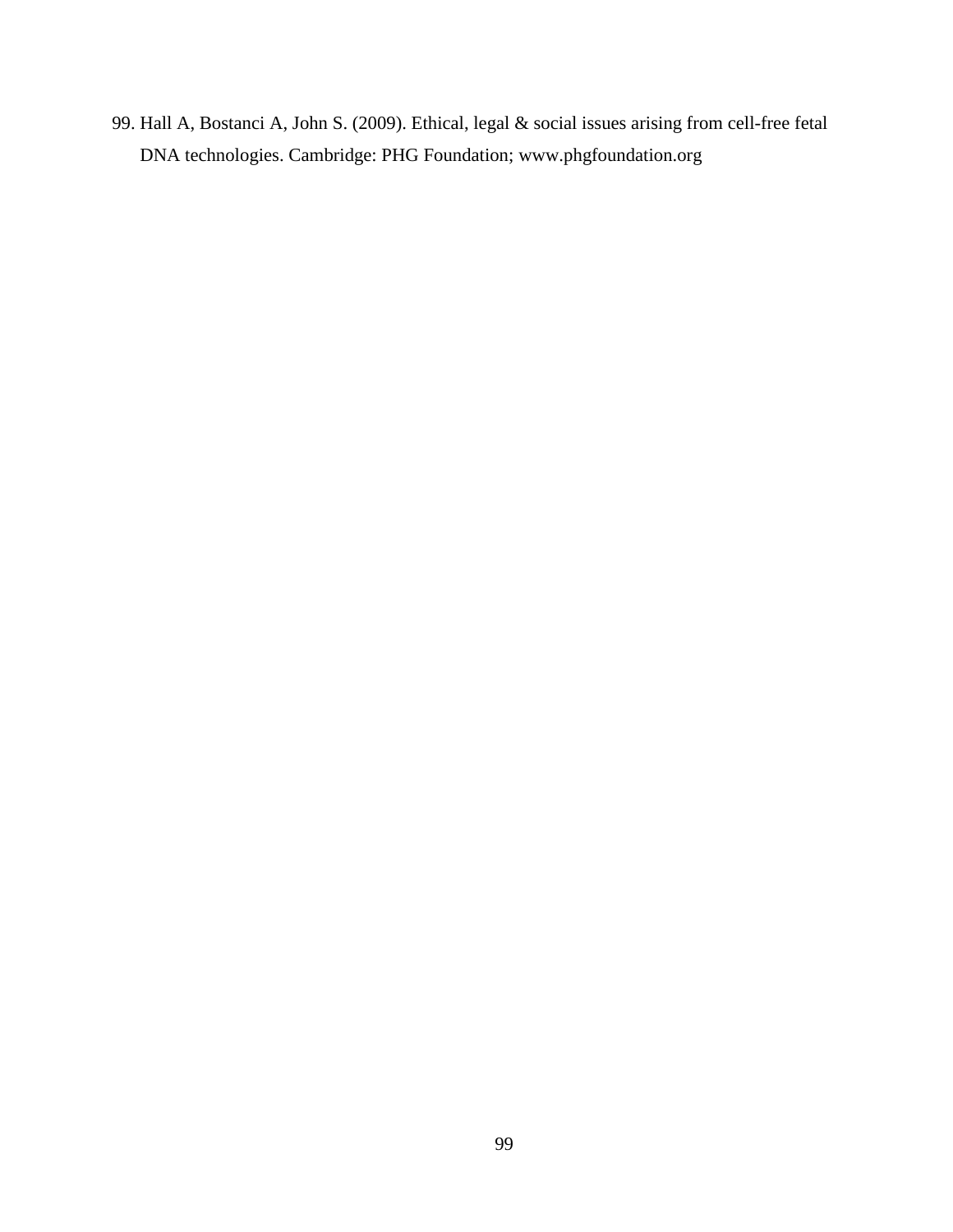99. Hall A, Bostanci A, John S. (2009). Ethical, legal & social issues arising from cell-free fetal DNA technologies. Cambridge: PHG Foundation; www.phgfoundation.org